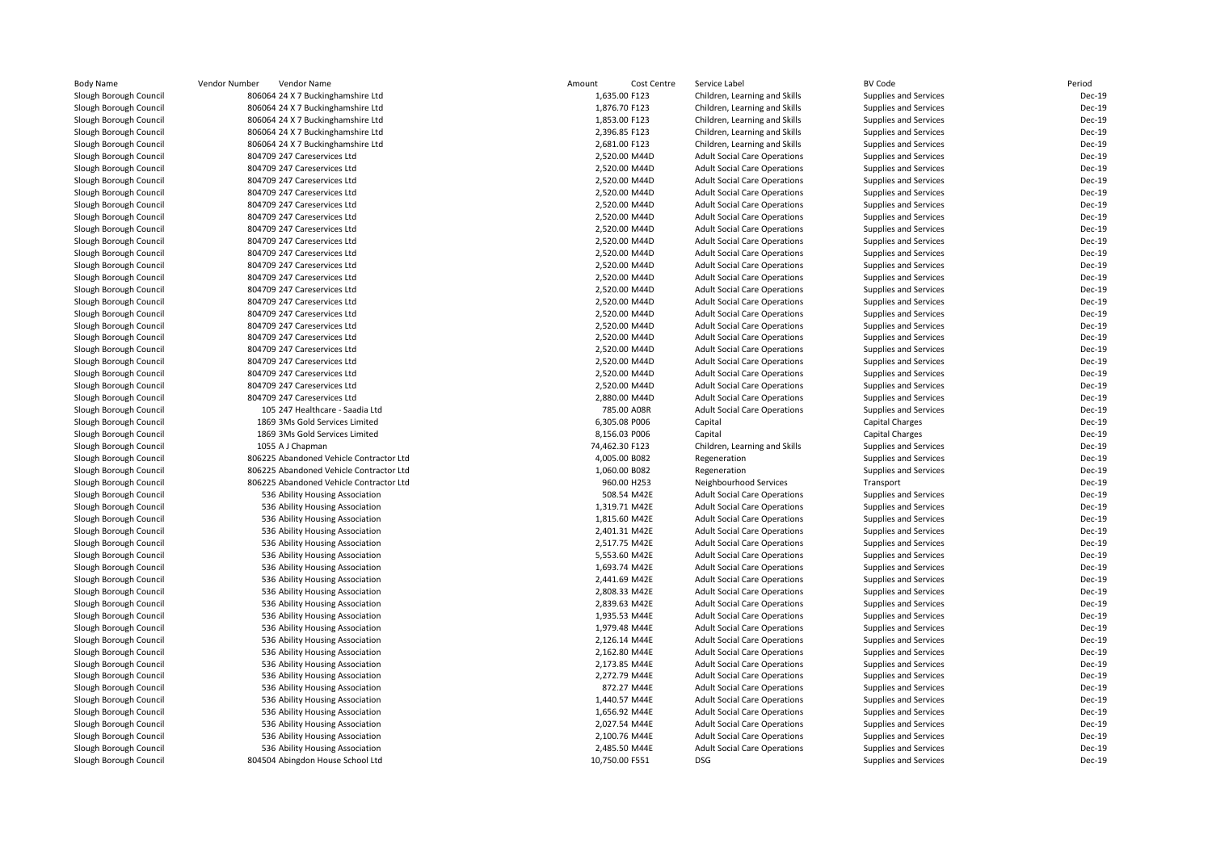| Body Name | Vendor Number | Vendor Name | Amount | Cost Centre | Service Label | BV Code | Period |
|---|---|---|---|---|---|---|---|
| Slough Borough Council | 806064 | 24 X 7 Buckinghamshire Ltd | 1,635.00 | F123 | Children, Learning and Skills | Supplies and Services | Dec-19 |
| Slough Borough Council | 806064 | 24 X 7 Buckinghamshire Ltd | 1,876.70 | F123 | Children, Learning and Skills | Supplies and Services | Dec-19 |
| Slough Borough Council | 806064 | 24 X 7 Buckinghamshire Ltd | 1,853.00 | F123 | Children, Learning and Skills | Supplies and Services | Dec-19 |
| Slough Borough Council | 806064 | 24 X 7 Buckinghamshire Ltd | 2,396.85 | F123 | Children, Learning and Skills | Supplies and Services | Dec-19 |
| Slough Borough Council | 806064 | 24 X 7 Buckinghamshire Ltd | 2,681.00 | F123 | Children, Learning and Skills | Supplies and Services | Dec-19 |
| Slough Borough Council | 804709 | 247 Careservices Ltd | 2,520.00 | M44D | Adult Social Care Operations | Supplies and Services | Dec-19 |
| Slough Borough Council | 804709 | 247 Careservices Ltd | 2,520.00 | M44D | Adult Social Care Operations | Supplies and Services | Dec-19 |
| Slough Borough Council | 804709 | 247 Careservices Ltd | 2,520.00 | M44D | Adult Social Care Operations | Supplies and Services | Dec-19 |
| Slough Borough Council | 804709 | 247 Careservices Ltd | 2,520.00 | M44D | Adult Social Care Operations | Supplies and Services | Dec-19 |
| Slough Borough Council | 804709 | 247 Careservices Ltd | 2,520.00 | M44D | Adult Social Care Operations | Supplies and Services | Dec-19 |
| Slough Borough Council | 804709 | 247 Careservices Ltd | 2,520.00 | M44D | Adult Social Care Operations | Supplies and Services | Dec-19 |
| Slough Borough Council | 804709 | 247 Careservices Ltd | 2,520.00 | M44D | Adult Social Care Operations | Supplies and Services | Dec-19 |
| Slough Borough Council | 804709 | 247 Careservices Ltd | 2,520.00 | M44D | Adult Social Care Operations | Supplies and Services | Dec-19 |
| Slough Borough Council | 804709 | 247 Careservices Ltd | 2,520.00 | M44D | Adult Social Care Operations | Supplies and Services | Dec-19 |
| Slough Borough Council | 804709 | 247 Careservices Ltd | 2,520.00 | M44D | Adult Social Care Operations | Supplies and Services | Dec-19 |
| Slough Borough Council | 804709 | 247 Careservices Ltd | 2,520.00 | M44D | Adult Social Care Operations | Supplies and Services | Dec-19 |
| Slough Borough Council | 804709 | 247 Careservices Ltd | 2,520.00 | M44D | Adult Social Care Operations | Supplies and Services | Dec-19 |
| Slough Borough Council | 804709 | 247 Careservices Ltd | 2,520.00 | M44D | Adult Social Care Operations | Supplies and Services | Dec-19 |
| Slough Borough Council | 804709 | 247 Careservices Ltd | 2,520.00 | M44D | Adult Social Care Operations | Supplies and Services | Dec-19 |
| Slough Borough Council | 804709 | 247 Careservices Ltd | 2,520.00 | M44D | Adult Social Care Operations | Supplies and Services | Dec-19 |
| Slough Borough Council | 804709 | 247 Careservices Ltd | 2,520.00 | M44D | Adult Social Care Operations | Supplies and Services | Dec-19 |
| Slough Borough Council | 804709 | 247 Careservices Ltd | 2,520.00 | M44D | Adult Social Care Operations | Supplies and Services | Dec-19 |
| Slough Borough Council | 804709 | 247 Careservices Ltd | 2,520.00 | M44D | Adult Social Care Operations | Supplies and Services | Dec-19 |
| Slough Borough Council | 804709 | 247 Careservices Ltd | 2,520.00 | M44D | Adult Social Care Operations | Supplies and Services | Dec-19 |
| Slough Borough Council | 804709 | 247 Careservices Ltd | 2,520.00 | M44D | Adult Social Care Operations | Supplies and Services | Dec-19 |
| Slough Borough Council | 804709 | 247 Careservices Ltd | 2,880.00 | M44D | Adult Social Care Operations | Supplies and Services | Dec-19 |
| Slough Borough Council | 105 | 247 Healthcare - Saadia Ltd | 785.00 | A08R | Adult Social Care Operations | Supplies and Services | Dec-19 |
| Slough Borough Council | 1869 | 3Ms Gold Services Limited | 6,305.08 | P006 | Capital | Capital Charges | Dec-19 |
| Slough Borough Council | 1869 | 3Ms Gold Services Limited | 8,156.03 | P006 | Capital | Capital Charges | Dec-19 |
| Slough Borough Council | 1055 | A J Chapman | 74,462.30 | F123 | Children, Learning and Skills | Supplies and Services | Dec-19 |
| Slough Borough Council | 806225 | Abandoned Vehicle Contractor Ltd | 4,005.00 | B082 | Regeneration | Supplies and Services | Dec-19 |
| Slough Borough Council | 806225 | Abandoned Vehicle Contractor Ltd | 1,060.00 | B082 | Regeneration | Supplies and Services | Dec-19 |
| Slough Borough Council | 806225 | Abandoned Vehicle Contractor Ltd | 960.00 | H253 | Neighbourhood Services | Transport | Dec-19 |
| Slough Borough Council | 536 | Ability Housing Association | 508.54 | M42E | Adult Social Care Operations | Supplies and Services | Dec-19 |
| Slough Borough Council | 536 | Ability Housing Association | 1,319.71 | M42E | Adult Social Care Operations | Supplies and Services | Dec-19 |
| Slough Borough Council | 536 | Ability Housing Association | 1,815.60 | M42E | Adult Social Care Operations | Supplies and Services | Dec-19 |
| Slough Borough Council | 536 | Ability Housing Association | 2,401.31 | M42E | Adult Social Care Operations | Supplies and Services | Dec-19 |
| Slough Borough Council | 536 | Ability Housing Association | 2,517.75 | M42E | Adult Social Care Operations | Supplies and Services | Dec-19 |
| Slough Borough Council | 536 | Ability Housing Association | 5,553.60 | M42E | Adult Social Care Operations | Supplies and Services | Dec-19 |
| Slough Borough Council | 536 | Ability Housing Association | 1,693.74 | M42E | Adult Social Care Operations | Supplies and Services | Dec-19 |
| Slough Borough Council | 536 | Ability Housing Association | 2,441.69 | M42E | Adult Social Care Operations | Supplies and Services | Dec-19 |
| Slough Borough Council | 536 | Ability Housing Association | 2,808.33 | M42E | Adult Social Care Operations | Supplies and Services | Dec-19 |
| Slough Borough Council | 536 | Ability Housing Association | 2,839.63 | M42E | Adult Social Care Operations | Supplies and Services | Dec-19 |
| Slough Borough Council | 536 | Ability Housing Association | 1,935.53 | M44E | Adult Social Care Operations | Supplies and Services | Dec-19 |
| Slough Borough Council | 536 | Ability Housing Association | 1,979.48 | M44E | Adult Social Care Operations | Supplies and Services | Dec-19 |
| Slough Borough Council | 536 | Ability Housing Association | 2,126.14 | M44E | Adult Social Care Operations | Supplies and Services | Dec-19 |
| Slough Borough Council | 536 | Ability Housing Association | 2,162.80 | M44E | Adult Social Care Operations | Supplies and Services | Dec-19 |
| Slough Borough Council | 536 | Ability Housing Association | 2,173.85 | M44E | Adult Social Care Operations | Supplies and Services | Dec-19 |
| Slough Borough Council | 536 | Ability Housing Association | 2,272.79 | M44E | Adult Social Care Operations | Supplies and Services | Dec-19 |
| Slough Borough Council | 536 | Ability Housing Association | 872.27 | M44E | Adult Social Care Operations | Supplies and Services | Dec-19 |
| Slough Borough Council | 536 | Ability Housing Association | 1,440.57 | M44E | Adult Social Care Operations | Supplies and Services | Dec-19 |
| Slough Borough Council | 536 | Ability Housing Association | 1,656.92 | M44E | Adult Social Care Operations | Supplies and Services | Dec-19 |
| Slough Borough Council | 536 | Ability Housing Association | 2,027.54 | M44E | Adult Social Care Operations | Supplies and Services | Dec-19 |
| Slough Borough Council | 536 | Ability Housing Association | 2,100.76 | M44E | Adult Social Care Operations | Supplies and Services | Dec-19 |
| Slough Borough Council | 536 | Ability Housing Association | 2,485.50 | M44E | Adult Social Care Operations | Supplies and Services | Dec-19 |
| Slough Borough Council | 804504 | Abingdon House School Ltd | 10,750.00 | F551 | DSG | Supplies and Services | Dec-19 |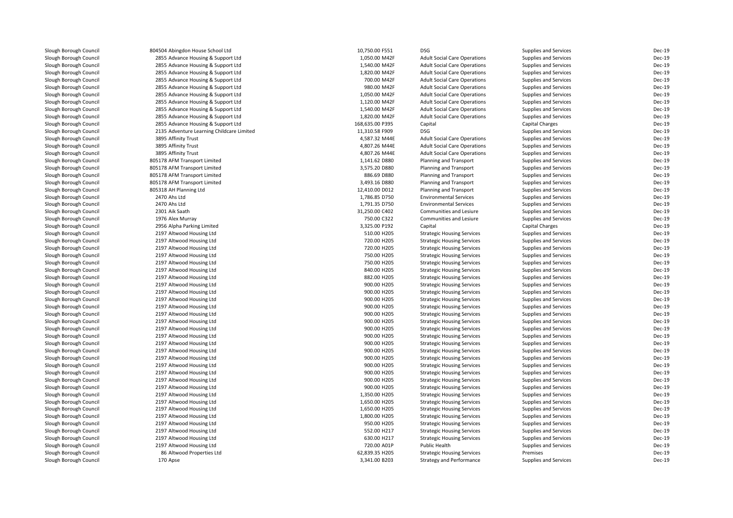| | | | | | | |
|---|---|---|---|---|---|---|
| Slough Borough Council | 804504 Abingdon House School Ltd | 10,750.00 F551 | DSG | Supplies and Services | Dec-19 |
| Slough Borough Council | 2855 Advance Housing & Support Ltd | 1,050.00 M42F | Adult Social Care Operations | Supplies and Services | Dec-19 |
| Slough Borough Council | 2855 Advance Housing & Support Ltd | 1,540.00 M42F | Adult Social Care Operations | Supplies and Services | Dec-19 |
| Slough Borough Council | 2855 Advance Housing & Support Ltd | 1,820.00 M42F | Adult Social Care Operations | Supplies and Services | Dec-19 |
| Slough Borough Council | 2855 Advance Housing & Support Ltd | 700.00 M42F | Adult Social Care Operations | Supplies and Services | Dec-19 |
| Slough Borough Council | 2855 Advance Housing & Support Ltd | 980.00 M42F | Adult Social Care Operations | Supplies and Services | Dec-19 |
| Slough Borough Council | 2855 Advance Housing & Support Ltd | 1,050.00 M42F | Adult Social Care Operations | Supplies and Services | Dec-19 |
| Slough Borough Council | 2855 Advance Housing & Support Ltd | 1,120.00 M42F | Adult Social Care Operations | Supplies and Services | Dec-19 |
| Slough Borough Council | 2855 Advance Housing & Support Ltd | 1,540.00 M42F | Adult Social Care Operations | Supplies and Services | Dec-19 |
| Slough Borough Council | 2855 Advance Housing & Support Ltd | 1,820.00 M42F | Adult Social Care Operations | Supplies and Services | Dec-19 |
| Slough Borough Council | 2855 Advance Housing & Support Ltd | 168,635.00 P395 | Capital | Capital Charges | Dec-19 |
| Slough Borough Council | 2135 Adventure Learning Childcare Limited | 11,310.58 F909 | DSG | Supplies and Services | Dec-19 |
| Slough Borough Council | 3895 Affinity Trust | 4,587.32 M44E | Adult Social Care Operations | Supplies and Services | Dec-19 |
| Slough Borough Council | 3895 Affinity Trust | 4,807.26 M44E | Adult Social Care Operations | Supplies and Services | Dec-19 |
| Slough Borough Council | 3895 Affinity Trust | 4,807.26 M44E | Adult Social Care Operations | Supplies and Services | Dec-19 |
| Slough Borough Council | 805178 AFM Transport Limited | 1,141.62 D880 | Planning and Transport | Supplies and Services | Dec-19 |
| Slough Borough Council | 805178 AFM Transport Limited | 3,575.20 D880 | Planning and Transport | Supplies and Services | Dec-19 |
| Slough Borough Council | 805178 AFM Transport Limited | 886.69 D880 | Planning and Transport | Supplies and Services | Dec-19 |
| Slough Borough Council | 805178 AFM Transport Limited | 3,493.16 D880 | Planning and Transport | Supplies and Services | Dec-19 |
| Slough Borough Council | 805318 AH Planning Ltd | 12,410.00 D012 | Planning and Transport | Supplies and Services | Dec-19 |
| Slough Borough Council | 2470 Ahs Ltd | 1,786.85 D750 | Environmental Services | Supplies and Services | Dec-19 |
| Slough Borough Council | 2470 Ahs Ltd | 1,791.35 D750 | Environmental Services | Supplies and Services | Dec-19 |
| Slough Borough Council | 2301 Aik Saath | 31,250.00 C402 | Communities and Lesiure | Supplies and Services | Dec-19 |
| Slough Borough Council | 1976 Alex Murray | 750.00 C322 | Communities and Lesiure | Supplies and Services | Dec-19 |
| Slough Borough Council | 2956 Alpha Parking Limited | 3,325.00 P192 | Capital | Capital Charges | Dec-19 |
| Slough Borough Council | 2197 Altwood Housing Ltd | 510.00 H205 | Strategic Housing Services | Supplies and Services | Dec-19 |
| Slough Borough Council | 2197 Altwood Housing Ltd | 720.00 H205 | Strategic Housing Services | Supplies and Services | Dec-19 |
| Slough Borough Council | 2197 Altwood Housing Ltd | 720.00 H205 | Strategic Housing Services | Supplies and Services | Dec-19 |
| Slough Borough Council | 2197 Altwood Housing Ltd | 750.00 H205 | Strategic Housing Services | Supplies and Services | Dec-19 |
| Slough Borough Council | 2197 Altwood Housing Ltd | 750.00 H205 | Strategic Housing Services | Supplies and Services | Dec-19 |
| Slough Borough Council | 2197 Altwood Housing Ltd | 840.00 H205 | Strategic Housing Services | Supplies and Services | Dec-19 |
| Slough Borough Council | 2197 Altwood Housing Ltd | 882.00 H205 | Strategic Housing Services | Supplies and Services | Dec-19 |
| Slough Borough Council | 2197 Altwood Housing Ltd | 900.00 H205 | Strategic Housing Services | Supplies and Services | Dec-19 |
| Slough Borough Council | 2197 Altwood Housing Ltd | 900.00 H205 | Strategic Housing Services | Supplies and Services | Dec-19 |
| Slough Borough Council | 2197 Altwood Housing Ltd | 900.00 H205 | Strategic Housing Services | Supplies and Services | Dec-19 |
| Slough Borough Council | 2197 Altwood Housing Ltd | 900.00 H205 | Strategic Housing Services | Supplies and Services | Dec-19 |
| Slough Borough Council | 2197 Altwood Housing Ltd | 900.00 H205 | Strategic Housing Services | Supplies and Services | Dec-19 |
| Slough Borough Council | 2197 Altwood Housing Ltd | 900.00 H205 | Strategic Housing Services | Supplies and Services | Dec-19 |
| Slough Borough Council | 2197 Altwood Housing Ltd | 900.00 H205 | Strategic Housing Services | Supplies and Services | Dec-19 |
| Slough Borough Council | 2197 Altwood Housing Ltd | 900.00 H205 | Strategic Housing Services | Supplies and Services | Dec-19 |
| Slough Borough Council | 2197 Altwood Housing Ltd | 900.00 H205 | Strategic Housing Services | Supplies and Services | Dec-19 |
| Slough Borough Council | 2197 Altwood Housing Ltd | 900.00 H205 | Strategic Housing Services | Supplies and Services | Dec-19 |
| Slough Borough Council | 2197 Altwood Housing Ltd | 900.00 H205 | Strategic Housing Services | Supplies and Services | Dec-19 |
| Slough Borough Council | 2197 Altwood Housing Ltd | 900.00 H205 | Strategic Housing Services | Supplies and Services | Dec-19 |
| Slough Borough Council | 2197 Altwood Housing Ltd | 900.00 H205 | Strategic Housing Services | Supplies and Services | Dec-19 |
| Slough Borough Council | 2197 Altwood Housing Ltd | 900.00 H205 | Strategic Housing Services | Supplies and Services | Dec-19 |
| Slough Borough Council | 2197 Altwood Housing Ltd | 900.00 H205 | Strategic Housing Services | Supplies and Services | Dec-19 |
| Slough Borough Council | 2197 Altwood Housing Ltd | 1,350.00 H205 | Strategic Housing Services | Supplies and Services | Dec-19 |
| Slough Borough Council | 2197 Altwood Housing Ltd | 1,650.00 H205 | Strategic Housing Services | Supplies and Services | Dec-19 |
| Slough Borough Council | 2197 Altwood Housing Ltd | 1,650.00 H205 | Strategic Housing Services | Supplies and Services | Dec-19 |
| Slough Borough Council | 2197 Altwood Housing Ltd | 1,800.00 H205 | Strategic Housing Services | Supplies and Services | Dec-19 |
| Slough Borough Council | 2197 Altwood Housing Ltd | 950.00 H205 | Strategic Housing Services | Supplies and Services | Dec-19 |
| Slough Borough Council | 2197 Altwood Housing Ltd | 552.00 H217 | Strategic Housing Services | Supplies and Services | Dec-19 |
| Slough Borough Council | 2197 Altwood Housing Ltd | 630.00 H217 | Strategic Housing Services | Supplies and Services | Dec-19 |
| Slough Borough Council | 2197 Altwood Housing Ltd | 720.00 A01P | Public Health | Supplies and Services | Dec-19 |
| Slough Borough Council | 86 Altwood Properties Ltd | 62,839.35 H205 | Strategic Housing Services | Premises | Dec-19 |
| Slough Borough Council | 170 Apse | 3,341.00 B203 | Strategy and Performance | Supplies and Services | Dec-19 |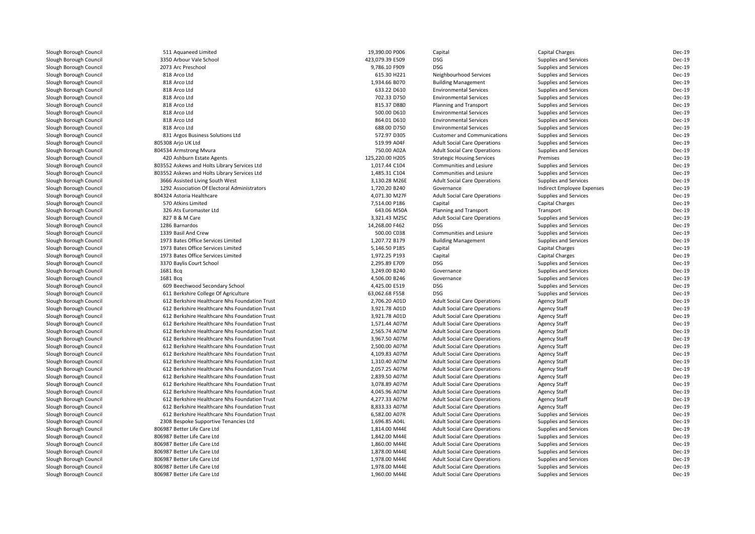| | | | | | | |
|---|---|---|---|---|---|---|
| Slough Borough Council | 511 Aquaneed Limited | 19,390.00 P006 | Capital | Capital Charges | Dec-19 |
| Slough Borough Council | 3350 Arbour Vale School | 423,079.39 E509 | DSG | Supplies and Services | Dec-19 |
| Slough Borough Council | 2073 Arc Preschool | 9,786.10 F909 | DSG | Supplies and Services | Dec-19 |
| Slough Borough Council | 818 Arco Ltd | 615.30 H221 | Neighbourhood Services | Supplies and Services | Dec-19 |
| Slough Borough Council | 818 Arco Ltd | 1,934.66 B070 | Building Management | Supplies and Services | Dec-19 |
| Slough Borough Council | 818 Arco Ltd | 633.22 D610 | Environmental Services | Supplies and Services | Dec-19 |
| Slough Borough Council | 818 Arco Ltd | 702.33 D750 | Environmental Services | Supplies and Services | Dec-19 |
| Slough Borough Council | 818 Arco Ltd | 815.37 D880 | Planning and Transport | Supplies and Services | Dec-19 |
| Slough Borough Council | 818 Arco Ltd | 500.00 D610 | Environmental Services | Supplies and Services | Dec-19 |
| Slough Borough Council | 818 Arco Ltd | 864.01 D610 | Environmental Services | Supplies and Services | Dec-19 |
| Slough Borough Council | 818 Arco Ltd | 688.00 D750 | Environmental Services | Supplies and Services | Dec-19 |
| Slough Borough Council | 831 Argos Business Solutions Ltd | 572.97 D305 | Customer and Communications | Supplies and Services | Dec-19 |
| Slough Borough Council | 805308 Arjo UK Ltd | 519.99 A04F | Adult Social Care Operations | Supplies and Services | Dec-19 |
| Slough Borough Council | 804534 Armstrong Mvura | 750.00 A02A | Adult Social Care Operations | Supplies and Services | Dec-19 |
| Slough Borough Council | 420 Ashburn Estate Agents | 125,220.00 H205 | Strategic Housing Services | Premises | Dec-19 |
| Slough Borough Council | 803552 Askews and Holts Library Services Ltd | 1,017.44 C104 | Communities and Lesiure | Supplies and Services | Dec-19 |
| Slough Borough Council | 803552 Askews and Holts Library Services Ltd | 1,485.31 C104 | Communities and Lesiure | Supplies and Services | Dec-19 |
| Slough Borough Council | 3666 Assisted Living South West | 3,130.28 M26E | Adult Social Care Operations | Supplies and Services | Dec-19 |
| Slough Borough Council | 1292 Association Of Electoral Administrators | 1,720.20 B240 | Governance | Indirect Employee Expenses | Dec-19 |
| Slough Borough Council | 804324 Astoria Healthcare | 4,071.30 M27F | Adult Social Care Operations | Supplies and Services | Dec-19 |
| Slough Borough Council | 570 Atkins Limited | 7,514.00 P186 | Capital | Capital Charges | Dec-19 |
| Slough Borough Council | 326 Ats Euromaster Ltd | 643.06 M50A | Planning and Transport | Transport | Dec-19 |
| Slough Borough Council | 827 B & M Care | 3,321.43 M25C | Adult Social Care Operations | Supplies and Services | Dec-19 |
| Slough Borough Council | 1286 Barnardos | 14,268.00 F462 | DSG | Supplies and Services | Dec-19 |
| Slough Borough Council | 1339 Basil And Crew | 500.00 C038 | Communities and Lesiure | Supplies and Services | Dec-19 |
| Slough Borough Council | 1973 Bates Office Services Limited | 1,207.72 B179 | Building Management | Supplies and Services | Dec-19 |
| Slough Borough Council | 1973 Bates Office Services Limited | 5,146.50 P185 | Capital | Capital Charges | Dec-19 |
| Slough Borough Council | 1973 Bates Office Services Limited | 1,972.25 P193 | Capital | Capital Charges | Dec-19 |
| Slough Borough Council | 3370 Baylis Court School | 2,295.89 E709 | DSG | Supplies and Services | Dec-19 |
| Slough Borough Council | 1681 Bcq | 3,249.00 B240 | Governance | Supplies and Services | Dec-19 |
| Slough Borough Council | 1681 Bcq | 4,506.00 B246 | Governance | Supplies and Services | Dec-19 |
| Slough Borough Council | 609 Beechwood Secondary School | 4,425.00 E519 | DSG | Supplies and Services | Dec-19 |
| Slough Borough Council | 611 Berkshire College Of Agriculture | 63,062.68 F558 | DSG | Supplies and Services | Dec-19 |
| Slough Borough Council | 612 Berkshire Healthcare Nhs Foundation Trust | 2,706.20 A01D | Adult Social Care Operations | Agency Staff | Dec-19 |
| Slough Borough Council | 612 Berkshire Healthcare Nhs Foundation Trust | 3,921.78 A01D | Adult Social Care Operations | Agency Staff | Dec-19 |
| Slough Borough Council | 612 Berkshire Healthcare Nhs Foundation Trust | 3,921.78 A01D | Adult Social Care Operations | Agency Staff | Dec-19 |
| Slough Borough Council | 612 Berkshire Healthcare Nhs Foundation Trust | 1,571.44 A07M | Adult Social Care Operations | Agency Staff | Dec-19 |
| Slough Borough Council | 612 Berkshire Healthcare Nhs Foundation Trust | 2,565.74 A07M | Adult Social Care Operations | Agency Staff | Dec-19 |
| Slough Borough Council | 612 Berkshire Healthcare Nhs Foundation Trust | 3,967.50 A07M | Adult Social Care Operations | Agency Staff | Dec-19 |
| Slough Borough Council | 612 Berkshire Healthcare Nhs Foundation Trust | 2,500.00 A07M | Adult Social Care Operations | Agency Staff | Dec-19 |
| Slough Borough Council | 612 Berkshire Healthcare Nhs Foundation Trust | 4,109.83 A07M | Adult Social Care Operations | Agency Staff | Dec-19 |
| Slough Borough Council | 612 Berkshire Healthcare Nhs Foundation Trust | 1,310.40 A07M | Adult Social Care Operations | Agency Staff | Dec-19 |
| Slough Borough Council | 612 Berkshire Healthcare Nhs Foundation Trust | 2,057.25 A07M | Adult Social Care Operations | Agency Staff | Dec-19 |
| Slough Borough Council | 612 Berkshire Healthcare Nhs Foundation Trust | 2,839.50 A07M | Adult Social Care Operations | Agency Staff | Dec-19 |
| Slough Borough Council | 612 Berkshire Healthcare Nhs Foundation Trust | 3,078.89 A07M | Adult Social Care Operations | Agency Staff | Dec-19 |
| Slough Borough Council | 612 Berkshire Healthcare Nhs Foundation Trust | 4,045.96 A07M | Adult Social Care Operations | Agency Staff | Dec-19 |
| Slough Borough Council | 612 Berkshire Healthcare Nhs Foundation Trust | 4,277.33 A07M | Adult Social Care Operations | Agency Staff | Dec-19 |
| Slough Borough Council | 612 Berkshire Healthcare Nhs Foundation Trust | 8,833.33 A07M | Adult Social Care Operations | Agency Staff | Dec-19 |
| Slough Borough Council | 612 Berkshire Healthcare Nhs Foundation Trust | 6,582.00 A07R | Adult Social Care Operations | Supplies and Services | Dec-19 |
| Slough Borough Council | 2308 Bespoke Supportive Tenancies Ltd | 1,696.85 A04L | Adult Social Care Operations | Supplies and Services | Dec-19 |
| Slough Borough Council | 806987 Better Life Care Ltd | 1,814.00 M44E | Adult Social Care Operations | Supplies and Services | Dec-19 |
| Slough Borough Council | 806987 Better Life Care Ltd | 1,842.00 M44E | Adult Social Care Operations | Supplies and Services | Dec-19 |
| Slough Borough Council | 806987 Better Life Care Ltd | 1,860.00 M44E | Adult Social Care Operations | Supplies and Services | Dec-19 |
| Slough Borough Council | 806987 Better Life Care Ltd | 1,878.00 M44E | Adult Social Care Operations | Supplies and Services | Dec-19 |
| Slough Borough Council | 806987 Better Life Care Ltd | 1,978.00 M44E | Adult Social Care Operations | Supplies and Services | Dec-19 |
| Slough Borough Council | 806987 Better Life Care Ltd | 1,978.00 M44E | Adult Social Care Operations | Supplies and Services | Dec-19 |
| Slough Borough Council | 806987 Better Life Care Ltd | 1,960.00 M44E | Adult Social Care Operations | Supplies and Services | Dec-19 |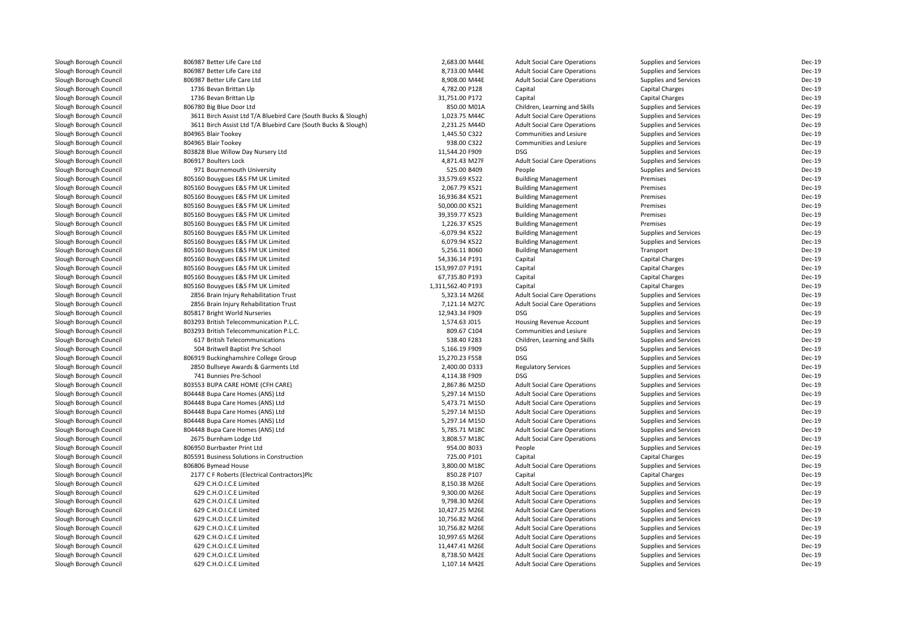| | | | | | | |
|---|---|---|---|---|---|---|
| Slough Borough Council | 806987 Better Life Care Ltd | 2,683.00 M44E | Adult Social Care Operations | Supplies and Services | Dec-19 |
| Slough Borough Council | 806987 Better Life Care Ltd | 8,733.00 M44E | Adult Social Care Operations | Supplies and Services | Dec-19 |
| Slough Borough Council | 806987 Better Life Care Ltd | 8,908.00 M44E | Adult Social Care Operations | Supplies and Services | Dec-19 |
| Slough Borough Council | 1736 Bevan Brittan Llp | 4,782.00 P128 | Capital | Capital Charges | Dec-19 |
| Slough Borough Council | 1736 Bevan Brittan Llp | 31,751.00 P172 | Capital | Capital Charges | Dec-19 |
| Slough Borough Council | 806780 Big Blue Door Ltd | 850.00 M01A | Children, Learning and Skills | Supplies and Services | Dec-19 |
| Slough Borough Council | 3611 Birch Assist Ltd T/A Bluebird Care (South Bucks & Slough) | 1,023.75 M44C | Adult Social Care Operations | Supplies and Services | Dec-19 |
| Slough Borough Council | 3611 Birch Assist Ltd T/A Bluebird Care (South Bucks & Slough) | 2,231.25 M44D | Adult Social Care Operations | Supplies and Services | Dec-19 |
| Slough Borough Council | 804965 Blair Tookey | 1,445.50 C322 | Communities and Lesiure | Supplies and Services | Dec-19 |
| Slough Borough Council | 804965 Blair Tookey | 938.00 C322 | Communities and Lesiure | Supplies and Services | Dec-19 |
| Slough Borough Council | 803828 Blue Willow Day Nursery Ltd | 11,544.20 F909 | DSG | Supplies and Services | Dec-19 |
| Slough Borough Council | 806917 Boulters Lock | 4,871.43 M27F | Adult Social Care Operations | Supplies and Services | Dec-19 |
| Slough Borough Council | 971 Bournemouth University | 525.00 B409 | People | Supplies and Services | Dec-19 |
| Slough Borough Council | 805160 Bouygues E&S FM UK Limited | 33,579.69 K522 | Building Management | Premises | Dec-19 |
| Slough Borough Council | 805160 Bouygues E&S FM UK Limited | 2,067.79 K521 | Building Management | Premises | Dec-19 |
| Slough Borough Council | 805160 Bouygues E&S FM UK Limited | 16,936.84 K521 | Building Management | Premises | Dec-19 |
| Slough Borough Council | 805160 Bouygues E&S FM UK Limited | 50,000.00 K521 | Building Management | Premises | Dec-19 |
| Slough Borough Council | 805160 Bouygues E&S FM UK Limited | 39,359.77 K523 | Building Management | Premises | Dec-19 |
| Slough Borough Council | 805160 Bouygues E&S FM UK Limited | 1,226.37 K525 | Building Management | Premises | Dec-19 |
| Slough Borough Council | 805160 Bouygues E&S FM UK Limited | -6,079.94 K522 | Building Management | Supplies and Services | Dec-19 |
| Slough Borough Council | 805160 Bouygues E&S FM UK Limited | 6,079.94 K522 | Building Management | Supplies and Services | Dec-19 |
| Slough Borough Council | 805160 Bouygues E&S FM UK Limited | 5,256.11 B060 | Building Management | Transport | Dec-19 |
| Slough Borough Council | 805160 Bouygues E&S FM UK Limited | 54,336.14 P191 | Capital | Capital Charges | Dec-19 |
| Slough Borough Council | 805160 Bouygues E&S FM UK Limited | 153,997.07 P191 | Capital | Capital Charges | Dec-19 |
| Slough Borough Council | 805160 Bouygues E&S FM UK Limited | 67,735.80 P193 | Capital | Capital Charges | Dec-19 |
| Slough Borough Council | 805160 Bouygues E&S FM UK Limited | 1,311,562.40 P193 | Capital | Capital Charges | Dec-19 |
| Slough Borough Council | 2856 Brain Injury Rehabilitation Trust | 5,323.14 M26E | Adult Social Care Operations | Supplies and Services | Dec-19 |
| Slough Borough Council | 2856 Brain Injury Rehabilitation Trust | 7,121.14 M27C | Adult Social Care Operations | Supplies and Services | Dec-19 |
| Slough Borough Council | 805817 Bright World Nurseries | 12,943.34 F909 | DSG | Supplies and Services | Dec-19 |
| Slough Borough Council | 803293 British Telecommunication P.L.C. | 1,574.63 J015 | Housing Revenue Account | Supplies and Services | Dec-19 |
| Slough Borough Council | 803293 British Telecommunication P.L.C. | 809.67 C104 | Communities and Lesiure | Supplies and Services | Dec-19 |
| Slough Borough Council | 617 British Telecommunications | 538.40 F283 | Children, Learning and Skills | Supplies and Services | Dec-19 |
| Slough Borough Council | 504 Britwell Baptist Pre School | 5,166.19 F909 | DSG | Supplies and Services | Dec-19 |
| Slough Borough Council | 806919 Buckinghamshire College Group | 15,270.23 F558 | DSG | Supplies and Services | Dec-19 |
| Slough Borough Council | 2850 Bullseye Awards & Garments Ltd | 2,400.00 D333 | Regulatory Services | Supplies and Services | Dec-19 |
| Slough Borough Council | 741 Bunnies Pre-School | 4,114.38 F909 | DSG | Supplies and Services | Dec-19 |
| Slough Borough Council | 803553 BUPA CARE HOME (CFH CARE) | 2,867.86 M25D | Adult Social Care Operations | Supplies and Services | Dec-19 |
| Slough Borough Council | 804448 Bupa Care Homes (ANS) Ltd | 5,297.14 M15D | Adult Social Care Operations | Supplies and Services | Dec-19 |
| Slough Borough Council | 804448 Bupa Care Homes (ANS) Ltd | 5,473.71 M15D | Adult Social Care Operations | Supplies and Services | Dec-19 |
| Slough Borough Council | 804448 Bupa Care Homes (ANS) Ltd | 5,297.14 M15D | Adult Social Care Operations | Supplies and Services | Dec-19 |
| Slough Borough Council | 804448 Bupa Care Homes (ANS) Ltd | 5,297.14 M15D | Adult Social Care Operations | Supplies and Services | Dec-19 |
| Slough Borough Council | 804448 Bupa Care Homes (ANS) Ltd | 5,785.71 M18C | Adult Social Care Operations | Supplies and Services | Dec-19 |
| Slough Borough Council | 2675 Burnham Lodge Ltd | 3,808.57 M18C | Adult Social Care Operations | Supplies and Services | Dec-19 |
| Slough Borough Council | 806950 Burrbaxter Print Ltd | 954.00 B033 | People | Supplies and Services | Dec-19 |
| Slough Borough Council | 805591 Business Solutions in Construction | 725.00 P101 | Capital | Capital Charges | Dec-19 |
| Slough Borough Council | 806806 Bymead House | 3,800.00 M18C | Adult Social Care Operations | Supplies and Services | Dec-19 |
| Slough Borough Council | 2177 C F Roberts (Electrical Contractors)Plc | 850.28 P107 | Capital | Capital Charges | Dec-19 |
| Slough Borough Council | 629 C.H.O.I.C.E Limited | 8,150.38 M26E | Adult Social Care Operations | Supplies and Services | Dec-19 |
| Slough Borough Council | 629 C.H.O.I.C.E Limited | 9,300.00 M26E | Adult Social Care Operations | Supplies and Services | Dec-19 |
| Slough Borough Council | 629 C.H.O.I.C.E Limited | 9,798.30 M26E | Adult Social Care Operations | Supplies and Services | Dec-19 |
| Slough Borough Council | 629 C.H.O.I.C.E Limited | 10,427.25 M26E | Adult Social Care Operations | Supplies and Services | Dec-19 |
| Slough Borough Council | 629 C.H.O.I.C.E Limited | 10,756.82 M26E | Adult Social Care Operations | Supplies and Services | Dec-19 |
| Slough Borough Council | 629 C.H.O.I.C.E Limited | 10,756.82 M26E | Adult Social Care Operations | Supplies and Services | Dec-19 |
| Slough Borough Council | 629 C.H.O.I.C.E Limited | 10,997.65 M26E | Adult Social Care Operations | Supplies and Services | Dec-19 |
| Slough Borough Council | 629 C.H.O.I.C.E Limited | 11,447.41 M26E | Adult Social Care Operations | Supplies and Services | Dec-19 |
| Slough Borough Council | 629 C.H.O.I.C.E Limited | 8,738.50 M42E | Adult Social Care Operations | Supplies and Services | Dec-19 |
| Slough Borough Council | 629 C.H.O.I.C.E Limited | 1,107.14 M42E | Adult Social Care Operations | Supplies and Services | Dec-19 |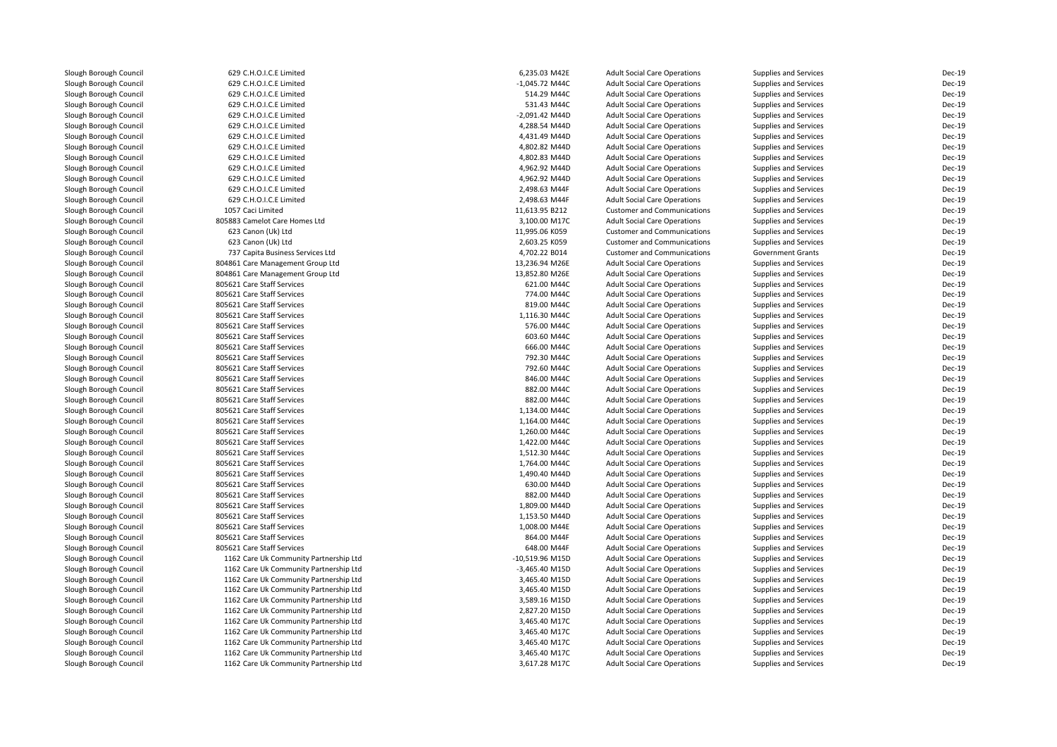| | | | | | | |
|---|---|---|---|---|---|---|
| Slough Borough Council | 629 C.H.O.I.C.E Limited | 6,235.03 M42E | Adult Social Care Operations | Supplies and Services | Dec-19 |
| Slough Borough Council | 629 C.H.O.I.C.E Limited | -1,045.72 M44C | Adult Social Care Operations | Supplies and Services | Dec-19 |
| Slough Borough Council | 629 C.H.O.I.C.E Limited | 514.29 M44C | Adult Social Care Operations | Supplies and Services | Dec-19 |
| Slough Borough Council | 629 C.H.O.I.C.E Limited | 531.43 M44C | Adult Social Care Operations | Supplies and Services | Dec-19 |
| Slough Borough Council | 629 C.H.O.I.C.E Limited | -2,091.42 M44D | Adult Social Care Operations | Supplies and Services | Dec-19 |
| Slough Borough Council | 629 C.H.O.I.C.E Limited | 4,288.54 M44D | Adult Social Care Operations | Supplies and Services | Dec-19 |
| Slough Borough Council | 629 C.H.O.I.C.E Limited | 4,431.49 M44D | Adult Social Care Operations | Supplies and Services | Dec-19 |
| Slough Borough Council | 629 C.H.O.I.C.E Limited | 4,802.82 M44D | Adult Social Care Operations | Supplies and Services | Dec-19 |
| Slough Borough Council | 629 C.H.O.I.C.E Limited | 4,802.83 M44D | Adult Social Care Operations | Supplies and Services | Dec-19 |
| Slough Borough Council | 629 C.H.O.I.C.E Limited | 4,962.92 M44D | Adult Social Care Operations | Supplies and Services | Dec-19 |
| Slough Borough Council | 629 C.H.O.I.C.E Limited | 4,962.92 M44D | Adult Social Care Operations | Supplies and Services | Dec-19 |
| Slough Borough Council | 629 C.H.O.I.C.E Limited | 2,498.63 M44F | Adult Social Care Operations | Supplies and Services | Dec-19 |
| Slough Borough Council | 629 C.H.O.I.C.E Limited | 2,498.63 M44F | Adult Social Care Operations | Supplies and Services | Dec-19 |
| Slough Borough Council | 1057 Caci Limited | 11,613.95 B212 | Customer and Communications | Supplies and Services | Dec-19 |
| Slough Borough Council | 805883 Camelot Care Homes Ltd | 3,100.00 M17C | Adult Social Care Operations | Supplies and Services | Dec-19 |
| Slough Borough Council | 623 Canon (Uk) Ltd | 11,995.06 K059 | Customer and Communications | Supplies and Services | Dec-19 |
| Slough Borough Council | 623 Canon (Uk) Ltd | 2,603.25 K059 | Customer and Communications | Supplies and Services | Dec-19 |
| Slough Borough Council | 737 Capita Business Services Ltd | 4,702.22 B014 | Customer and Communications | Government Grants | Dec-19 |
| Slough Borough Council | 804861 Care Management Group Ltd | 13,236.94 M26E | Adult Social Care Operations | Supplies and Services | Dec-19 |
| Slough Borough Council | 804861 Care Management Group Ltd | 13,852.80 M26E | Adult Social Care Operations | Supplies and Services | Dec-19 |
| Slough Borough Council | 805621 Care Staff Services | 621.00 M44C | Adult Social Care Operations | Supplies and Services | Dec-19 |
| Slough Borough Council | 805621 Care Staff Services | 774.00 M44C | Adult Social Care Operations | Supplies and Services | Dec-19 |
| Slough Borough Council | 805621 Care Staff Services | 819.00 M44C | Adult Social Care Operations | Supplies and Services | Dec-19 |
| Slough Borough Council | 805621 Care Staff Services | 1,116.30 M44C | Adult Social Care Operations | Supplies and Services | Dec-19 |
| Slough Borough Council | 805621 Care Staff Services | 576.00 M44C | Adult Social Care Operations | Supplies and Services | Dec-19 |
| Slough Borough Council | 805621 Care Staff Services | 603.60 M44C | Adult Social Care Operations | Supplies and Services | Dec-19 |
| Slough Borough Council | 805621 Care Staff Services | 666.00 M44C | Adult Social Care Operations | Supplies and Services | Dec-19 |
| Slough Borough Council | 805621 Care Staff Services | 792.30 M44C | Adult Social Care Operations | Supplies and Services | Dec-19 |
| Slough Borough Council | 805621 Care Staff Services | 792.60 M44C | Adult Social Care Operations | Supplies and Services | Dec-19 |
| Slough Borough Council | 805621 Care Staff Services | 846.00 M44C | Adult Social Care Operations | Supplies and Services | Dec-19 |
| Slough Borough Council | 805621 Care Staff Services | 882.00 M44C | Adult Social Care Operations | Supplies and Services | Dec-19 |
| Slough Borough Council | 805621 Care Staff Services | 882.00 M44C | Adult Social Care Operations | Supplies and Services | Dec-19 |
| Slough Borough Council | 805621 Care Staff Services | 1,134.00 M44C | Adult Social Care Operations | Supplies and Services | Dec-19 |
| Slough Borough Council | 805621 Care Staff Services | 1,164.00 M44C | Adult Social Care Operations | Supplies and Services | Dec-19 |
| Slough Borough Council | 805621 Care Staff Services | 1,260.00 M44C | Adult Social Care Operations | Supplies and Services | Dec-19 |
| Slough Borough Council | 805621 Care Staff Services | 1,422.00 M44C | Adult Social Care Operations | Supplies and Services | Dec-19 |
| Slough Borough Council | 805621 Care Staff Services | 1,512.30 M44C | Adult Social Care Operations | Supplies and Services | Dec-19 |
| Slough Borough Council | 805621 Care Staff Services | 1,764.00 M44C | Adult Social Care Operations | Supplies and Services | Dec-19 |
| Slough Borough Council | 805621 Care Staff Services | 1,490.40 M44D | Adult Social Care Operations | Supplies and Services | Dec-19 |
| Slough Borough Council | 805621 Care Staff Services | 630.00 M44D | Adult Social Care Operations | Supplies and Services | Dec-19 |
| Slough Borough Council | 805621 Care Staff Services | 882.00 M44D | Adult Social Care Operations | Supplies and Services | Dec-19 |
| Slough Borough Council | 805621 Care Staff Services | 1,809.00 M44D | Adult Social Care Operations | Supplies and Services | Dec-19 |
| Slough Borough Council | 805621 Care Staff Services | 1,153.50 M44D | Adult Social Care Operations | Supplies and Services | Dec-19 |
| Slough Borough Council | 805621 Care Staff Services | 1,008.00 M44E | Adult Social Care Operations | Supplies and Services | Dec-19 |
| Slough Borough Council | 805621 Care Staff Services | 864.00 M44F | Adult Social Care Operations | Supplies and Services | Dec-19 |
| Slough Borough Council | 805621 Care Staff Services | 648.00 M44F | Adult Social Care Operations | Supplies and Services | Dec-19 |
| Slough Borough Council | 1162 Care Uk Community Partnership Ltd | -10,519.96 M15D | Adult Social Care Operations | Supplies and Services | Dec-19 |
| Slough Borough Council | 1162 Care Uk Community Partnership Ltd | -3,465.40 M15D | Adult Social Care Operations | Supplies and Services | Dec-19 |
| Slough Borough Council | 1162 Care Uk Community Partnership Ltd | 3,465.40 M15D | Adult Social Care Operations | Supplies and Services | Dec-19 |
| Slough Borough Council | 1162 Care Uk Community Partnership Ltd | 3,465.40 M15D | Adult Social Care Operations | Supplies and Services | Dec-19 |
| Slough Borough Council | 1162 Care Uk Community Partnership Ltd | 3,589.16 M15D | Adult Social Care Operations | Supplies and Services | Dec-19 |
| Slough Borough Council | 1162 Care Uk Community Partnership Ltd | 2,827.20 M15D | Adult Social Care Operations | Supplies and Services | Dec-19 |
| Slough Borough Council | 1162 Care Uk Community Partnership Ltd | 3,465.40 M17C | Adult Social Care Operations | Supplies and Services | Dec-19 |
| Slough Borough Council | 1162 Care Uk Community Partnership Ltd | 3,465.40 M17C | Adult Social Care Operations | Supplies and Services | Dec-19 |
| Slough Borough Council | 1162 Care Uk Community Partnership Ltd | 3,465.40 M17C | Adult Social Care Operations | Supplies and Services | Dec-19 |
| Slough Borough Council | 1162 Care Uk Community Partnership Ltd | 3,465.40 M17C | Adult Social Care Operations | Supplies and Services | Dec-19 |
| Slough Borough Council | 1162 Care Uk Community Partnership Ltd | 3,617.28 M17C | Adult Social Care Operations | Supplies and Services | Dec-19 |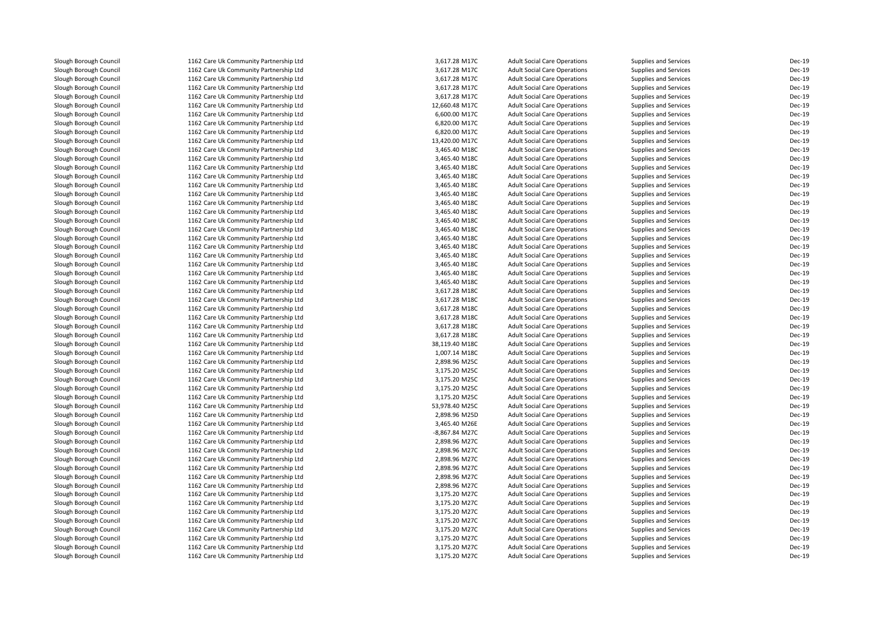| | | | | | | |
|---|---|---|---|---|---|---|
| Slough Borough Council | 1162 Care Uk Community Partnership Ltd | 3,617.28 | M17C | Adult Social Care Operations | Supplies and Services | Dec-19 |
| Slough Borough Council | 1162 Care Uk Community Partnership Ltd | 3,617.28 | M17C | Adult Social Care Operations | Supplies and Services | Dec-19 |
| Slough Borough Council | 1162 Care Uk Community Partnership Ltd | 3,617.28 | M17C | Adult Social Care Operations | Supplies and Services | Dec-19 |
| Slough Borough Council | 1162 Care Uk Community Partnership Ltd | 3,617.28 | M17C | Adult Social Care Operations | Supplies and Services | Dec-19 |
| Slough Borough Council | 1162 Care Uk Community Partnership Ltd | 3,617.28 | M17C | Adult Social Care Operations | Supplies and Services | Dec-19 |
| Slough Borough Council | 1162 Care Uk Community Partnership Ltd | 12,660.48 | M17C | Adult Social Care Operations | Supplies and Services | Dec-19 |
| Slough Borough Council | 1162 Care Uk Community Partnership Ltd | 6,600.00 | M17C | Adult Social Care Operations | Supplies and Services | Dec-19 |
| Slough Borough Council | 1162 Care Uk Community Partnership Ltd | 6,820.00 | M17C | Adult Social Care Operations | Supplies and Services | Dec-19 |
| Slough Borough Council | 1162 Care Uk Community Partnership Ltd | 6,820.00 | M17C | Adult Social Care Operations | Supplies and Services | Dec-19 |
| Slough Borough Council | 1162 Care Uk Community Partnership Ltd | 13,420.00 | M17C | Adult Social Care Operations | Supplies and Services | Dec-19 |
| Slough Borough Council | 1162 Care Uk Community Partnership Ltd | 3,465.40 | M18C | Adult Social Care Operations | Supplies and Services | Dec-19 |
| Slough Borough Council | 1162 Care Uk Community Partnership Ltd | 3,465.40 | M18C | Adult Social Care Operations | Supplies and Services | Dec-19 |
| Slough Borough Council | 1162 Care Uk Community Partnership Ltd | 3,465.40 | M18C | Adult Social Care Operations | Supplies and Services | Dec-19 |
| Slough Borough Council | 1162 Care Uk Community Partnership Ltd | 3,465.40 | M18C | Adult Social Care Operations | Supplies and Services | Dec-19 |
| Slough Borough Council | 1162 Care Uk Community Partnership Ltd | 3,465.40 | M18C | Adult Social Care Operations | Supplies and Services | Dec-19 |
| Slough Borough Council | 1162 Care Uk Community Partnership Ltd | 3,465.40 | M18C | Adult Social Care Operations | Supplies and Services | Dec-19 |
| Slough Borough Council | 1162 Care Uk Community Partnership Ltd | 3,465.40 | M18C | Adult Social Care Operations | Supplies and Services | Dec-19 |
| Slough Borough Council | 1162 Care Uk Community Partnership Ltd | 3,465.40 | M18C | Adult Social Care Operations | Supplies and Services | Dec-19 |
| Slough Borough Council | 1162 Care Uk Community Partnership Ltd | 3,465.40 | M18C | Adult Social Care Operations | Supplies and Services | Dec-19 |
| Slough Borough Council | 1162 Care Uk Community Partnership Ltd | 3,465.40 | M18C | Adult Social Care Operations | Supplies and Services | Dec-19 |
| Slough Borough Council | 1162 Care Uk Community Partnership Ltd | 3,465.40 | M18C | Adult Social Care Operations | Supplies and Services | Dec-19 |
| Slough Borough Council | 1162 Care Uk Community Partnership Ltd | 3,465.40 | M18C | Adult Social Care Operations | Supplies and Services | Dec-19 |
| Slough Borough Council | 1162 Care Uk Community Partnership Ltd | 3,465.40 | M18C | Adult Social Care Operations | Supplies and Services | Dec-19 |
| Slough Borough Council | 1162 Care Uk Community Partnership Ltd | 3,465.40 | M18C | Adult Social Care Operations | Supplies and Services | Dec-19 |
| Slough Borough Council | 1162 Care Uk Community Partnership Ltd | 3,465.40 | M18C | Adult Social Care Operations | Supplies and Services | Dec-19 |
| Slough Borough Council | 1162 Care Uk Community Partnership Ltd | 3,465.40 | M18C | Adult Social Care Operations | Supplies and Services | Dec-19 |
| Slough Borough Council | 1162 Care Uk Community Partnership Ltd | 3,617.28 | M18C | Adult Social Care Operations | Supplies and Services | Dec-19 |
| Slough Borough Council | 1162 Care Uk Community Partnership Ltd | 3,617.28 | M18C | Adult Social Care Operations | Supplies and Services | Dec-19 |
| Slough Borough Council | 1162 Care Uk Community Partnership Ltd | 3,617.28 | M18C | Adult Social Care Operations | Supplies and Services | Dec-19 |
| Slough Borough Council | 1162 Care Uk Community Partnership Ltd | 3,617.28 | M18C | Adult Social Care Operations | Supplies and Services | Dec-19 |
| Slough Borough Council | 1162 Care Uk Community Partnership Ltd | 3,617.28 | M18C | Adult Social Care Operations | Supplies and Services | Dec-19 |
| Slough Borough Council | 1162 Care Uk Community Partnership Ltd | 3,617.28 | M18C | Adult Social Care Operations | Supplies and Services | Dec-19 |
| Slough Borough Council | 1162 Care Uk Community Partnership Ltd | 38,119.40 | M18C | Adult Social Care Operations | Supplies and Services | Dec-19 |
| Slough Borough Council | 1162 Care Uk Community Partnership Ltd | 1,007.14 | M18C | Adult Social Care Operations | Supplies and Services | Dec-19 |
| Slough Borough Council | 1162 Care Uk Community Partnership Ltd | 2,898.96 | M25C | Adult Social Care Operations | Supplies and Services | Dec-19 |
| Slough Borough Council | 1162 Care Uk Community Partnership Ltd | 3,175.20 | M25C | Adult Social Care Operations | Supplies and Services | Dec-19 |
| Slough Borough Council | 1162 Care Uk Community Partnership Ltd | 3,175.20 | M25C | Adult Social Care Operations | Supplies and Services | Dec-19 |
| Slough Borough Council | 1162 Care Uk Community Partnership Ltd | 3,175.20 | M25C | Adult Social Care Operations | Supplies and Services | Dec-19 |
| Slough Borough Council | 1162 Care Uk Community Partnership Ltd | 3,175.20 | M25C | Adult Social Care Operations | Supplies and Services | Dec-19 |
| Slough Borough Council | 1162 Care Uk Community Partnership Ltd | 53,978.40 | M25C | Adult Social Care Operations | Supplies and Services | Dec-19 |
| Slough Borough Council | 1162 Care Uk Community Partnership Ltd | 2,898.96 | M25D | Adult Social Care Operations | Supplies and Services | Dec-19 |
| Slough Borough Council | 1162 Care Uk Community Partnership Ltd | 3,465.40 | M26E | Adult Social Care Operations | Supplies and Services | Dec-19 |
| Slough Borough Council | 1162 Care Uk Community Partnership Ltd | -8,867.84 | M27C | Adult Social Care Operations | Supplies and Services | Dec-19 |
| Slough Borough Council | 1162 Care Uk Community Partnership Ltd | 2,898.96 | M27C | Adult Social Care Operations | Supplies and Services | Dec-19 |
| Slough Borough Council | 1162 Care Uk Community Partnership Ltd | 2,898.96 | M27C | Adult Social Care Operations | Supplies and Services | Dec-19 |
| Slough Borough Council | 1162 Care Uk Community Partnership Ltd | 2,898.96 | M27C | Adult Social Care Operations | Supplies and Services | Dec-19 |
| Slough Borough Council | 1162 Care Uk Community Partnership Ltd | 2,898.96 | M27C | Adult Social Care Operations | Supplies and Services | Dec-19 |
| Slough Borough Council | 1162 Care Uk Community Partnership Ltd | 2,898.96 | M27C | Adult Social Care Operations | Supplies and Services | Dec-19 |
| Slough Borough Council | 1162 Care Uk Community Partnership Ltd | 2,898.96 | M27C | Adult Social Care Operations | Supplies and Services | Dec-19 |
| Slough Borough Council | 1162 Care Uk Community Partnership Ltd | 3,175.20 | M27C | Adult Social Care Operations | Supplies and Services | Dec-19 |
| Slough Borough Council | 1162 Care Uk Community Partnership Ltd | 3,175.20 | M27C | Adult Social Care Operations | Supplies and Services | Dec-19 |
| Slough Borough Council | 1162 Care Uk Community Partnership Ltd | 3,175.20 | M27C | Adult Social Care Operations | Supplies and Services | Dec-19 |
| Slough Borough Council | 1162 Care Uk Community Partnership Ltd | 3,175.20 | M27C | Adult Social Care Operations | Supplies and Services | Dec-19 |
| Slough Borough Council | 1162 Care Uk Community Partnership Ltd | 3,175.20 | M27C | Adult Social Care Operations | Supplies and Services | Dec-19 |
| Slough Borough Council | 1162 Care Uk Community Partnership Ltd | 3,175.20 | M27C | Adult Social Care Operations | Supplies and Services | Dec-19 |
| Slough Borough Council | 1162 Care Uk Community Partnership Ltd | 3,175.20 | M27C | Adult Social Care Operations | Supplies and Services | Dec-19 |
| Slough Borough Council | 1162 Care Uk Community Partnership Ltd | 3,175.20 | M27C | Adult Social Care Operations | Supplies and Services | Dec-19 |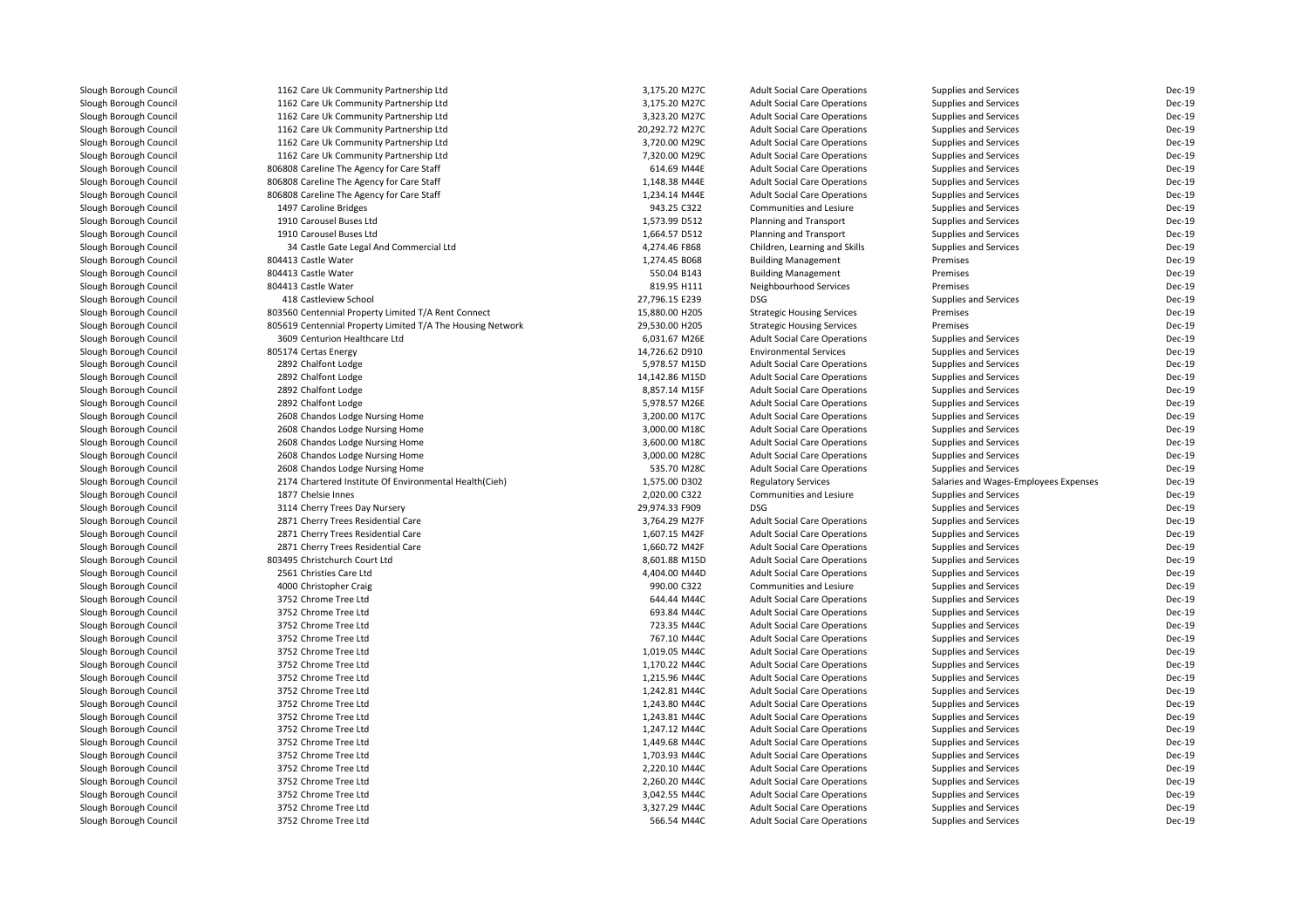| | | | | | | |
|---|---|---|---|---|---|---|
| Slough Borough Council | 1162 Care Uk Community Partnership Ltd | 3,175.20 M27C | Adult Social Care Operations | Supplies and Services | Dec-19 |
| Slough Borough Council | 1162 Care Uk Community Partnership Ltd | 3,175.20 M27C | Adult Social Care Operations | Supplies and Services | Dec-19 |
| Slough Borough Council | 1162 Care Uk Community Partnership Ltd | 3,323.20 M27C | Adult Social Care Operations | Supplies and Services | Dec-19 |
| Slough Borough Council | 1162 Care Uk Community Partnership Ltd | 20,292.72 M27C | Adult Social Care Operations | Supplies and Services | Dec-19 |
| Slough Borough Council | 1162 Care Uk Community Partnership Ltd | 3,720.00 M29C | Adult Social Care Operations | Supplies and Services | Dec-19 |
| Slough Borough Council | 1162 Care Uk Community Partnership Ltd | 7,320.00 M29C | Adult Social Care Operations | Supplies and Services | Dec-19 |
| Slough Borough Council | 806808 Careline The Agency for Care Staff | 614.69 M44E | Adult Social Care Operations | Supplies and Services | Dec-19 |
| Slough Borough Council | 806808 Careline The Agency for Care Staff | 1,148.38 M44E | Adult Social Care Operations | Supplies and Services | Dec-19 |
| Slough Borough Council | 806808 Careline The Agency for Care Staff | 1,234.14 M44E | Adult Social Care Operations | Supplies and Services | Dec-19 |
| Slough Borough Council | 1497 Caroline Bridges | 943.25 C322 | Communities and Lesiure | Supplies and Services | Dec-19 |
| Slough Borough Council | 1910 Carousel Buses Ltd | 1,573.99 D512 | Planning and Transport | Supplies and Services | Dec-19 |
| Slough Borough Council | 1910 Carousel Buses Ltd | 1,664.57 D512 | Planning and Transport | Supplies and Services | Dec-19 |
| Slough Borough Council | 34 Castle Gate Legal And Commercial Ltd | 4,274.46 F868 | Children, Learning and Skills | Supplies and Services | Dec-19 |
| Slough Borough Council | 804413 Castle Water | 1,274.45 B068 | Building Management | Premises | Dec-19 |
| Slough Borough Council | 804413 Castle Water | 550.04 B143 | Building Management | Premises | Dec-19 |
| Slough Borough Council | 804413 Castle Water | 819.95 H111 | Neighbourhood Services | Premises | Dec-19 |
| Slough Borough Council | 418 Castleview School | 27,796.15 E239 | DSG | Supplies and Services | Dec-19 |
| Slough Borough Council | 803560 Centennial Property Limited T/A Rent Connect | 15,880.00 H205 | Strategic Housing Services | Premises | Dec-19 |
| Slough Borough Council | 805619 Centennial Property Limited T/A The Housing Network | 29,530.00 H205 | Strategic Housing Services | Premises | Dec-19 |
| Slough Borough Council | 3609 Centurion Healthcare Ltd | 6,031.67 M26E | Adult Social Care Operations | Supplies and Services | Dec-19 |
| Slough Borough Council | 805174 Certas Energy | 14,726.62 D910 | Environmental Services | Supplies and Services | Dec-19 |
| Slough Borough Council | 2892 Chalfont Lodge | 5,978.57 M15D | Adult Social Care Operations | Supplies and Services | Dec-19 |
| Slough Borough Council | 2892 Chalfont Lodge | 14,142.86 M15D | Adult Social Care Operations | Supplies and Services | Dec-19 |
| Slough Borough Council | 2892 Chalfont Lodge | 8,857.14 M15F | Adult Social Care Operations | Supplies and Services | Dec-19 |
| Slough Borough Council | 2892 Chalfont Lodge | 5,978.57 M26E | Adult Social Care Operations | Supplies and Services | Dec-19 |
| Slough Borough Council | 2608 Chandos Lodge Nursing Home | 3,200.00 M17C | Adult Social Care Operations | Supplies and Services | Dec-19 |
| Slough Borough Council | 2608 Chandos Lodge Nursing Home | 3,000.00 M18C | Adult Social Care Operations | Supplies and Services | Dec-19 |
| Slough Borough Council | 2608 Chandos Lodge Nursing Home | 3,600.00 M18C | Adult Social Care Operations | Supplies and Services | Dec-19 |
| Slough Borough Council | 2608 Chandos Lodge Nursing Home | 3,000.00 M28C | Adult Social Care Operations | Supplies and Services | Dec-19 |
| Slough Borough Council | 2608 Chandos Lodge Nursing Home | 535.70 M28C | Adult Social Care Operations | Supplies and Services | Dec-19 |
| Slough Borough Council | 2174 Chartered Institute Of Environmental Health(Cieh) | 1,575.00 D302 | Regulatory Services | Salaries and Wages-Employees Expenses | Dec-19 |
| Slough Borough Council | 1877 Chelsie Innes | 2,020.00 C322 | Communities and Lesiure | Supplies and Services | Dec-19 |
| Slough Borough Council | 3114 Cherry Trees Day Nursery | 29,974.33 F909 | DSG | Supplies and Services | Dec-19 |
| Slough Borough Council | 2871 Cherry Trees Residential Care | 3,764.29 M27F | Adult Social Care Operations | Supplies and Services | Dec-19 |
| Slough Borough Council | 2871 Cherry Trees Residential Care | 1,607.15 M42F | Adult Social Care Operations | Supplies and Services | Dec-19 |
| Slough Borough Council | 2871 Cherry Trees Residential Care | 1,660.72 M42F | Adult Social Care Operations | Supplies and Services | Dec-19 |
| Slough Borough Council | 803495 Christchurch Court Ltd | 8,601.88 M15D | Adult Social Care Operations | Supplies and Services | Dec-19 |
| Slough Borough Council | 2561 Christies Care Ltd | 4,404.00 M44D | Adult Social Care Operations | Supplies and Services | Dec-19 |
| Slough Borough Council | 4000 Christopher Craig | 990.00 C322 | Communities and Lesiure | Supplies and Services | Dec-19 |
| Slough Borough Council | 3752 Chrome Tree Ltd | 644.44 M44C | Adult Social Care Operations | Supplies and Services | Dec-19 |
| Slough Borough Council | 3752 Chrome Tree Ltd | 693.84 M44C | Adult Social Care Operations | Supplies and Services | Dec-19 |
| Slough Borough Council | 3752 Chrome Tree Ltd | 723.35 M44C | Adult Social Care Operations | Supplies and Services | Dec-19 |
| Slough Borough Council | 3752 Chrome Tree Ltd | 767.10 M44C | Adult Social Care Operations | Supplies and Services | Dec-19 |
| Slough Borough Council | 3752 Chrome Tree Ltd | 1,019.05 M44C | Adult Social Care Operations | Supplies and Services | Dec-19 |
| Slough Borough Council | 3752 Chrome Tree Ltd | 1,170.22 M44C | Adult Social Care Operations | Supplies and Services | Dec-19 |
| Slough Borough Council | 3752 Chrome Tree Ltd | 1,215.96 M44C | Adult Social Care Operations | Supplies and Services | Dec-19 |
| Slough Borough Council | 3752 Chrome Tree Ltd | 1,242.81 M44C | Adult Social Care Operations | Supplies and Services | Dec-19 |
| Slough Borough Council | 3752 Chrome Tree Ltd | 1,243.80 M44C | Adult Social Care Operations | Supplies and Services | Dec-19 |
| Slough Borough Council | 3752 Chrome Tree Ltd | 1,243.81 M44C | Adult Social Care Operations | Supplies and Services | Dec-19 |
| Slough Borough Council | 3752 Chrome Tree Ltd | 1,247.12 M44C | Adult Social Care Operations | Supplies and Services | Dec-19 |
| Slough Borough Council | 3752 Chrome Tree Ltd | 1,449.68 M44C | Adult Social Care Operations | Supplies and Services | Dec-19 |
| Slough Borough Council | 3752 Chrome Tree Ltd | 1,703.93 M44C | Adult Social Care Operations | Supplies and Services | Dec-19 |
| Slough Borough Council | 3752 Chrome Tree Ltd | 2,220.10 M44C | Adult Social Care Operations | Supplies and Services | Dec-19 |
| Slough Borough Council | 3752 Chrome Tree Ltd | 2,260.20 M44C | Adult Social Care Operations | Supplies and Services | Dec-19 |
| Slough Borough Council | 3752 Chrome Tree Ltd | 3,042.55 M44C | Adult Social Care Operations | Supplies and Services | Dec-19 |
| Slough Borough Council | 3752 Chrome Tree Ltd | 3,327.29 M44C | Adult Social Care Operations | Supplies and Services | Dec-19 |
| Slough Borough Council | 3752 Chrome Tree Ltd | 566.54 M44C | Adult Social Care Operations | Supplies and Services | Dec-19 |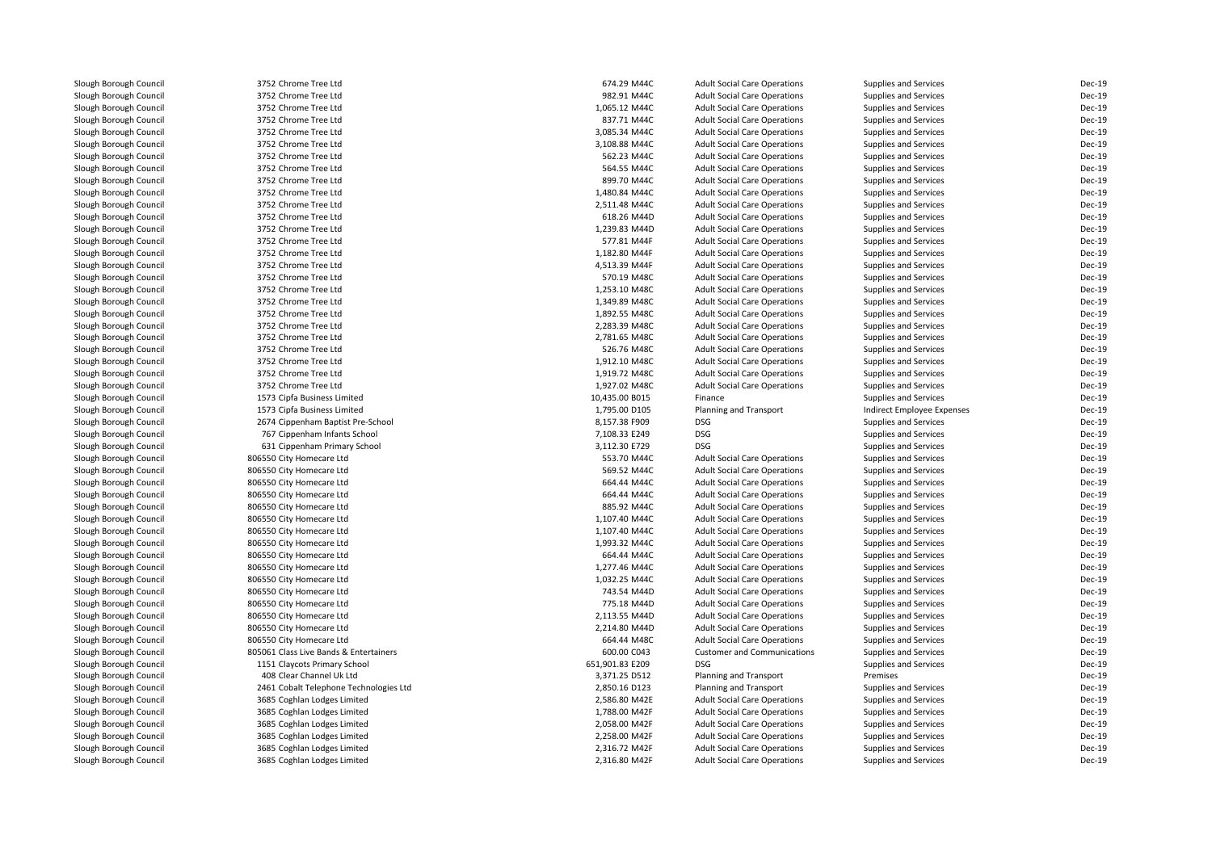| | | | | | | |
|---|---|---|---|---|---|---|
| Slough Borough Council | 3752 Chrome Tree Ltd | 674.29 M44C | Adult Social Care Operations | Supplies and Services | Dec-19 |
| Slough Borough Council | 3752 Chrome Tree Ltd | 982.91 M44C | Adult Social Care Operations | Supplies and Services | Dec-19 |
| Slough Borough Council | 3752 Chrome Tree Ltd | 1,065.12 M44C | Adult Social Care Operations | Supplies and Services | Dec-19 |
| Slough Borough Council | 3752 Chrome Tree Ltd | 837.71 M44C | Adult Social Care Operations | Supplies and Services | Dec-19 |
| Slough Borough Council | 3752 Chrome Tree Ltd | 3,085.34 M44C | Adult Social Care Operations | Supplies and Services | Dec-19 |
| Slough Borough Council | 3752 Chrome Tree Ltd | 3,108.88 M44C | Adult Social Care Operations | Supplies and Services | Dec-19 |
| Slough Borough Council | 3752 Chrome Tree Ltd | 562.23 M44C | Adult Social Care Operations | Supplies and Services | Dec-19 |
| Slough Borough Council | 3752 Chrome Tree Ltd | 564.55 M44C | Adult Social Care Operations | Supplies and Services | Dec-19 |
| Slough Borough Council | 3752 Chrome Tree Ltd | 899.70 M44C | Adult Social Care Operations | Supplies and Services | Dec-19 |
| Slough Borough Council | 3752 Chrome Tree Ltd | 1,480.84 M44C | Adult Social Care Operations | Supplies and Services | Dec-19 |
| Slough Borough Council | 3752 Chrome Tree Ltd | 2,511.48 M44C | Adult Social Care Operations | Supplies and Services | Dec-19 |
| Slough Borough Council | 3752 Chrome Tree Ltd | 618.26 M44D | Adult Social Care Operations | Supplies and Services | Dec-19 |
| Slough Borough Council | 3752 Chrome Tree Ltd | 1,239.83 M44D | Adult Social Care Operations | Supplies and Services | Dec-19 |
| Slough Borough Council | 3752 Chrome Tree Ltd | 577.81 M44F | Adult Social Care Operations | Supplies and Services | Dec-19 |
| Slough Borough Council | 3752 Chrome Tree Ltd | 1,182.80 M44F | Adult Social Care Operations | Supplies and Services | Dec-19 |
| Slough Borough Council | 3752 Chrome Tree Ltd | 4,513.39 M44F | Adult Social Care Operations | Supplies and Services | Dec-19 |
| Slough Borough Council | 3752 Chrome Tree Ltd | 570.19 M48C | Adult Social Care Operations | Supplies and Services | Dec-19 |
| Slough Borough Council | 3752 Chrome Tree Ltd | 1,253.10 M48C | Adult Social Care Operations | Supplies and Services | Dec-19 |
| Slough Borough Council | 3752 Chrome Tree Ltd | 1,349.89 M48C | Adult Social Care Operations | Supplies and Services | Dec-19 |
| Slough Borough Council | 3752 Chrome Tree Ltd | 1,892.55 M48C | Adult Social Care Operations | Supplies and Services | Dec-19 |
| Slough Borough Council | 3752 Chrome Tree Ltd | 2,283.39 M48C | Adult Social Care Operations | Supplies and Services | Dec-19 |
| Slough Borough Council | 3752 Chrome Tree Ltd | 2,781.65 M48C | Adult Social Care Operations | Supplies and Services | Dec-19 |
| Slough Borough Council | 3752 Chrome Tree Ltd | 526.76 M48C | Adult Social Care Operations | Supplies and Services | Dec-19 |
| Slough Borough Council | 3752 Chrome Tree Ltd | 1,912.10 M48C | Adult Social Care Operations | Supplies and Services | Dec-19 |
| Slough Borough Council | 3752 Chrome Tree Ltd | 1,919.72 M48C | Adult Social Care Operations | Supplies and Services | Dec-19 |
| Slough Borough Council | 3752 Chrome Tree Ltd | 1,927.02 M48C | Adult Social Care Operations | Supplies and Services | Dec-19 |
| Slough Borough Council | 1573 Cipfa Business Limited | 10,435.00 B015 | Finance | Supplies and Services | Dec-19 |
| Slough Borough Council | 1573 Cipfa Business Limited | 1,795.00 D105 | Planning and Transport | Indirect Employee Expenses | Dec-19 |
| Slough Borough Council | 2674 Cippenham Baptist Pre-School | 8,157.38 F909 | DSG | Supplies and Services | Dec-19 |
| Slough Borough Council | 767 Cippenham Infants School | 7,108.33 E249 | DSG | Supplies and Services | Dec-19 |
| Slough Borough Council | 631 Cippenham Primary School | 3,112.30 E729 | DSG | Supplies and Services | Dec-19 |
| Slough Borough Council | 806550 City Homecare Ltd | 553.70 M44C | Adult Social Care Operations | Supplies and Services | Dec-19 |
| Slough Borough Council | 806550 City Homecare Ltd | 569.52 M44C | Adult Social Care Operations | Supplies and Services | Dec-19 |
| Slough Borough Council | 806550 City Homecare Ltd | 664.44 M44C | Adult Social Care Operations | Supplies and Services | Dec-19 |
| Slough Borough Council | 806550 City Homecare Ltd | 664.44 M44C | Adult Social Care Operations | Supplies and Services | Dec-19 |
| Slough Borough Council | 806550 City Homecare Ltd | 885.92 M44C | Adult Social Care Operations | Supplies and Services | Dec-19 |
| Slough Borough Council | 806550 City Homecare Ltd | 1,107.40 M44C | Adult Social Care Operations | Supplies and Services | Dec-19 |
| Slough Borough Council | 806550 City Homecare Ltd | 1,107.40 M44C | Adult Social Care Operations | Supplies and Services | Dec-19 |
| Slough Borough Council | 806550 City Homecare Ltd | 1,993.32 M44C | Adult Social Care Operations | Supplies and Services | Dec-19 |
| Slough Borough Council | 806550 City Homecare Ltd | 664.44 M44C | Adult Social Care Operations | Supplies and Services | Dec-19 |
| Slough Borough Council | 806550 City Homecare Ltd | 1,277.46 M44C | Adult Social Care Operations | Supplies and Services | Dec-19 |
| Slough Borough Council | 806550 City Homecare Ltd | 1,032.25 M44C | Adult Social Care Operations | Supplies and Services | Dec-19 |
| Slough Borough Council | 806550 City Homecare Ltd | 743.54 M44D | Adult Social Care Operations | Supplies and Services | Dec-19 |
| Slough Borough Council | 806550 City Homecare Ltd | 775.18 M44D | Adult Social Care Operations | Supplies and Services | Dec-19 |
| Slough Borough Council | 806550 City Homecare Ltd | 2,113.55 M44D | Adult Social Care Operations | Supplies and Services | Dec-19 |
| Slough Borough Council | 806550 City Homecare Ltd | 2,214.80 M44D | Adult Social Care Operations | Supplies and Services | Dec-19 |
| Slough Borough Council | 806550 City Homecare Ltd | 664.44 M48C | Adult Social Care Operations | Supplies and Services | Dec-19 |
| Slough Borough Council | 805061 Class Live Bands & Entertainers | 600.00 C043 | Customer and Communications | Supplies and Services | Dec-19 |
| Slough Borough Council | 1151 Claycots Primary School | 651,901.83 E209 | DSG | Supplies and Services | Dec-19 |
| Slough Borough Council | 408 Clear Channel Uk Ltd | 3,371.25 D512 | Planning and Transport | Premises | Dec-19 |
| Slough Borough Council | 2461 Cobalt Telephone Technologies Ltd | 2,850.16 D123 | Planning and Transport | Supplies and Services | Dec-19 |
| Slough Borough Council | 3685 Coghlan Lodges Limited | 2,586.80 M42E | Adult Social Care Operations | Supplies and Services | Dec-19 |
| Slough Borough Council | 3685 Coghlan Lodges Limited | 1,788.00 M42F | Adult Social Care Operations | Supplies and Services | Dec-19 |
| Slough Borough Council | 3685 Coghlan Lodges Limited | 2,058.00 M42F | Adult Social Care Operations | Supplies and Services | Dec-19 |
| Slough Borough Council | 3685 Coghlan Lodges Limited | 2,258.00 M42F | Adult Social Care Operations | Supplies and Services | Dec-19 |
| Slough Borough Council | 3685 Coghlan Lodges Limited | 2,316.72 M42F | Adult Social Care Operations | Supplies and Services | Dec-19 |
| Slough Borough Council | 3685 Coghlan Lodges Limited | 2,316.80 M42F | Adult Social Care Operations | Supplies and Services | Dec-19 |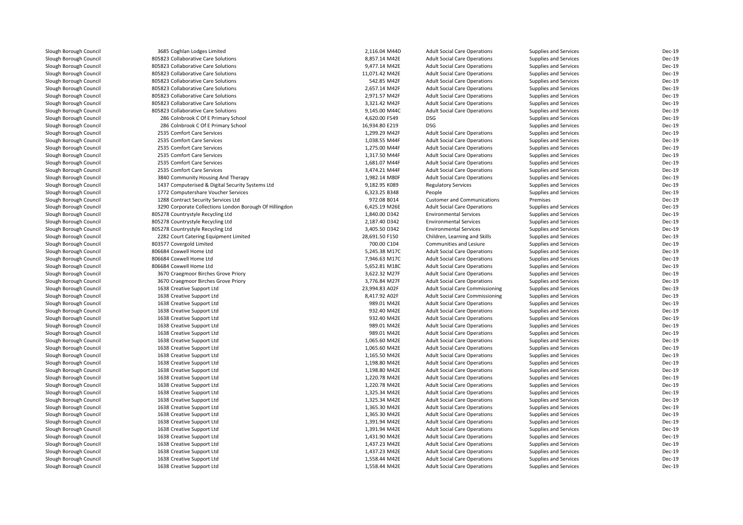| | | | | | | |
|---|---|---|---|---|---|---|
| Slough Borough Council | 3685 Coghlan Lodges Limited | 2,116.04 M44D | Adult Social Care Operations | Supplies and Services | Dec-19 |
| Slough Borough Council | 805823 Collaborative Care Solutions | 8,857.14 M42E | Adult Social Care Operations | Supplies and Services | Dec-19 |
| Slough Borough Council | 805823 Collaborative Care Solutions | 9,477.14 M42E | Adult Social Care Operations | Supplies and Services | Dec-19 |
| Slough Borough Council | 805823 Collaborative Care Solutions | 11,071.42 M42E | Adult Social Care Operations | Supplies and Services | Dec-19 |
| Slough Borough Council | 805823 Collaborative Care Solutions | 542.85 M42F | Adult Social Care Operations | Supplies and Services | Dec-19 |
| Slough Borough Council | 805823 Collaborative Care Solutions | 2,657.14 M42F | Adult Social Care Operations | Supplies and Services | Dec-19 |
| Slough Borough Council | 805823 Collaborative Care Solutions | 2,971.57 M42F | Adult Social Care Operations | Supplies and Services | Dec-19 |
| Slough Borough Council | 805823 Collaborative Care Solutions | 3,321.42 M42F | Adult Social Care Operations | Supplies and Services | Dec-19 |
| Slough Borough Council | 805823 Collaborative Care Solutions | 9,145.00 M44C | Adult Social Care Operations | Supplies and Services | Dec-19 |
| Slough Borough Council | 286 Colnbrook C Of E Primary School | 4,620.00 F549 | DSG | Supplies and Services | Dec-19 |
| Slough Borough Council | 286 Colnbrook C Of E Primary School | 16,934.80 E219 | DSG | Supplies and Services | Dec-19 |
| Slough Borough Council | 2535 Comfort Care Services | 1,299.29 M42F | Adult Social Care Operations | Supplies and Services | Dec-19 |
| Slough Borough Council | 2535 Comfort Care Services | 1,038.55 M44F | Adult Social Care Operations | Supplies and Services | Dec-19 |
| Slough Borough Council | 2535 Comfort Care Services | 1,275.00 M44F | Adult Social Care Operations | Supplies and Services | Dec-19 |
| Slough Borough Council | 2535 Comfort Care Services | 1,317.50 M44F | Adult Social Care Operations | Supplies and Services | Dec-19 |
| Slough Borough Council | 2535 Comfort Care Services | 1,681.07 M44F | Adult Social Care Operations | Supplies and Services | Dec-19 |
| Slough Borough Council | 2535 Comfort Care Services | 3,474.21 M44F | Adult Social Care Operations | Supplies and Services | Dec-19 |
| Slough Borough Council | 3840 Community Housing And Therapy | 1,982.14 M80F | Adult Social Care Operations | Supplies and Services | Dec-19 |
| Slough Borough Council | 1437 Computerised & Digital Security Systems Ltd | 9,182.95 K089 | Regulatory Services | Supplies and Services | Dec-19 |
| Slough Borough Council | 1772 Computershare Voucher Services | 6,323.25 B348 | People | Supplies and Services | Dec-19 |
| Slough Borough Council | 1288 Contract Security Services Ltd | 972.08 B014 | Customer and Communications | Premises | Dec-19 |
| Slough Borough Council | 3290 Corporate Collections London Borough Of Hillingdon | 6,425.19 M26E | Adult Social Care Operations | Supplies and Services | Dec-19 |
| Slough Borough Council | 805278 Countrystyle Recycling Ltd | 1,840.00 D342 | Environmental Services | Supplies and Services | Dec-19 |
| Slough Borough Council | 805278 Countrystyle Recycling Ltd | 2,187.40 D342 | Environmental Services | Supplies and Services | Dec-19 |
| Slough Borough Council | 805278 Countrystyle Recycling Ltd | 3,405.50 D342 | Environmental Services | Supplies and Services | Dec-19 |
| Slough Borough Council | 2282 Court Catering Equipment Limited | 28,691.50 F150 | Children, Learning and Skills | Supplies and Services | Dec-19 |
| Slough Borough Council | 803577 Covergold Limited | 700.00 C104 | Communities and Lesiure | Supplies and Services | Dec-19 |
| Slough Borough Council | 806684 Coxwell Home Ltd | 5,245.38 M17C | Adult Social Care Operations | Supplies and Services | Dec-19 |
| Slough Borough Council | 806684 Coxwell Home Ltd | 7,946.63 M17C | Adult Social Care Operations | Supplies and Services | Dec-19 |
| Slough Borough Council | 806684 Coxwell Home Ltd | 5,652.81 M18C | Adult Social Care Operations | Supplies and Services | Dec-19 |
| Slough Borough Council | 3670 Craegmoor Birches Grove Priory | 3,622.32 M27F | Adult Social Care Operations | Supplies and Services | Dec-19 |
| Slough Borough Council | 3670 Craegmoor Birches Grove Priory | 3,776.84 M27F | Adult Social Care Operations | Supplies and Services | Dec-19 |
| Slough Borough Council | 1638 Creative Support Ltd | 23,994.83 A02F | Adult Social Care Commissioning | Supplies and Services | Dec-19 |
| Slough Borough Council | 1638 Creative Support Ltd | 8,417.92 A02F | Adult Social Care Commissioning | Supplies and Services | Dec-19 |
| Slough Borough Council | 1638 Creative Support Ltd | 989.01 M42E | Adult Social Care Operations | Supplies and Services | Dec-19 |
| Slough Borough Council | 1638 Creative Support Ltd | 932.40 M42E | Adult Social Care Operations | Supplies and Services | Dec-19 |
| Slough Borough Council | 1638 Creative Support Ltd | 932.40 M42E | Adult Social Care Operations | Supplies and Services | Dec-19 |
| Slough Borough Council | 1638 Creative Support Ltd | 989.01 M42E | Adult Social Care Operations | Supplies and Services | Dec-19 |
| Slough Borough Council | 1638 Creative Support Ltd | 989.01 M42E | Adult Social Care Operations | Supplies and Services | Dec-19 |
| Slough Borough Council | 1638 Creative Support Ltd | 1,065.60 M42E | Adult Social Care Operations | Supplies and Services | Dec-19 |
| Slough Borough Council | 1638 Creative Support Ltd | 1,065.60 M42E | Adult Social Care Operations | Supplies and Services | Dec-19 |
| Slough Borough Council | 1638 Creative Support Ltd | 1,165.50 M42E | Adult Social Care Operations | Supplies and Services | Dec-19 |
| Slough Borough Council | 1638 Creative Support Ltd | 1,198.80 M42E | Adult Social Care Operations | Supplies and Services | Dec-19 |
| Slough Borough Council | 1638 Creative Support Ltd | 1,198.80 M42E | Adult Social Care Operations | Supplies and Services | Dec-19 |
| Slough Borough Council | 1638 Creative Support Ltd | 1,220.78 M42E | Adult Social Care Operations | Supplies and Services | Dec-19 |
| Slough Borough Council | 1638 Creative Support Ltd | 1,220.78 M42E | Adult Social Care Operations | Supplies and Services | Dec-19 |
| Slough Borough Council | 1638 Creative Support Ltd | 1,325.34 M42E | Adult Social Care Operations | Supplies and Services | Dec-19 |
| Slough Borough Council | 1638 Creative Support Ltd | 1,325.34 M42E | Adult Social Care Operations | Supplies and Services | Dec-19 |
| Slough Borough Council | 1638 Creative Support Ltd | 1,365.30 M42E | Adult Social Care Operations | Supplies and Services | Dec-19 |
| Slough Borough Council | 1638 Creative Support Ltd | 1,365.30 M42E | Adult Social Care Operations | Supplies and Services | Dec-19 |
| Slough Borough Council | 1638 Creative Support Ltd | 1,391.94 M42E | Adult Social Care Operations | Supplies and Services | Dec-19 |
| Slough Borough Council | 1638 Creative Support Ltd | 1,391.94 M42E | Adult Social Care Operations | Supplies and Services | Dec-19 |
| Slough Borough Council | 1638 Creative Support Ltd | 1,431.90 M42E | Adult Social Care Operations | Supplies and Services | Dec-19 |
| Slough Borough Council | 1638 Creative Support Ltd | 1,437.23 M42E | Adult Social Care Operations | Supplies and Services | Dec-19 |
| Slough Borough Council | 1638 Creative Support Ltd | 1,437.23 M42E | Adult Social Care Operations | Supplies and Services | Dec-19 |
| Slough Borough Council | 1638 Creative Support Ltd | 1,558.44 M42E | Adult Social Care Operations | Supplies and Services | Dec-19 |
| Slough Borough Council | 1638 Creative Support Ltd | 1,558.44 M42E | Adult Social Care Operations | Supplies and Services | Dec-19 |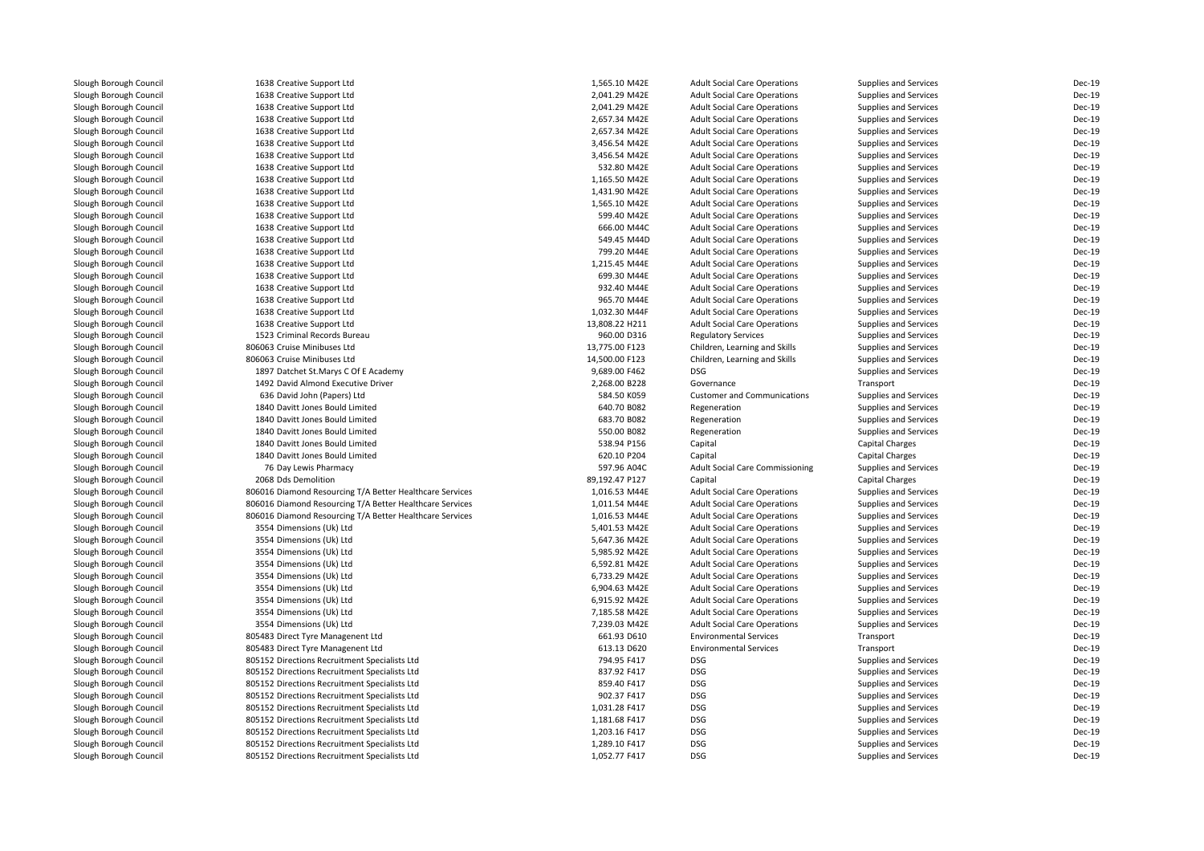| | | | | | |
|---|---|---|---|---|---|
| Slough Borough Council | 1638 Creative Support Ltd | 1,565.10 M42E | Adult Social Care Operations | Supplies and Services | Dec-19 |
| Slough Borough Council | 1638 Creative Support Ltd | 2,041.29 M42E | Adult Social Care Operations | Supplies and Services | Dec-19 |
| Slough Borough Council | 1638 Creative Support Ltd | 2,041.29 M42E | Adult Social Care Operations | Supplies and Services | Dec-19 |
| Slough Borough Council | 1638 Creative Support Ltd | 2,657.34 M42E | Adult Social Care Operations | Supplies and Services | Dec-19 |
| Slough Borough Council | 1638 Creative Support Ltd | 2,657.34 M42E | Adult Social Care Operations | Supplies and Services | Dec-19 |
| Slough Borough Council | 1638 Creative Support Ltd | 3,456.54 M42E | Adult Social Care Operations | Supplies and Services | Dec-19 |
| Slough Borough Council | 1638 Creative Support Ltd | 3,456.54 M42E | Adult Social Care Operations | Supplies and Services | Dec-19 |
| Slough Borough Council | 1638 Creative Support Ltd | 532.80 M42E | Adult Social Care Operations | Supplies and Services | Dec-19 |
| Slough Borough Council | 1638 Creative Support Ltd | 1,165.50 M42E | Adult Social Care Operations | Supplies and Services | Dec-19 |
| Slough Borough Council | 1638 Creative Support Ltd | 1,431.90 M42E | Adult Social Care Operations | Supplies and Services | Dec-19 |
| Slough Borough Council | 1638 Creative Support Ltd | 1,565.10 M42E | Adult Social Care Operations | Supplies and Services | Dec-19 |
| Slough Borough Council | 1638 Creative Support Ltd | 599.40 M42E | Adult Social Care Operations | Supplies and Services | Dec-19 |
| Slough Borough Council | 1638 Creative Support Ltd | 666.00 M44C | Adult Social Care Operations | Supplies and Services | Dec-19 |
| Slough Borough Council | 1638 Creative Support Ltd | 549.45 M44D | Adult Social Care Operations | Supplies and Services | Dec-19 |
| Slough Borough Council | 1638 Creative Support Ltd | 799.20 M44E | Adult Social Care Operations | Supplies and Services | Dec-19 |
| Slough Borough Council | 1638 Creative Support Ltd | 1,215.45 M44E | Adult Social Care Operations | Supplies and Services | Dec-19 |
| Slough Borough Council | 1638 Creative Support Ltd | 699.30 M44E | Adult Social Care Operations | Supplies and Services | Dec-19 |
| Slough Borough Council | 1638 Creative Support Ltd | 932.40 M44E | Adult Social Care Operations | Supplies and Services | Dec-19 |
| Slough Borough Council | 1638 Creative Support Ltd | 965.70 M44E | Adult Social Care Operations | Supplies and Services | Dec-19 |
| Slough Borough Council | 1638 Creative Support Ltd | 1,032.30 M44F | Adult Social Care Operations | Supplies and Services | Dec-19 |
| Slough Borough Council | 1638 Creative Support Ltd | 13,808.22 H211 | Adult Social Care Operations | Supplies and Services | Dec-19 |
| Slough Borough Council | 1523 Criminal Records Bureau | 960.00 D316 | Regulatory Services | Supplies and Services | Dec-19 |
| Slough Borough Council | 806063 Cruise Minibuses Ltd | 13,775.00 F123 | Children, Learning and Skills | Supplies and Services | Dec-19 |
| Slough Borough Council | 806063 Cruise Minibuses Ltd | 14,500.00 F123 | Children, Learning and Skills | Supplies and Services | Dec-19 |
| Slough Borough Council | 1897 Datchet St.Marys C Of E Academy | 9,689.00 F462 | DSG | Supplies and Services | Dec-19 |
| Slough Borough Council | 1492 David Almond Executive Driver | 2,268.00 B228 | Governance | Transport | Dec-19 |
| Slough Borough Council | 636 David John (Papers) Ltd | 584.50 K059 | Customer and Communications | Supplies and Services | Dec-19 |
| Slough Borough Council | 1840 Davitt Jones Bould Limited | 640.70 B082 | Regeneration | Supplies and Services | Dec-19 |
| Slough Borough Council | 1840 Davitt Jones Bould Limited | 683.70 B082 | Regeneration | Supplies and Services | Dec-19 |
| Slough Borough Council | 1840 Davitt Jones Bould Limited | 550.00 B082 | Regeneration | Supplies and Services | Dec-19 |
| Slough Borough Council | 1840 Davitt Jones Bould Limited | 538.94 P156 | Capital | Capital Charges | Dec-19 |
| Slough Borough Council | 1840 Davitt Jones Bould Limited | 620.10 P204 | Capital | Capital Charges | Dec-19 |
| Slough Borough Council | 76 Day Lewis Pharmacy | 597.96 A04C | Adult Social Care Commissioning | Supplies and Services | Dec-19 |
| Slough Borough Council | 2068 Dds Demolition | 89,192.47 P127 | Capital | Capital Charges | Dec-19 |
| Slough Borough Council | 806016 Diamond Resourcing T/A Better Healthcare Services | 1,016.53 M44E | Adult Social Care Operations | Supplies and Services | Dec-19 |
| Slough Borough Council | 806016 Diamond Resourcing T/A Better Healthcare Services | 1,011.54 M44E | Adult Social Care Operations | Supplies and Services | Dec-19 |
| Slough Borough Council | 806016 Diamond Resourcing T/A Better Healthcare Services | 1,016.53 M44E | Adult Social Care Operations | Supplies and Services | Dec-19 |
| Slough Borough Council | 3554 Dimensions (Uk) Ltd | 5,401.53 M42E | Adult Social Care Operations | Supplies and Services | Dec-19 |
| Slough Borough Council | 3554 Dimensions (Uk) Ltd | 5,647.36 M42E | Adult Social Care Operations | Supplies and Services | Dec-19 |
| Slough Borough Council | 3554 Dimensions (Uk) Ltd | 5,985.92 M42E | Adult Social Care Operations | Supplies and Services | Dec-19 |
| Slough Borough Council | 3554 Dimensions (Uk) Ltd | 6,592.81 M42E | Adult Social Care Operations | Supplies and Services | Dec-19 |
| Slough Borough Council | 3554 Dimensions (Uk) Ltd | 6,733.29 M42E | Adult Social Care Operations | Supplies and Services | Dec-19 |
| Slough Borough Council | 3554 Dimensions (Uk) Ltd | 6,904.63 M42E | Adult Social Care Operations | Supplies and Services | Dec-19 |
| Slough Borough Council | 3554 Dimensions (Uk) Ltd | 6,915.92 M42E | Adult Social Care Operations | Supplies and Services | Dec-19 |
| Slough Borough Council | 3554 Dimensions (Uk) Ltd | 7,185.58 M42E | Adult Social Care Operations | Supplies and Services | Dec-19 |
| Slough Borough Council | 3554 Dimensions (Uk) Ltd | 7,239.03 M42E | Adult Social Care Operations | Supplies and Services | Dec-19 |
| Slough Borough Council | 805483 Direct Tyre Managenent Ltd | 661.93 D610 | Environmental Services | Transport | Dec-19 |
| Slough Borough Council | 805483 Direct Tyre Managenent Ltd | 613.13 D620 | Environmental Services | Transport | Dec-19 |
| Slough Borough Council | 805152 Directions Recruitment Specialists Ltd | 794.95 F417 | DSG | Supplies and Services | Dec-19 |
| Slough Borough Council | 805152 Directions Recruitment Specialists Ltd | 837.92 F417 | DSG | Supplies and Services | Dec-19 |
| Slough Borough Council | 805152 Directions Recruitment Specialists Ltd | 859.40 F417 | DSG | Supplies and Services | Dec-19 |
| Slough Borough Council | 805152 Directions Recruitment Specialists Ltd | 902.37 F417 | DSG | Supplies and Services | Dec-19 |
| Slough Borough Council | 805152 Directions Recruitment Specialists Ltd | 1,031.28 F417 | DSG | Supplies and Services | Dec-19 |
| Slough Borough Council | 805152 Directions Recruitment Specialists Ltd | 1,181.68 F417 | DSG | Supplies and Services | Dec-19 |
| Slough Borough Council | 805152 Directions Recruitment Specialists Ltd | 1,203.16 F417 | DSG | Supplies and Services | Dec-19 |
| Slough Borough Council | 805152 Directions Recruitment Specialists Ltd | 1,289.10 F417 | DSG | Supplies and Services | Dec-19 |
| Slough Borough Council | 805152 Directions Recruitment Specialists Ltd | 1,052.77 F417 | DSG | Supplies and Services | Dec-19 |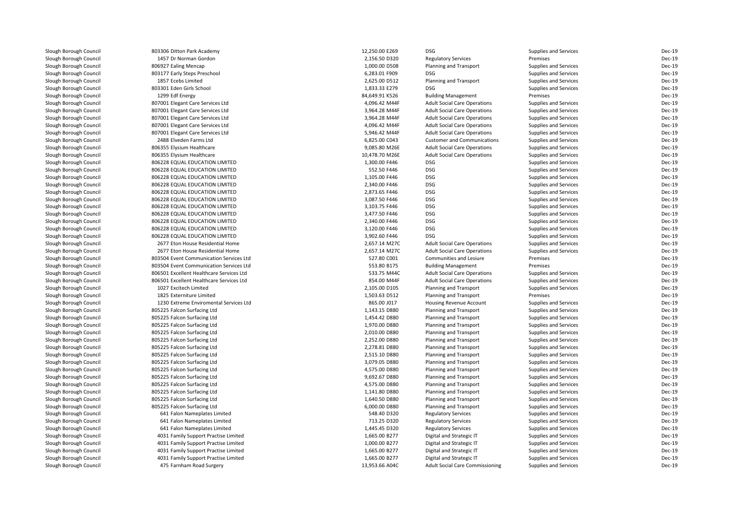| | | | | | | |
|---|---|---|---|---|---|---|
| Slough Borough Council | 803306 Ditton Park Academy | 12,250.00 E269 | DSG | Supplies and Services | Dec-19 |
| Slough Borough Council | 1457 Dr Norman Gordon | 2,156.50 D320 | Regulatory Services | Premises | Dec-19 |
| Slough Borough Council | 806927 Ealing Mencap | 1,000.00 D508 | Planning and Transport | Supplies and Services | Dec-19 |
| Slough Borough Council | 803177 Early Steps Preschool | 6,283.01 F909 | DSG | Supplies and Services | Dec-19 |
| Slough Borough Council | 1857 Ecebs Limited | 2,625.00 D512 | Planning and Transport | Supplies and Services | Dec-19 |
| Slough Borough Council | 803301 Eden Girls School | 1,833.33 E279 | DSG | Supplies and Services | Dec-19 |
| Slough Borough Council | 1299 Edf Energy | 84,649.91 K526 | Building Management | Premises | Dec-19 |
| Slough Borough Council | 807001 Elegant Care Services Ltd | 4,096.42 M44F | Adult Social Care Operations | Supplies and Services | Dec-19 |
| Slough Borough Council | 807001 Elegant Care Services Ltd | 3,964.28 M44F | Adult Social Care Operations | Supplies and Services | Dec-19 |
| Slough Borough Council | 807001 Elegant Care Services Ltd | 3,964.28 M44F | Adult Social Care Operations | Supplies and Services | Dec-19 |
| Slough Borough Council | 807001 Elegant Care Services Ltd | 4,096.42 M44F | Adult Social Care Operations | Supplies and Services | Dec-19 |
| Slough Borough Council | 807001 Elegant Care Services Ltd | 5,946.42 M44F | Adult Social Care Operations | Supplies and Services | Dec-19 |
| Slough Borough Council | 2488 Elveden Farms Ltd | 6,825.00 C043 | Customer and Communications | Supplies and Services | Dec-19 |
| Slough Borough Council | 806355 Elysium Healthcare | 9,085.80 M26E | Adult Social Care Operations | Supplies and Services | Dec-19 |
| Slough Borough Council | 806355 Elysium Healthcare | 10,478.70 M26E | Adult Social Care Operations | Supplies and Services | Dec-19 |
| Slough Borough Council | 806228 EQUAL EDUCATION LIMITED | 1,300.00 F446 | DSG | Supplies and Services | Dec-19 |
| Slough Borough Council | 806228 EQUAL EDUCATION LIMITED | 552.50 F446 | DSG | Supplies and Services | Dec-19 |
| Slough Borough Council | 806228 EQUAL EDUCATION LIMITED | 1,105.00 F446 | DSG | Supplies and Services | Dec-19 |
| Slough Borough Council | 806228 EQUAL EDUCATION LIMITED | 2,340.00 F446 | DSG | Supplies and Services | Dec-19 |
| Slough Borough Council | 806228 EQUAL EDUCATION LIMITED | 2,873.65 F446 | DSG | Supplies and Services | Dec-19 |
| Slough Borough Council | 806228 EQUAL EDUCATION LIMITED | 3,087.50 F446 | DSG | Supplies and Services | Dec-19 |
| Slough Borough Council | 806228 EQUAL EDUCATION LIMITED | 3,103.75 F446 | DSG | Supplies and Services | Dec-19 |
| Slough Borough Council | 806228 EQUAL EDUCATION LIMITED | 3,477.50 F446 | DSG | Supplies and Services | Dec-19 |
| Slough Borough Council | 806228 EQUAL EDUCATION LIMITED | 2,340.00 F446 | DSG | Supplies and Services | Dec-19 |
| Slough Borough Council | 806228 EQUAL EDUCATION LIMITED | 3,120.00 F446 | DSG | Supplies and Services | Dec-19 |
| Slough Borough Council | 806228 EQUAL EDUCATION LIMITED | 3,902.60 F446 | DSG | Supplies and Services | Dec-19 |
| Slough Borough Council | 2677 Eton House Residential Home | 2,657.14 M27C | Adult Social Care Operations | Supplies and Services | Dec-19 |
| Slough Borough Council | 2677 Eton House Residential Home | 2,657.14 M27C | Adult Social Care Operations | Supplies and Services | Dec-19 |
| Slough Borough Council | 803504 Event Communication Services Ltd | 527.80 C001 | Communities and Lesiure | Premises | Dec-19 |
| Slough Borough Council | 803504 Event Communication Services Ltd | 553.80 B175 | Building Management | Premises | Dec-19 |
| Slough Borough Council | 806501 Excellent Healthcare Services Ltd | 533.75 M44C | Adult Social Care Operations | Supplies and Services | Dec-19 |
| Slough Borough Council | 806501 Excellent Healthcare Services Ltd | 854.00 M44F | Adult Social Care Operations | Supplies and Services | Dec-19 |
| Slough Borough Council | 1027 Excitech Limited | 2,105.00 D105 | Planning and Transport | Supplies and Services | Dec-19 |
| Slough Borough Council | 1825 Externiture Limited | 1,503.63 D512 | Planning and Transport | Premises | Dec-19 |
| Slough Borough Council | 1230 Extreme Enviromental Services Ltd | 865.00 J017 | Housing Revenue Account | Supplies and Services | Dec-19 |
| Slough Borough Council | 805225 Falcon Surfacing Ltd | 1,143.15 D880 | Planning and Transport | Supplies and Services | Dec-19 |
| Slough Borough Council | 805225 Falcon Surfacing Ltd | 1,454.42 D880 | Planning and Transport | Supplies and Services | Dec-19 |
| Slough Borough Council | 805225 Falcon Surfacing Ltd | 1,970.00 D880 | Planning and Transport | Supplies and Services | Dec-19 |
| Slough Borough Council | 805225 Falcon Surfacing Ltd | 2,010.00 D880 | Planning and Transport | Supplies and Services | Dec-19 |
| Slough Borough Council | 805225 Falcon Surfacing Ltd | 2,252.00 D880 | Planning and Transport | Supplies and Services | Dec-19 |
| Slough Borough Council | 805225 Falcon Surfacing Ltd | 2,278.81 D880 | Planning and Transport | Supplies and Services | Dec-19 |
| Slough Borough Council | 805225 Falcon Surfacing Ltd | 2,515.10 D880 | Planning and Transport | Supplies and Services | Dec-19 |
| Slough Borough Council | 805225 Falcon Surfacing Ltd | 3,079.05 D880 | Planning and Transport | Supplies and Services | Dec-19 |
| Slough Borough Council | 805225 Falcon Surfacing Ltd | 4,575.00 D880 | Planning and Transport | Supplies and Services | Dec-19 |
| Slough Borough Council | 805225 Falcon Surfacing Ltd | 9,692.67 D880 | Planning and Transport | Supplies and Services | Dec-19 |
| Slough Borough Council | 805225 Falcon Surfacing Ltd | 4,575.00 D880 | Planning and Transport | Supplies and Services | Dec-19 |
| Slough Borough Council | 805225 Falcon Surfacing Ltd | 1,141.80 D880 | Planning and Transport | Supplies and Services | Dec-19 |
| Slough Borough Council | 805225 Falcon Surfacing Ltd | 1,640.50 D880 | Planning and Transport | Supplies and Services | Dec-19 |
| Slough Borough Council | 805225 Falcon Surfacing Ltd | 6,000.00 D880 | Planning and Transport | Supplies and Services | Dec-19 |
| Slough Borough Council | 641 Falon Nameplates Limited | 548.40 D320 | Regulatory Services | Supplies and Services | Dec-19 |
| Slough Borough Council | 641 Falon Nameplates Limited | 713.25 D320 | Regulatory Services | Supplies and Services | Dec-19 |
| Slough Borough Council | 641 Falon Nameplates Limited | 1,445.45 D320 | Regulatory Services | Supplies and Services | Dec-19 |
| Slough Borough Council | 4031 Family Support Practise Limited | 1,665.00 B277 | Digital and Strategic IT | Supplies and Services | Dec-19 |
| Slough Borough Council | 4031 Family Support Practise Limited | 1,000.00 B277 | Digital and Strategic IT | Supplies and Services | Dec-19 |
| Slough Borough Council | 4031 Family Support Practise Limited | 1,665.00 B277 | Digital and Strategic IT | Supplies and Services | Dec-19 |
| Slough Borough Council | 4031 Family Support Practise Limited | 1,665.00 B277 | Digital and Strategic IT | Supplies and Services | Dec-19 |
| Slough Borough Council | 475 Farnham Road Surgery | 13,953.66 A04C | Adult Social Care Commissioning | Supplies and Services | Dec-19 |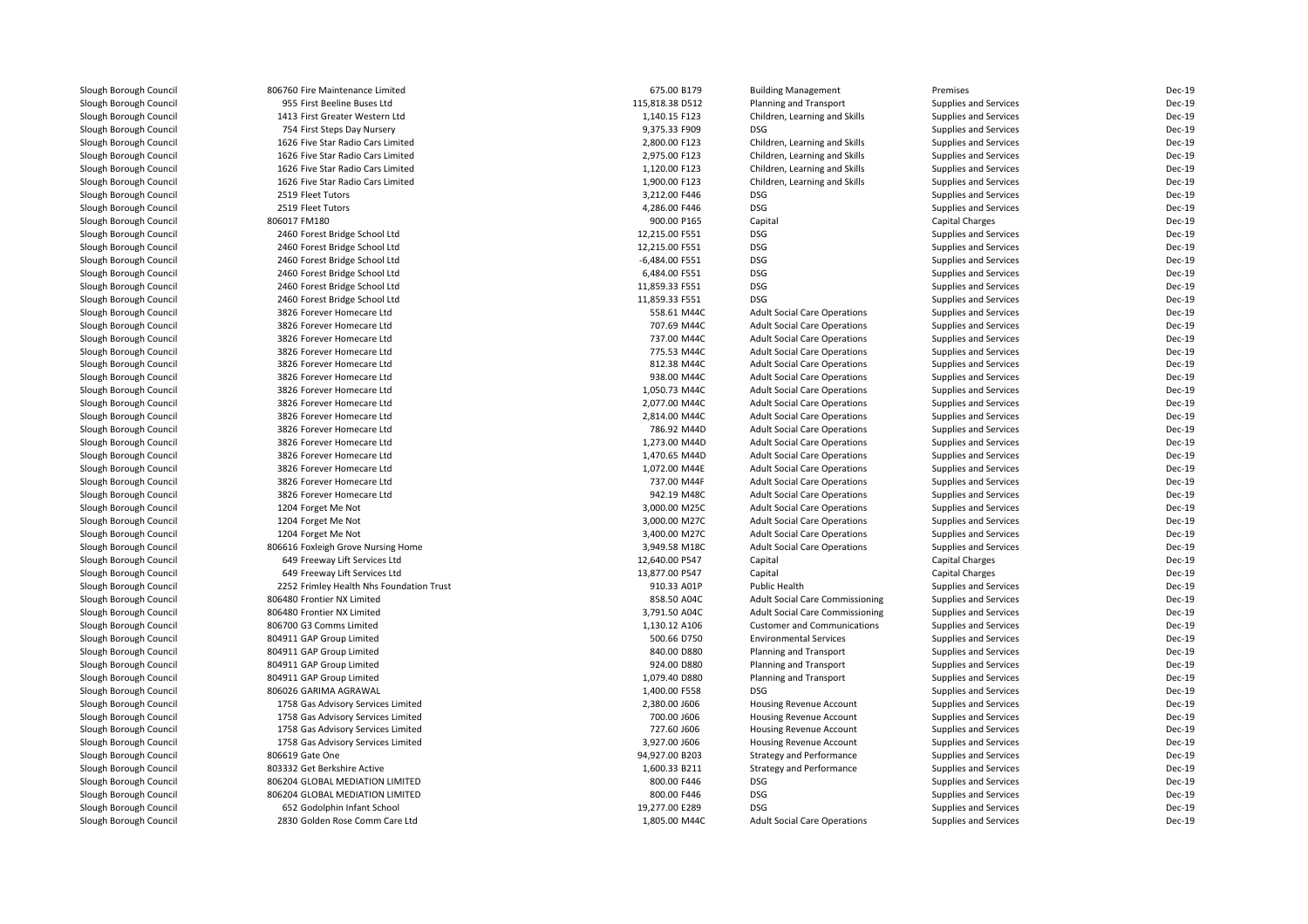| | | | | | | |
|---|---|---|---|---|---|---|
| Slough Borough Council | 806760 Fire Maintenance Limited | 675.00 B179 | Building Management | Premises | Dec-19 |
| Slough Borough Council | 955 First Beeline Buses Ltd | 115,818.38 D512 | Planning and Transport | Supplies and Services | Dec-19 |
| Slough Borough Council | 1413 First Greater Western Ltd | 1,140.15 F123 | Children, Learning and Skills | Supplies and Services | Dec-19 |
| Slough Borough Council | 754 First Steps Day Nursery | 9,375.33 F909 | DSG | Supplies and Services | Dec-19 |
| Slough Borough Council | 1626 Five Star Radio Cars Limited | 2,800.00 F123 | Children, Learning and Skills | Supplies and Services | Dec-19 |
| Slough Borough Council | 1626 Five Star Radio Cars Limited | 2,975.00 F123 | Children, Learning and Skills | Supplies and Services | Dec-19 |
| Slough Borough Council | 1626 Five Star Radio Cars Limited | 1,120.00 F123 | Children, Learning and Skills | Supplies and Services | Dec-19 |
| Slough Borough Council | 1626 Five Star Radio Cars Limited | 1,900.00 F123 | Children, Learning and Skills | Supplies and Services | Dec-19 |
| Slough Borough Council | 2519 Fleet Tutors | 3,212.00 F446 | DSG | Supplies and Services | Dec-19 |
| Slough Borough Council | 2519 Fleet Tutors | 4,286.00 F446 | DSG | Supplies and Services | Dec-19 |
| Slough Borough Council | 806017 FM180 | 900.00 P165 | Capital | Capital Charges | Dec-19 |
| Slough Borough Council | 2460 Forest Bridge School Ltd | 12,215.00 F551 | DSG | Supplies and Services | Dec-19 |
| Slough Borough Council | 2460 Forest Bridge School Ltd | 12,215.00 F551 | DSG | Supplies and Services | Dec-19 |
| Slough Borough Council | 2460 Forest Bridge School Ltd | -6,484.00 F551 | DSG | Supplies and Services | Dec-19 |
| Slough Borough Council | 2460 Forest Bridge School Ltd | 6,484.00 F551 | DSG | Supplies and Services | Dec-19 |
| Slough Borough Council | 2460 Forest Bridge School Ltd | 11,859.33 F551 | DSG | Supplies and Services | Dec-19 |
| Slough Borough Council | 2460 Forest Bridge School Ltd | 11,859.33 F551 | DSG | Supplies and Services | Dec-19 |
| Slough Borough Council | 3826 Forever Homecare Ltd | 558.61 M44C | Adult Social Care Operations | Supplies and Services | Dec-19 |
| Slough Borough Council | 3826 Forever Homecare Ltd | 707.69 M44C | Adult Social Care Operations | Supplies and Services | Dec-19 |
| Slough Borough Council | 3826 Forever Homecare Ltd | 737.00 M44C | Adult Social Care Operations | Supplies and Services | Dec-19 |
| Slough Borough Council | 3826 Forever Homecare Ltd | 775.53 M44C | Adult Social Care Operations | Supplies and Services | Dec-19 |
| Slough Borough Council | 3826 Forever Homecare Ltd | 812.38 M44C | Adult Social Care Operations | Supplies and Services | Dec-19 |
| Slough Borough Council | 3826 Forever Homecare Ltd | 938.00 M44C | Adult Social Care Operations | Supplies and Services | Dec-19 |
| Slough Borough Council | 3826 Forever Homecare Ltd | 1,050.73 M44C | Adult Social Care Operations | Supplies and Services | Dec-19 |
| Slough Borough Council | 3826 Forever Homecare Ltd | 2,077.00 M44C | Adult Social Care Operations | Supplies and Services | Dec-19 |
| Slough Borough Council | 3826 Forever Homecare Ltd | 2,814.00 M44C | Adult Social Care Operations | Supplies and Services | Dec-19 |
| Slough Borough Council | 3826 Forever Homecare Ltd | 786.92 M44D | Adult Social Care Operations | Supplies and Services | Dec-19 |
| Slough Borough Council | 3826 Forever Homecare Ltd | 1,273.00 M44D | Adult Social Care Operations | Supplies and Services | Dec-19 |
| Slough Borough Council | 3826 Forever Homecare Ltd | 1,470.65 M44D | Adult Social Care Operations | Supplies and Services | Dec-19 |
| Slough Borough Council | 3826 Forever Homecare Ltd | 1,072.00 M44E | Adult Social Care Operations | Supplies and Services | Dec-19 |
| Slough Borough Council | 3826 Forever Homecare Ltd | 737.00 M44F | Adult Social Care Operations | Supplies and Services | Dec-19 |
| Slough Borough Council | 3826 Forever Homecare Ltd | 942.19 M48C | Adult Social Care Operations | Supplies and Services | Dec-19 |
| Slough Borough Council | 1204 Forget Me Not | 3,000.00 M25C | Adult Social Care Operations | Supplies and Services | Dec-19 |
| Slough Borough Council | 1204 Forget Me Not | 3,000.00 M27C | Adult Social Care Operations | Supplies and Services | Dec-19 |
| Slough Borough Council | 1204 Forget Me Not | 3,400.00 M27C | Adult Social Care Operations | Supplies and Services | Dec-19 |
| Slough Borough Council | 806616 Foxleigh Grove Nursing Home | 3,949.58 M18C | Adult Social Care Operations | Supplies and Services | Dec-19 |
| Slough Borough Council | 649 Freeway Lift Services Ltd | 12,640.00 P547 | Capital | Capital Charges | Dec-19 |
| Slough Borough Council | 649 Freeway Lift Services Ltd | 13,877.00 P547 | Capital | Capital Charges | Dec-19 |
| Slough Borough Council | 2252 Frimley Health Nhs Foundation Trust | 910.33 A01P | Public Health | Supplies and Services | Dec-19 |
| Slough Borough Council | 806480 Frontier NX Limited | 858.50 A04C | Adult Social Care Commissioning | Supplies and Services | Dec-19 |
| Slough Borough Council | 806480 Frontier NX Limited | 3,791.50 A04C | Adult Social Care Commissioning | Supplies and Services | Dec-19 |
| Slough Borough Council | 806700 G3 Comms Limited | 1,130.12 A106 | Customer and Communications | Supplies and Services | Dec-19 |
| Slough Borough Council | 804911 GAP Group Limited | 500.66 D750 | Environmental Services | Supplies and Services | Dec-19 |
| Slough Borough Council | 804911 GAP Group Limited | 840.00 D880 | Planning and Transport | Supplies and Services | Dec-19 |
| Slough Borough Council | 804911 GAP Group Limited | 924.00 D880 | Planning and Transport | Supplies and Services | Dec-19 |
| Slough Borough Council | 804911 GAP Group Limited | 1,079.40 D880 | Planning and Transport | Supplies and Services | Dec-19 |
| Slough Borough Council | 806026 GARIMA AGRAWAL | 1,400.00 F558 | DSG | Supplies and Services | Dec-19 |
| Slough Borough Council | 1758 Gas Advisory Services Limited | 2,380.00 J606 | Housing Revenue Account | Supplies and Services | Dec-19 |
| Slough Borough Council | 1758 Gas Advisory Services Limited | 700.00 J606 | Housing Revenue Account | Supplies and Services | Dec-19 |
| Slough Borough Council | 1758 Gas Advisory Services Limited | 727.60 J606 | Housing Revenue Account | Supplies and Services | Dec-19 |
| Slough Borough Council | 1758 Gas Advisory Services Limited | 3,927.00 J606 | Housing Revenue Account | Supplies and Services | Dec-19 |
| Slough Borough Council | 806619 Gate One | 94,927.00 B203 | Strategy and Performance | Supplies and Services | Dec-19 |
| Slough Borough Council | 803332 Get Berkshire Active | 1,600.33 B211 | Strategy and Performance | Supplies and Services | Dec-19 |
| Slough Borough Council | 806204 GLOBAL MEDIATION LIMITED | 800.00 F446 | DSG | Supplies and Services | Dec-19 |
| Slough Borough Council | 806204 GLOBAL MEDIATION LIMITED | 800.00 F446 | DSG | Supplies and Services | Dec-19 |
| Slough Borough Council | 652 Godolphin Infant School | 19,277.00 E289 | DSG | Supplies and Services | Dec-19 |
| Slough Borough Council | 2830 Golden Rose Comm Care Ltd | 1,805.00 M44C | Adult Social Care Operations | Supplies and Services | Dec-19 |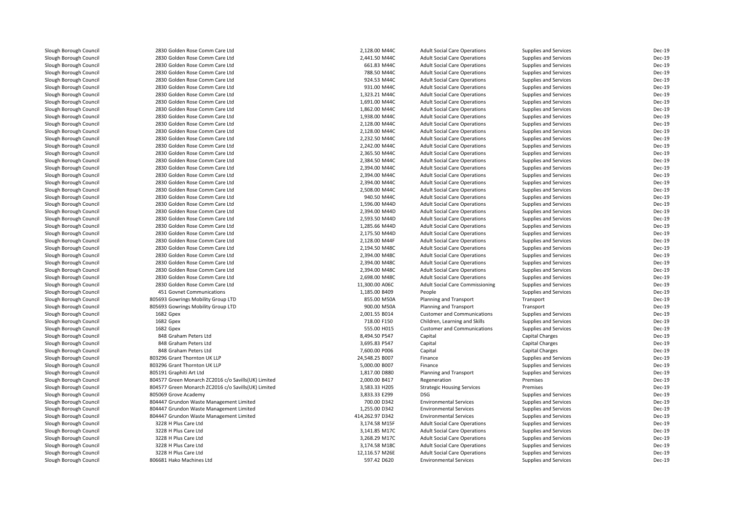| | | | | | | |
|---|---|---|---|---|---|---|
| Slough Borough Council | 2830 Golden Rose Comm Care Ltd | 2,128.00 M44C | Adult Social Care Operations | Supplies and Services | Dec-19 |
| Slough Borough Council | 2830 Golden Rose Comm Care Ltd | 2,441.50 M44C | Adult Social Care Operations | Supplies and Services | Dec-19 |
| Slough Borough Council | 2830 Golden Rose Comm Care Ltd | 661.83 M44C | Adult Social Care Operations | Supplies and Services | Dec-19 |
| Slough Borough Council | 2830 Golden Rose Comm Care Ltd | 788.50 M44C | Adult Social Care Operations | Supplies and Services | Dec-19 |
| Slough Borough Council | 2830 Golden Rose Comm Care Ltd | 924.53 M44C | Adult Social Care Operations | Supplies and Services | Dec-19 |
| Slough Borough Council | 2830 Golden Rose Comm Care Ltd | 931.00 M44C | Adult Social Care Operations | Supplies and Services | Dec-19 |
| Slough Borough Council | 2830 Golden Rose Comm Care Ltd | 1,323.21 M44C | Adult Social Care Operations | Supplies and Services | Dec-19 |
| Slough Borough Council | 2830 Golden Rose Comm Care Ltd | 1,691.00 M44C | Adult Social Care Operations | Supplies and Services | Dec-19 |
| Slough Borough Council | 2830 Golden Rose Comm Care Ltd | 1,862.00 M44C | Adult Social Care Operations | Supplies and Services | Dec-19 |
| Slough Borough Council | 2830 Golden Rose Comm Care Ltd | 1,938.00 M44C | Adult Social Care Operations | Supplies and Services | Dec-19 |
| Slough Borough Council | 2830 Golden Rose Comm Care Ltd | 2,128.00 M44C | Adult Social Care Operations | Supplies and Services | Dec-19 |
| Slough Borough Council | 2830 Golden Rose Comm Care Ltd | 2,128.00 M44C | Adult Social Care Operations | Supplies and Services | Dec-19 |
| Slough Borough Council | 2830 Golden Rose Comm Care Ltd | 2,232.50 M44C | Adult Social Care Operations | Supplies and Services | Dec-19 |
| Slough Borough Council | 2830 Golden Rose Comm Care Ltd | 2,242.00 M44C | Adult Social Care Operations | Supplies and Services | Dec-19 |
| Slough Borough Council | 2830 Golden Rose Comm Care Ltd | 2,365.50 M44C | Adult Social Care Operations | Supplies and Services | Dec-19 |
| Slough Borough Council | 2830 Golden Rose Comm Care Ltd | 2,384.50 M44C | Adult Social Care Operations | Supplies and Services | Dec-19 |
| Slough Borough Council | 2830 Golden Rose Comm Care Ltd | 2,394.00 M44C | Adult Social Care Operations | Supplies and Services | Dec-19 |
| Slough Borough Council | 2830 Golden Rose Comm Care Ltd | 2,394.00 M44C | Adult Social Care Operations | Supplies and Services | Dec-19 |
| Slough Borough Council | 2830 Golden Rose Comm Care Ltd | 2,394.00 M44C | Adult Social Care Operations | Supplies and Services | Dec-19 |
| Slough Borough Council | 2830 Golden Rose Comm Care Ltd | 2,508.00 M44C | Adult Social Care Operations | Supplies and Services | Dec-19 |
| Slough Borough Council | 2830 Golden Rose Comm Care Ltd | 940.50 M44C | Adult Social Care Operations | Supplies and Services | Dec-19 |
| Slough Borough Council | 2830 Golden Rose Comm Care Ltd | 1,596.00 M44D | Adult Social Care Operations | Supplies and Services | Dec-19 |
| Slough Borough Council | 2830 Golden Rose Comm Care Ltd | 2,394.00 M44D | Adult Social Care Operations | Supplies and Services | Dec-19 |
| Slough Borough Council | 2830 Golden Rose Comm Care Ltd | 2,593.50 M44D | Adult Social Care Operations | Supplies and Services | Dec-19 |
| Slough Borough Council | 2830 Golden Rose Comm Care Ltd | 1,285.66 M44D | Adult Social Care Operations | Supplies and Services | Dec-19 |
| Slough Borough Council | 2830 Golden Rose Comm Care Ltd | 2,175.50 M44D | Adult Social Care Operations | Supplies and Services | Dec-19 |
| Slough Borough Council | 2830 Golden Rose Comm Care Ltd | 2,128.00 M44F | Adult Social Care Operations | Supplies and Services | Dec-19 |
| Slough Borough Council | 2830 Golden Rose Comm Care Ltd | 2,194.50 M48C | Adult Social Care Operations | Supplies and Services | Dec-19 |
| Slough Borough Council | 2830 Golden Rose Comm Care Ltd | 2,394.00 M48C | Adult Social Care Operations | Supplies and Services | Dec-19 |
| Slough Borough Council | 2830 Golden Rose Comm Care Ltd | 2,394.00 M48C | Adult Social Care Operations | Supplies and Services | Dec-19 |
| Slough Borough Council | 2830 Golden Rose Comm Care Ltd | 2,394.00 M48C | Adult Social Care Operations | Supplies and Services | Dec-19 |
| Slough Borough Council | 2830 Golden Rose Comm Care Ltd | 2,698.00 M48C | Adult Social Care Operations | Supplies and Services | Dec-19 |
| Slough Borough Council | 2830 Golden Rose Comm Care Ltd | 11,300.00 A06C | Adult Social Care Commissioning | Supplies and Services | Dec-19 |
| Slough Borough Council | 451 Govnet Communications | 1,185.00 B409 | People | Supplies and Services | Dec-19 |
| Slough Borough Council | 805693 Gowrings Mobility Group LTD | 855.00 M50A | Planning and Transport | Transport | Dec-19 |
| Slough Borough Council | 805693 Gowrings Mobility Group LTD | 900.00 M50A | Planning and Transport | Transport | Dec-19 |
| Slough Borough Council | 1682 Gpex | 2,001.55 B014 | Customer and Communications | Supplies and Services | Dec-19 |
| Slough Borough Council | 1682 Gpex | 718.00 F150 | Children, Learning and Skills | Supplies and Services | Dec-19 |
| Slough Borough Council | 1682 Gpex | 555.00 H015 | Customer and Communications | Supplies and Services | Dec-19 |
| Slough Borough Council | 848 Graham Peters Ltd | 8,494.50 P547 | Capital | Capital Charges | Dec-19 |
| Slough Borough Council | 848 Graham Peters Ltd | 3,695.83 P547 | Capital | Capital Charges | Dec-19 |
| Slough Borough Council | 848 Graham Peters Ltd | 7,600.00 P006 | Capital | Capital Charges | Dec-19 |
| Slough Borough Council | 803296 Grant Thornton UK LLP | 24,548.25 B007 | Finance | Supplies and Services | Dec-19 |
| Slough Borough Council | 803296 Grant Thornton UK LLP | 5,000.00 B007 | Finance | Supplies and Services | Dec-19 |
| Slough Borough Council | 805191 Graphiti Art Ltd | 1,817.00 D880 | Planning and Transport | Supplies and Services | Dec-19 |
| Slough Borough Council | 804577 Green Monarch ZC2016 c/o Savills(UK) Limited | 2,000.00 B417 | Regeneration | Premises | Dec-19 |
| Slough Borough Council | 804577 Green Monarch ZC2016 c/o Savills(UK) Limited | 3,583.33 H205 | Strategic Housing Services | Premises | Dec-19 |
| Slough Borough Council | 805069 Grove Academy | 3,833.33 E299 | DSG | Supplies and Services | Dec-19 |
| Slough Borough Council | 804447 Grundon Waste Management Limited | 700.00 D342 | Environmental Services | Supplies and Services | Dec-19 |
| Slough Borough Council | 804447 Grundon Waste Management Limited | 1,255.00 D342 | Environmental Services | Supplies and Services | Dec-19 |
| Slough Borough Council | 804447 Grundon Waste Management Limited | 414,262.97 D342 | Environmental Services | Supplies and Services | Dec-19 |
| Slough Borough Council | 3228 H Plus Care Ltd | 3,174.58 M15F | Adult Social Care Operations | Supplies and Services | Dec-19 |
| Slough Borough Council | 3228 H Plus Care Ltd | 3,141.85 M17C | Adult Social Care Operations | Supplies and Services | Dec-19 |
| Slough Borough Council | 3228 H Plus Care Ltd | 3,268.29 M17C | Adult Social Care Operations | Supplies and Services | Dec-19 |
| Slough Borough Council | 3228 H Plus Care Ltd | 3,174.58 M18C | Adult Social Care Operations | Supplies and Services | Dec-19 |
| Slough Borough Council | 3228 H Plus Care Ltd | 12,116.57 M26E | Adult Social Care Operations | Supplies and Services | Dec-19 |
| Slough Borough Council | 806681 Hako Machines Ltd | 597.42 D620 | Environmental Services | Supplies and Services | Dec-19 |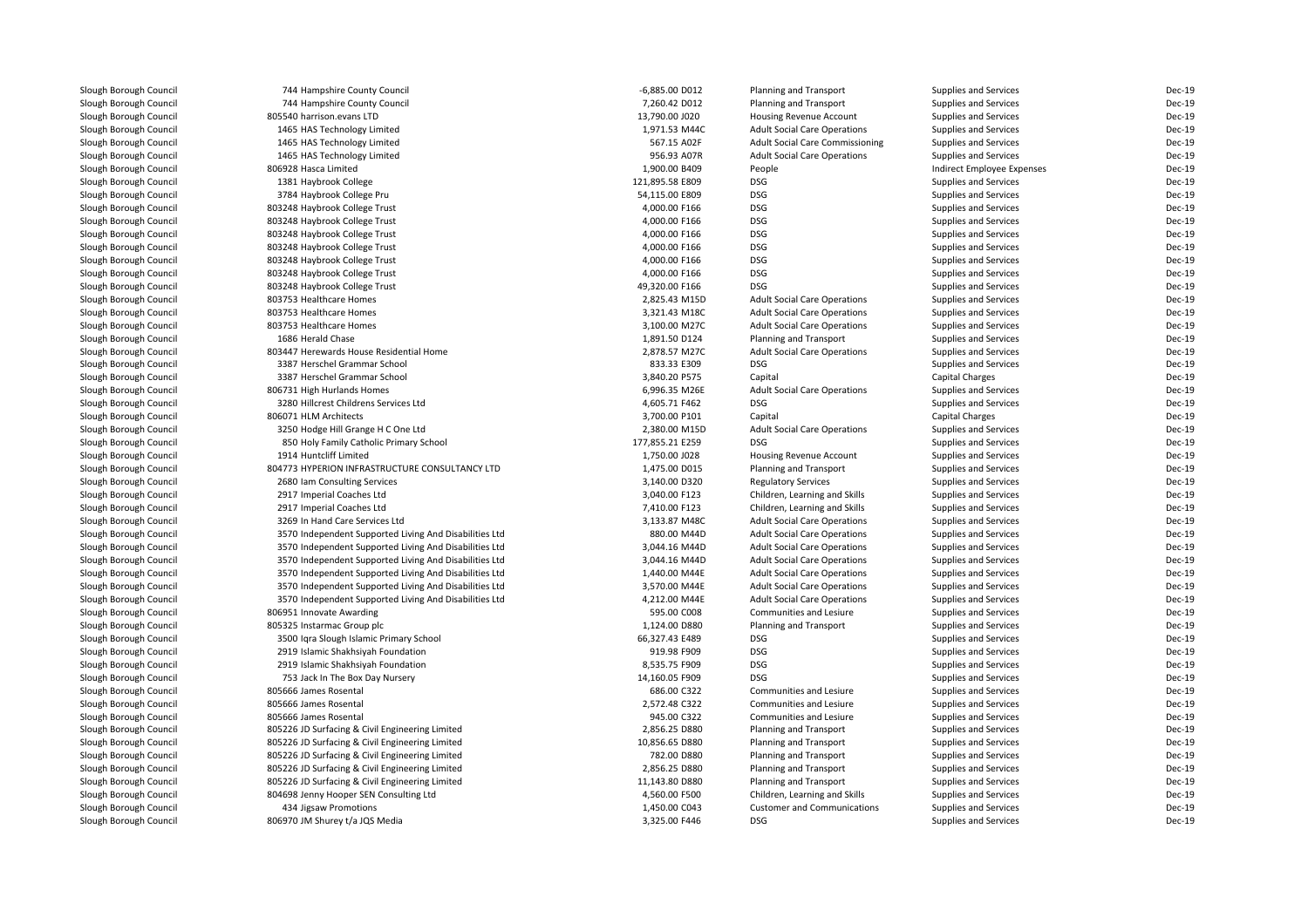| | | | | | |
|---|---|---|---|---|---|
| Slough Borough Council | 744 Hampshire County Council | -6,885.00 D012 | Planning and Transport | Supplies and Services | Dec-19 |
| Slough Borough Council | 744 Hampshire County Council | 7,260.42 D012 | Planning and Transport | Supplies and Services | Dec-19 |
| Slough Borough Council | 805540 harrison.evans LTD | 13,790.00 J020 | Housing Revenue Account | Supplies and Services | Dec-19 |
| Slough Borough Council | 1465 HAS Technology Limited | 1,971.53 M44C | Adult Social Care Operations | Supplies and Services | Dec-19 |
| Slough Borough Council | 1465 HAS Technology Limited | 567.15 A02F | Adult Social Care Commissioning | Supplies and Services | Dec-19 |
| Slough Borough Council | 1465 HAS Technology Limited | 956.93 A07R | Adult Social Care Operations | Supplies and Services | Dec-19 |
| Slough Borough Council | 806928 Hasca Limited | 1,900.00 B409 | People | Indirect Employee Expenses | Dec-19 |
| Slough Borough Council | 1381 Haybrook College | 121,895.58 E809 | DSG | Supplies and Services | Dec-19 |
| Slough Borough Council | 3784 Haybrook College Pru | 54,115.00 E809 | DSG | Supplies and Services | Dec-19 |
| Slough Borough Council | 803248 Haybrook College Trust | 4,000.00 F166 | DSG | Supplies and Services | Dec-19 |
| Slough Borough Council | 803248 Haybrook College Trust | 4,000.00 F166 | DSG | Supplies and Services | Dec-19 |
| Slough Borough Council | 803248 Haybrook College Trust | 4,000.00 F166 | DSG | Supplies and Services | Dec-19 |
| Slough Borough Council | 803248 Haybrook College Trust | 4,000.00 F166 | DSG | Supplies and Services | Dec-19 |
| Slough Borough Council | 803248 Haybrook College Trust | 4,000.00 F166 | DSG | Supplies and Services | Dec-19 |
| Slough Borough Council | 803248 Haybrook College Trust | 4,000.00 F166 | DSG | Supplies and Services | Dec-19 |
| Slough Borough Council | 803248 Haybrook College Trust | 49,320.00 F166 | DSG | Supplies and Services | Dec-19 |
| Slough Borough Council | 803753 Healthcare Homes | 2,825.43 M15D | Adult Social Care Operations | Supplies and Services | Dec-19 |
| Slough Borough Council | 803753 Healthcare Homes | 3,321.43 M18C | Adult Social Care Operations | Supplies and Services | Dec-19 |
| Slough Borough Council | 803753 Healthcare Homes | 3,100.00 M27C | Adult Social Care Operations | Supplies and Services | Dec-19 |
| Slough Borough Council | 1686 Herald Chase | 1,891.50 D124 | Planning and Transport | Supplies and Services | Dec-19 |
| Slough Borough Council | 803447 Herewards House Residential Home | 2,878.57 M27C | Adult Social Care Operations | Supplies and Services | Dec-19 |
| Slough Borough Council | 3387 Herschel Grammar School | 833.33 E309 | DSG | Supplies and Services | Dec-19 |
| Slough Borough Council | 3387 Herschel Grammar School | 3,840.20 P575 | Capital | Capital Charges | Dec-19 |
| Slough Borough Council | 806731 High Hurlands Homes | 6,996.35 M26E | Adult Social Care Operations | Supplies and Services | Dec-19 |
| Slough Borough Council | 3280 Hillcrest Childrens Services Ltd | 4,605.71 F462 | DSG | Supplies and Services | Dec-19 |
| Slough Borough Council | 806071 HLM Architects | 3,700.00 P101 | Capital | Capital Charges | Dec-19 |
| Slough Borough Council | 3250 Hodge Hill Grange H C One Ltd | 2,380.00 M15D | Adult Social Care Operations | Supplies and Services | Dec-19 |
| Slough Borough Council | 850 Holy Family Catholic Primary School | 177,855.21 E259 | DSG | Supplies and Services | Dec-19 |
| Slough Borough Council | 1914 Huntcliff Limited | 1,750.00 J028 | Housing Revenue Account | Supplies and Services | Dec-19 |
| Slough Borough Council | 804773 HYPERION INFRASTRUCTURE CONSULTANCY LTD | 1,475.00 D015 | Planning and Transport | Supplies and Services | Dec-19 |
| Slough Borough Council | 2680 Iam Consulting Services | 3,140.00 D320 | Regulatory Services | Supplies and Services | Dec-19 |
| Slough Borough Council | 2917 Imperial Coaches Ltd | 3,040.00 F123 | Children, Learning and Skills | Supplies and Services | Dec-19 |
| Slough Borough Council | 2917 Imperial Coaches Ltd | 7,410.00 F123 | Children, Learning and Skills | Supplies and Services | Dec-19 |
| Slough Borough Council | 3269 In Hand Care Services Ltd | 3,133.87 M48C | Adult Social Care Operations | Supplies and Services | Dec-19 |
| Slough Borough Council | 3570 Independent Supported Living And Disabilities Ltd | 880.00 M44D | Adult Social Care Operations | Supplies and Services | Dec-19 |
| Slough Borough Council | 3570 Independent Supported Living And Disabilities Ltd | 3,044.16 M44D | Adult Social Care Operations | Supplies and Services | Dec-19 |
| Slough Borough Council | 3570 Independent Supported Living And Disabilities Ltd | 3,044.16 M44D | Adult Social Care Operations | Supplies and Services | Dec-19 |
| Slough Borough Council | 3570 Independent Supported Living And Disabilities Ltd | 1,440.00 M44E | Adult Social Care Operations | Supplies and Services | Dec-19 |
| Slough Borough Council | 3570 Independent Supported Living And Disabilities Ltd | 3,570.00 M44E | Adult Social Care Operations | Supplies and Services | Dec-19 |
| Slough Borough Council | 3570 Independent Supported Living And Disabilities Ltd | 4,212.00 M44E | Adult Social Care Operations | Supplies and Services | Dec-19 |
| Slough Borough Council | 806951 Innovate Awarding | 595.00 C008 | Communities and Lesiure | Supplies and Services | Dec-19 |
| Slough Borough Council | 805325 Instarmac Group plc | 1,124.00 D880 | Planning and Transport | Supplies and Services | Dec-19 |
| Slough Borough Council | 3500 Iqra Slough Islamic Primary School | 66,327.43 E489 | DSG | Supplies and Services | Dec-19 |
| Slough Borough Council | 2919 Islamic Shakhsiyah Foundation | 919.98 F909 | DSG | Supplies and Services | Dec-19 |
| Slough Borough Council | 2919 Islamic Shakhsiyah Foundation | 8,535.75 F909 | DSG | Supplies and Services | Dec-19 |
| Slough Borough Council | 753 Jack In The Box Day Nursery | 14,160.05 F909 | DSG | Supplies and Services | Dec-19 |
| Slough Borough Council | 805666 James Rosental | 686.00 C322 | Communities and Lesiure | Supplies and Services | Dec-19 |
| Slough Borough Council | 805666 James Rosental | 2,572.48 C322 | Communities and Lesiure | Supplies and Services | Dec-19 |
| Slough Borough Council | 805666 James Rosental | 945.00 C322 | Communities and Lesiure | Supplies and Services | Dec-19 |
| Slough Borough Council | 805226 JD Surfacing & Civil Engineering Limited | 2,856.25 D880 | Planning and Transport | Supplies and Services | Dec-19 |
| Slough Borough Council | 805226 JD Surfacing & Civil Engineering Limited | 10,856.65 D880 | Planning and Transport | Supplies and Services | Dec-19 |
| Slough Borough Council | 805226 JD Surfacing & Civil Engineering Limited | 782.00 D880 | Planning and Transport | Supplies and Services | Dec-19 |
| Slough Borough Council | 805226 JD Surfacing & Civil Engineering Limited | 2,856.25 D880 | Planning and Transport | Supplies and Services | Dec-19 |
| Slough Borough Council | 805226 JD Surfacing & Civil Engineering Limited | 11,143.80 D880 | Planning and Transport | Supplies and Services | Dec-19 |
| Slough Borough Council | 804698 Jenny Hooper SEN Consulting Ltd | 4,560.00 F500 | Children, Learning and Skills | Supplies and Services | Dec-19 |
| Slough Borough Council | 434 Jigsaw Promotions | 1,450.00 C043 | Customer and Communications | Supplies and Services | Dec-19 |
| Slough Borough Council | 806970 JM Shurey t/a JQS Media | 3,325.00 F446 | DSG | Supplies and Services | Dec-19 |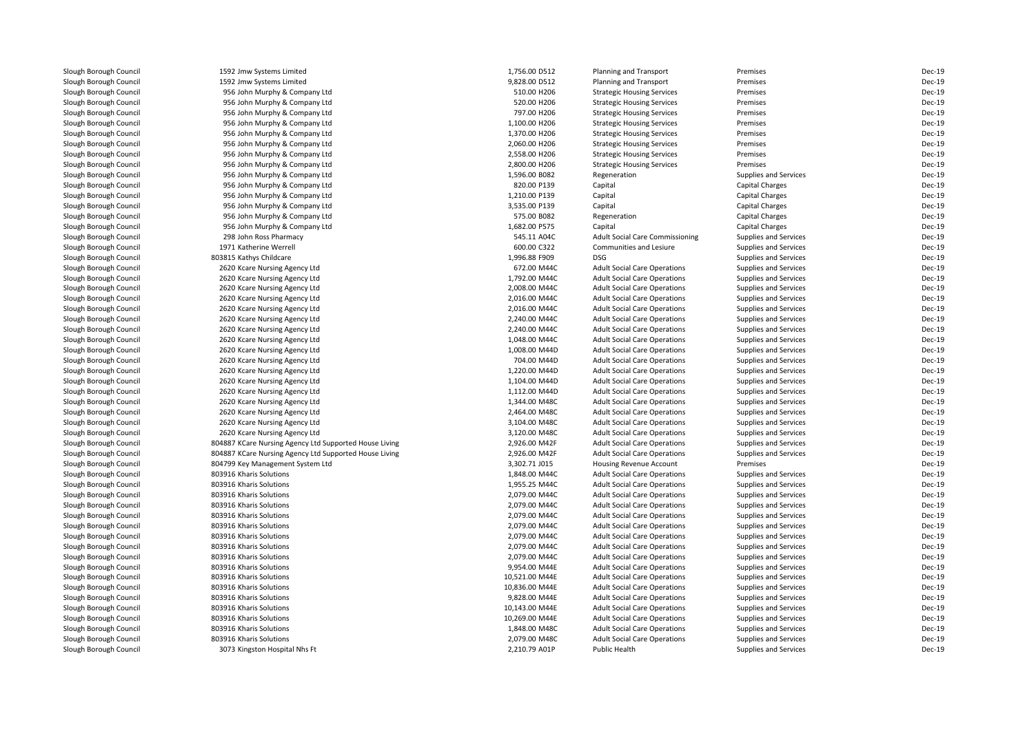| | | | | | | |
|---|---|---|---|---|---|---|
| Slough Borough Council | 1592 Jmw Systems Limited | 1,756.00 D512 | Planning and Transport | Premises | Dec-19 |
| Slough Borough Council | 1592 Jmw Systems Limited | 9,828.00 D512 | Planning and Transport | Premises | Dec-19 |
| Slough Borough Council | 956 John Murphy & Company Ltd | 510.00 H206 | Strategic Housing Services | Premises | Dec-19 |
| Slough Borough Council | 956 John Murphy & Company Ltd | 520.00 H206 | Strategic Housing Services | Premises | Dec-19 |
| Slough Borough Council | 956 John Murphy & Company Ltd | 797.00 H206 | Strategic Housing Services | Premises | Dec-19 |
| Slough Borough Council | 956 John Murphy & Company Ltd | 1,100.00 H206 | Strategic Housing Services | Premises | Dec-19 |
| Slough Borough Council | 956 John Murphy & Company Ltd | 1,370.00 H206 | Strategic Housing Services | Premises | Dec-19 |
| Slough Borough Council | 956 John Murphy & Company Ltd | 2,060.00 H206 | Strategic Housing Services | Premises | Dec-19 |
| Slough Borough Council | 956 John Murphy & Company Ltd | 2,558.00 H206 | Strategic Housing Services | Premises | Dec-19 |
| Slough Borough Council | 956 John Murphy & Company Ltd | 2,800.00 H206 | Strategic Housing Services | Premises | Dec-19 |
| Slough Borough Council | 956 John Murphy & Company Ltd | 1,596.00 B082 | Regeneration | Supplies and Services | Dec-19 |
| Slough Borough Council | 956 John Murphy & Company Ltd | 820.00 P139 | Capital | Capital Charges | Dec-19 |
| Slough Borough Council | 956 John Murphy & Company Ltd | 1,210.00 P139 | Capital | Capital Charges | Dec-19 |
| Slough Borough Council | 956 John Murphy & Company Ltd | 3,535.00 P139 | Capital | Capital Charges | Dec-19 |
| Slough Borough Council | 956 John Murphy & Company Ltd | 575.00 B082 | Regeneration | Capital Charges | Dec-19 |
| Slough Borough Council | 956 John Murphy & Company Ltd | 1,682.00 P575 | Capital | Capital Charges | Dec-19 |
| Slough Borough Council | 298 John Ross Pharmacy | 545.11 A04C | Adult Social Care Commissioning | Supplies and Services | Dec-19 |
| Slough Borough Council | 1971 Katherine Werrell | 600.00 C322 | Communities and Lesiure | Supplies and Services | Dec-19 |
| Slough Borough Council | 803815 Kathys Childcare | 1,996.88 F909 | DSG | Supplies and Services | Dec-19 |
| Slough Borough Council | 2620 Kcare Nursing Agency Ltd | 672.00 M44C | Adult Social Care Operations | Supplies and Services | Dec-19 |
| Slough Borough Council | 2620 Kcare Nursing Agency Ltd | 1,792.00 M44C | Adult Social Care Operations | Supplies and Services | Dec-19 |
| Slough Borough Council | 2620 Kcare Nursing Agency Ltd | 2,008.00 M44C | Adult Social Care Operations | Supplies and Services | Dec-19 |
| Slough Borough Council | 2620 Kcare Nursing Agency Ltd | 2,016.00 M44C | Adult Social Care Operations | Supplies and Services | Dec-19 |
| Slough Borough Council | 2620 Kcare Nursing Agency Ltd | 2,016.00 M44C | Adult Social Care Operations | Supplies and Services | Dec-19 |
| Slough Borough Council | 2620 Kcare Nursing Agency Ltd | 2,240.00 M44C | Adult Social Care Operations | Supplies and Services | Dec-19 |
| Slough Borough Council | 2620 Kcare Nursing Agency Ltd | 2,240.00 M44C | Adult Social Care Operations | Supplies and Services | Dec-19 |
| Slough Borough Council | 2620 Kcare Nursing Agency Ltd | 1,048.00 M44C | Adult Social Care Operations | Supplies and Services | Dec-19 |
| Slough Borough Council | 2620 Kcare Nursing Agency Ltd | 1,008.00 M44D | Adult Social Care Operations | Supplies and Services | Dec-19 |
| Slough Borough Council | 2620 Kcare Nursing Agency Ltd | 704.00 M44D | Adult Social Care Operations | Supplies and Services | Dec-19 |
| Slough Borough Council | 2620 Kcare Nursing Agency Ltd | 1,220.00 M44D | Adult Social Care Operations | Supplies and Services | Dec-19 |
| Slough Borough Council | 2620 Kcare Nursing Agency Ltd | 1,104.00 M44D | Adult Social Care Operations | Supplies and Services | Dec-19 |
| Slough Borough Council | 2620 Kcare Nursing Agency Ltd | 1,112.00 M44D | Adult Social Care Operations | Supplies and Services | Dec-19 |
| Slough Borough Council | 2620 Kcare Nursing Agency Ltd | 1,344.00 M48C | Adult Social Care Operations | Supplies and Services | Dec-19 |
| Slough Borough Council | 2620 Kcare Nursing Agency Ltd | 2,464.00 M48C | Adult Social Care Operations | Supplies and Services | Dec-19 |
| Slough Borough Council | 2620 Kcare Nursing Agency Ltd | 3,104.00 M48C | Adult Social Care Operations | Supplies and Services | Dec-19 |
| Slough Borough Council | 2620 Kcare Nursing Agency Ltd | 3,120.00 M48C | Adult Social Care Operations | Supplies and Services | Dec-19 |
| Slough Borough Council | 804887 KCare Nursing Agency Ltd Supported House Living | 2,926.00 M42F | Adult Social Care Operations | Supplies and Services | Dec-19 |
| Slough Borough Council | 804887 KCare Nursing Agency Ltd Supported House Living | 2,926.00 M42F | Adult Social Care Operations | Supplies and Services | Dec-19 |
| Slough Borough Council | 804799 Key Management System Ltd | 3,302.71 J015 | Housing Revenue Account | Premises | Dec-19 |
| Slough Borough Council | 803916 Kharis Solutions | 1,848.00 M44C | Adult Social Care Operations | Supplies and Services | Dec-19 |
| Slough Borough Council | 803916 Kharis Solutions | 1,955.25 M44C | Adult Social Care Operations | Supplies and Services | Dec-19 |
| Slough Borough Council | 803916 Kharis Solutions | 2,079.00 M44C | Adult Social Care Operations | Supplies and Services | Dec-19 |
| Slough Borough Council | 803916 Kharis Solutions | 2,079.00 M44C | Adult Social Care Operations | Supplies and Services | Dec-19 |
| Slough Borough Council | 803916 Kharis Solutions | 2,079.00 M44C | Adult Social Care Operations | Supplies and Services | Dec-19 |
| Slough Borough Council | 803916 Kharis Solutions | 2,079.00 M44C | Adult Social Care Operations | Supplies and Services | Dec-19 |
| Slough Borough Council | 803916 Kharis Solutions | 2,079.00 M44C | Adult Social Care Operations | Supplies and Services | Dec-19 |
| Slough Borough Council | 803916 Kharis Solutions | 2,079.00 M44C | Adult Social Care Operations | Supplies and Services | Dec-19 |
| Slough Borough Council | 803916 Kharis Solutions | 2,079.00 M44C | Adult Social Care Operations | Supplies and Services | Dec-19 |
| Slough Borough Council | 803916 Kharis Solutions | 9,954.00 M44E | Adult Social Care Operations | Supplies and Services | Dec-19 |
| Slough Borough Council | 803916 Kharis Solutions | 10,521.00 M44E | Adult Social Care Operations | Supplies and Services | Dec-19 |
| Slough Borough Council | 803916 Kharis Solutions | 10,836.00 M44E | Adult Social Care Operations | Supplies and Services | Dec-19 |
| Slough Borough Council | 803916 Kharis Solutions | 9,828.00 M44E | Adult Social Care Operations | Supplies and Services | Dec-19 |
| Slough Borough Council | 803916 Kharis Solutions | 10,143.00 M44E | Adult Social Care Operations | Supplies and Services | Dec-19 |
| Slough Borough Council | 803916 Kharis Solutions | 10,269.00 M44E | Adult Social Care Operations | Supplies and Services | Dec-19 |
| Slough Borough Council | 803916 Kharis Solutions | 1,848.00 M48C | Adult Social Care Operations | Supplies and Services | Dec-19 |
| Slough Borough Council | 803916 Kharis Solutions | 2,079.00 M48C | Adult Social Care Operations | Supplies and Services | Dec-19 |
| Slough Borough Council | 3073 Kingston Hospital Nhs Ft | 2,210.79 A01P | Public Health | Supplies and Services | Dec-19 |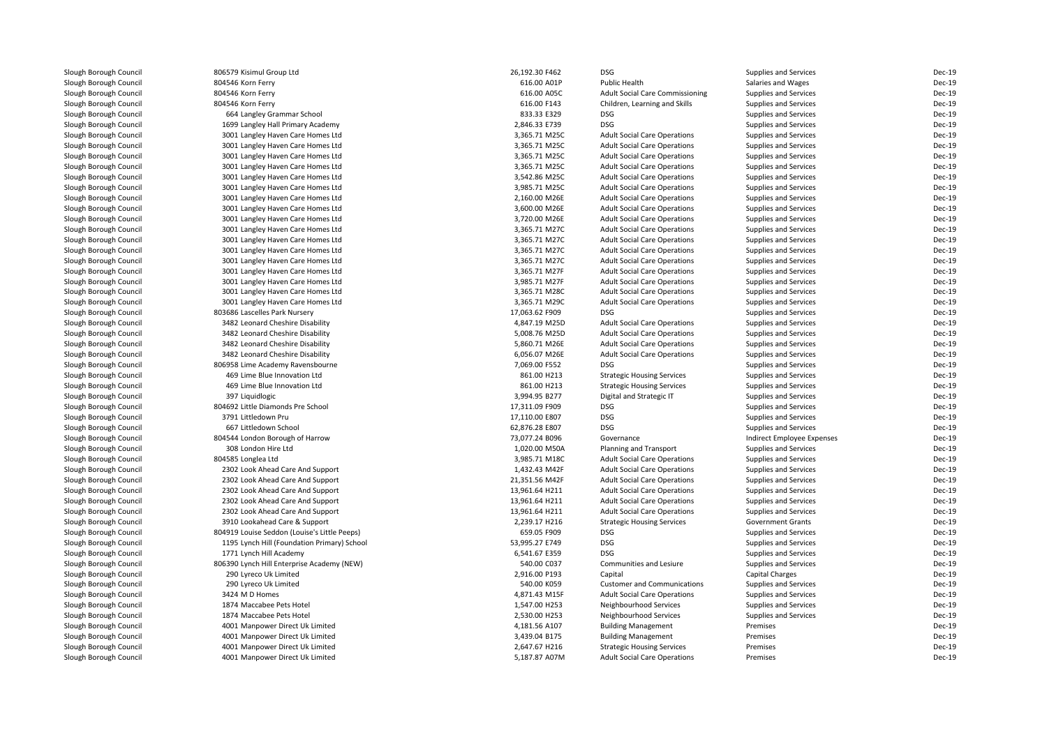| | | | | | | |
|---|---|---|---|---|---|---|
| Slough Borough Council | 806579 Kisimul Group Ltd | 26,192.30 F462 | DSG | Supplies and Services | Dec-19 |
| Slough Borough Council | 804546 Korn Ferry | 616.00 A01P | Public Health | Salaries and Wages | Dec-19 |
| Slough Borough Council | 804546 Korn Ferry | 616.00 A05C | Adult Social Care Commissioning | Supplies and Services | Dec-19 |
| Slough Borough Council | 804546 Korn Ferry | 616.00 F143 | Children, Learning and Skills | Supplies and Services | Dec-19 |
| Slough Borough Council | 664 Langley Grammar School | 833.33 E329 | DSG | Supplies and Services | Dec-19 |
| Slough Borough Council | 1699 Langley Hall Primary Academy | 2,846.33 E739 | DSG | Supplies and Services | Dec-19 |
| Slough Borough Council | 3001 Langley Haven Care Homes Ltd | 3,365.71 M25C | Adult Social Care Operations | Supplies and Services | Dec-19 |
| Slough Borough Council | 3001 Langley Haven Care Homes Ltd | 3,365.71 M25C | Adult Social Care Operations | Supplies and Services | Dec-19 |
| Slough Borough Council | 3001 Langley Haven Care Homes Ltd | 3,365.71 M25C | Adult Social Care Operations | Supplies and Services | Dec-19 |
| Slough Borough Council | 3001 Langley Haven Care Homes Ltd | 3,365.71 M25C | Adult Social Care Operations | Supplies and Services | Dec-19 |
| Slough Borough Council | 3001 Langley Haven Care Homes Ltd | 3,542.86 M25C | Adult Social Care Operations | Supplies and Services | Dec-19 |
| Slough Borough Council | 3001 Langley Haven Care Homes Ltd | 3,985.71 M25C | Adult Social Care Operations | Supplies and Services | Dec-19 |
| Slough Borough Council | 3001 Langley Haven Care Homes Ltd | 2,160.00 M26E | Adult Social Care Operations | Supplies and Services | Dec-19 |
| Slough Borough Council | 3001 Langley Haven Care Homes Ltd | 3,600.00 M26E | Adult Social Care Operations | Supplies and Services | Dec-19 |
| Slough Borough Council | 3001 Langley Haven Care Homes Ltd | 3,720.00 M26E | Adult Social Care Operations | Supplies and Services | Dec-19 |
| Slough Borough Council | 3001 Langley Haven Care Homes Ltd | 3,365.71 M27C | Adult Social Care Operations | Supplies and Services | Dec-19 |
| Slough Borough Council | 3001 Langley Haven Care Homes Ltd | 3,365.71 M27C | Adult Social Care Operations | Supplies and Services | Dec-19 |
| Slough Borough Council | 3001 Langley Haven Care Homes Ltd | 3,365.71 M27C | Adult Social Care Operations | Supplies and Services | Dec-19 |
| Slough Borough Council | 3001 Langley Haven Care Homes Ltd | 3,365.71 M27C | Adult Social Care Operations | Supplies and Services | Dec-19 |
| Slough Borough Council | 3001 Langley Haven Care Homes Ltd | 3,365.71 M27F | Adult Social Care Operations | Supplies and Services | Dec-19 |
| Slough Borough Council | 3001 Langley Haven Care Homes Ltd | 3,985.71 M27F | Adult Social Care Operations | Supplies and Services | Dec-19 |
| Slough Borough Council | 3001 Langley Haven Care Homes Ltd | 3,365.71 M28C | Adult Social Care Operations | Supplies and Services | Dec-19 |
| Slough Borough Council | 3001 Langley Haven Care Homes Ltd | 3,365.71 M29C | Adult Social Care Operations | Supplies and Services | Dec-19 |
| Slough Borough Council | 803686 Lascelles Park Nursery | 17,063.62 F909 | DSG | Supplies and Services | Dec-19 |
| Slough Borough Council | 3482 Leonard Cheshire Disability | 4,847.19 M25D | Adult Social Care Operations | Supplies and Services | Dec-19 |
| Slough Borough Council | 3482 Leonard Cheshire Disability | 5,008.76 M25D | Adult Social Care Operations | Supplies and Services | Dec-19 |
| Slough Borough Council | 3482 Leonard Cheshire Disability | 5,860.71 M26E | Adult Social Care Operations | Supplies and Services | Dec-19 |
| Slough Borough Council | 3482 Leonard Cheshire Disability | 6,056.07 M26E | Adult Social Care Operations | Supplies and Services | Dec-19 |
| Slough Borough Council | 806958 Lime Academy Ravensbourne | 7,069.00 F552 | DSG | Supplies and Services | Dec-19 |
| Slough Borough Council | 469 Lime Blue Innovation Ltd | 861.00 H213 | Strategic Housing Services | Supplies and Services | Dec-19 |
| Slough Borough Council | 469 Lime Blue Innovation Ltd | 861.00 H213 | Strategic Housing Services | Supplies and Services | Dec-19 |
| Slough Borough Council | 397 Liquidlogic | 3,994.95 B277 | Digital and Strategic IT | Supplies and Services | Dec-19 |
| Slough Borough Council | 804692 Little Diamonds Pre School | 17,311.09 F909 | DSG | Supplies and Services | Dec-19 |
| Slough Borough Council | 3791 Littledown Pru | 17,110.00 E807 | DSG | Supplies and Services | Dec-19 |
| Slough Borough Council | 667 Littledown School | 62,876.28 E807 | DSG | Supplies and Services | Dec-19 |
| Slough Borough Council | 804544 London Borough of Harrow | 73,077.24 B096 | Governance | Indirect Employee Expenses | Dec-19 |
| Slough Borough Council | 308 London Hire Ltd | 1,020.00 M50A | Planning and Transport | Supplies and Services | Dec-19 |
| Slough Borough Council | 804585 Longlea Ltd | 3,985.71 M18C | Adult Social Care Operations | Supplies and Services | Dec-19 |
| Slough Borough Council | 2302 Look Ahead Care And Support | 1,432.43 M42F | Adult Social Care Operations | Supplies and Services | Dec-19 |
| Slough Borough Council | 2302 Look Ahead Care And Support | 21,351.56 M42F | Adult Social Care Operations | Supplies and Services | Dec-19 |
| Slough Borough Council | 2302 Look Ahead Care And Support | 13,961.64 H211 | Adult Social Care Operations | Supplies and Services | Dec-19 |
| Slough Borough Council | 2302 Look Ahead Care And Support | 13,961.64 H211 | Adult Social Care Operations | Supplies and Services | Dec-19 |
| Slough Borough Council | 2302 Look Ahead Care And Support | 13,961.64 H211 | Adult Social Care Operations | Supplies and Services | Dec-19 |
| Slough Borough Council | 3910 Lookahead Care & Support | 2,239.17 H216 | Strategic Housing Services | Government Grants | Dec-19 |
| Slough Borough Council | 804919 Louise Seddon (Louise's Little Peeps) | 659.05 F909 | DSG | Supplies and Services | Dec-19 |
| Slough Borough Council | 1195 Lynch Hill (Foundation Primary) School | 53,995.27 E749 | DSG | Supplies and Services | Dec-19 |
| Slough Borough Council | 1771 Lynch Hill Academy | 6,541.67 E359 | DSG | Supplies and Services | Dec-19 |
| Slough Borough Council | 806390 Lynch Hill Enterprise Academy (NEW) | 540.00 C037 | Communities and Lesiure | Supplies and Services | Dec-19 |
| Slough Borough Council | 290 Lyreco Uk Limited | 2,916.00 P193 | Capital | Capital Charges | Dec-19 |
| Slough Borough Council | 290 Lyreco Uk Limited | 540.00 K059 | Customer and Communications | Supplies and Services | Dec-19 |
| Slough Borough Council | 3424 M D Homes | 4,871.43 M15F | Adult Social Care Operations | Supplies and Services | Dec-19 |
| Slough Borough Council | 1874 Maccabee Pets Hotel | 1,547.00 H253 | Neighbourhood Services | Supplies and Services | Dec-19 |
| Slough Borough Council | 1874 Maccabee Pets Hotel | 2,530.00 H253 | Neighbourhood Services | Supplies and Services | Dec-19 |
| Slough Borough Council | 4001 Manpower Direct Uk Limited | 4,181.56 A107 | Building Management | Premises | Dec-19 |
| Slough Borough Council | 4001 Manpower Direct Uk Limited | 3,439.04 B175 | Building Management | Premises | Dec-19 |
| Slough Borough Council | 4001 Manpower Direct Uk Limited | 2,647.67 H216 | Strategic Housing Services | Premises | Dec-19 |
| Slough Borough Council | 4001 Manpower Direct Uk Limited | 5,187.87 A07M | Adult Social Care Operations | Premises | Dec-19 |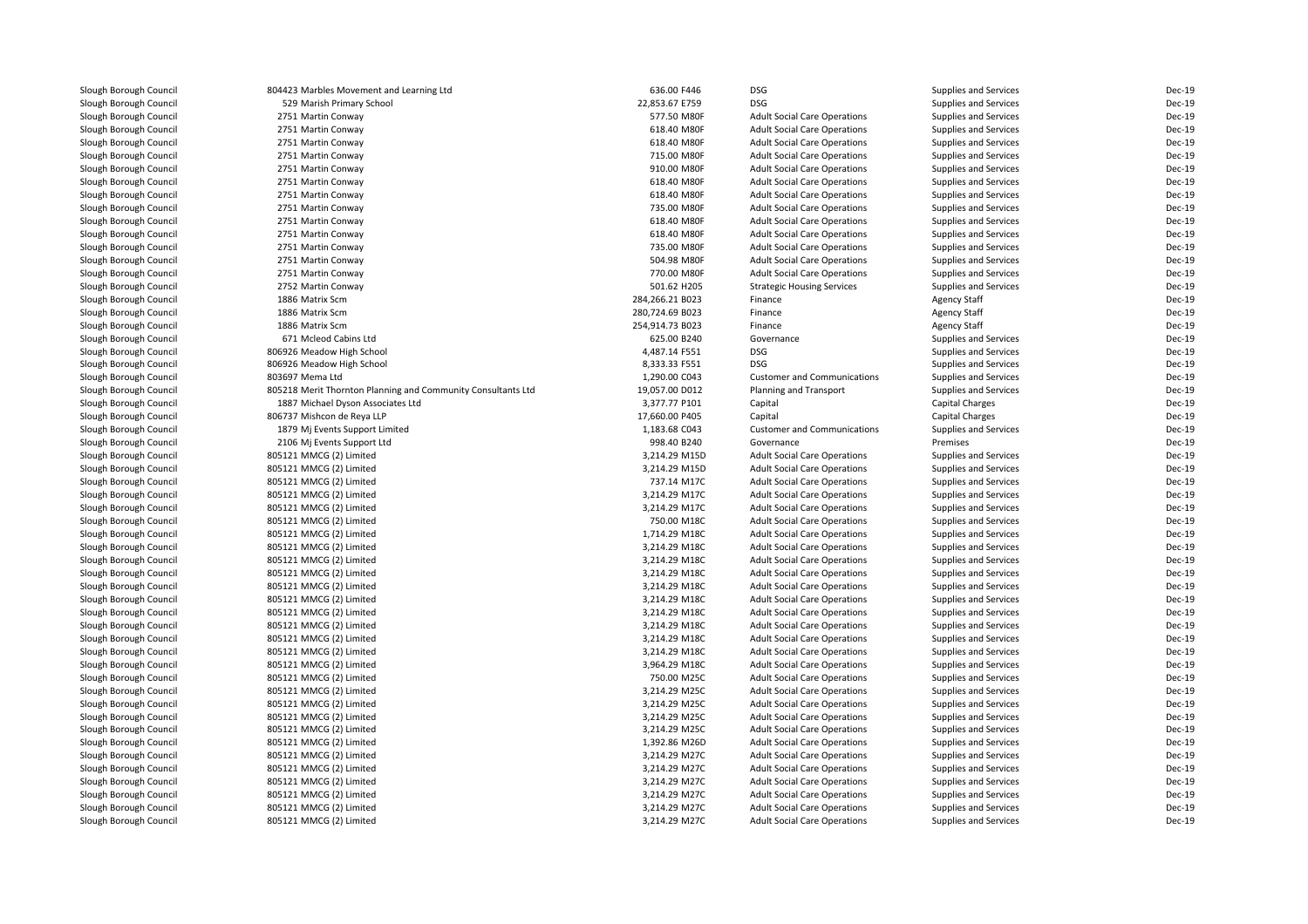| | | | | | |
|---|---|---|---|---|---|
| Slough Borough Council | 804423 Marbles Movement and Learning Ltd | 636.00 F446 | DSG | Supplies and Services | Dec-19 |
| Slough Borough Council | 529 Marish Primary School | 22,853.67 E759 | DSG | Supplies and Services | Dec-19 |
| Slough Borough Council | 2751 Martin Conway | 577.50 M80F | Adult Social Care Operations | Supplies and Services | Dec-19 |
| Slough Borough Council | 2751 Martin Conway | 618.40 M80F | Adult Social Care Operations | Supplies and Services | Dec-19 |
| Slough Borough Council | 2751 Martin Conway | 618.40 M80F | Adult Social Care Operations | Supplies and Services | Dec-19 |
| Slough Borough Council | 2751 Martin Conway | 715.00 M80F | Adult Social Care Operations | Supplies and Services | Dec-19 |
| Slough Borough Council | 2751 Martin Conway | 910.00 M80F | Adult Social Care Operations | Supplies and Services | Dec-19 |
| Slough Borough Council | 2751 Martin Conway | 618.40 M80F | Adult Social Care Operations | Supplies and Services | Dec-19 |
| Slough Borough Council | 2751 Martin Conway | 618.40 M80F | Adult Social Care Operations | Supplies and Services | Dec-19 |
| Slough Borough Council | 2751 Martin Conway | 735.00 M80F | Adult Social Care Operations | Supplies and Services | Dec-19 |
| Slough Borough Council | 2751 Martin Conway | 618.40 M80F | Adult Social Care Operations | Supplies and Services | Dec-19 |
| Slough Borough Council | 2751 Martin Conway | 618.40 M80F | Adult Social Care Operations | Supplies and Services | Dec-19 |
| Slough Borough Council | 2751 Martin Conway | 735.00 M80F | Adult Social Care Operations | Supplies and Services | Dec-19 |
| Slough Borough Council | 2751 Martin Conway | 504.98 M80F | Adult Social Care Operations | Supplies and Services | Dec-19 |
| Slough Borough Council | 2751 Martin Conway | 770.00 M80F | Adult Social Care Operations | Supplies and Services | Dec-19 |
| Slough Borough Council | 2752 Martin Conway | 501.62 H205 | Strategic Housing Services | Supplies and Services | Dec-19 |
| Slough Borough Council | 1886 Matrix Scm | 284,266.21 B023 | Finance | Agency Staff | Dec-19 |
| Slough Borough Council | 1886 Matrix Scm | 280,724.69 B023 | Finance | Agency Staff | Dec-19 |
| Slough Borough Council | 1886 Matrix Scm | 254,914.73 B023 | Finance | Agency Staff | Dec-19 |
| Slough Borough Council | 671 Mcleod Cabins Ltd | 625.00 B240 | Governance | Supplies and Services | Dec-19 |
| Slough Borough Council | 806926 Meadow High School | 4,487.14 F551 | DSG | Supplies and Services | Dec-19 |
| Slough Borough Council | 806926 Meadow High School | 8,333.33 F551 | DSG | Supplies and Services | Dec-19 |
| Slough Borough Council | 803697 Mema Ltd | 1,290.00 C043 | Customer and Communications | Supplies and Services | Dec-19 |
| Slough Borough Council | 805218 Merit Thornton Planning and Community Consultants Ltd | 19,057.00 D012 | Planning and Transport | Supplies and Services | Dec-19 |
| Slough Borough Council | 1887 Michael Dyson Associates Ltd | 3,377.77 P101 | Capital | Capital Charges | Dec-19 |
| Slough Borough Council | 806737 Mishcon de Reya LLP | 17,660.00 P405 | Capital | Capital Charges | Dec-19 |
| Slough Borough Council | 1879 Mj Events Support Limited | 1,183.68 C043 | Customer and Communications | Supplies and Services | Dec-19 |
| Slough Borough Council | 2106 Mj Events Support Ltd | 998.40 B240 | Governance | Premises | Dec-19 |
| Slough Borough Council | 805121 MMCG (2) Limited | 3,214.29 M15D | Adult Social Care Operations | Supplies and Services | Dec-19 |
| Slough Borough Council | 805121 MMCG (2) Limited | 3,214.29 M15D | Adult Social Care Operations | Supplies and Services | Dec-19 |
| Slough Borough Council | 805121 MMCG (2) Limited | 737.14 M17C | Adult Social Care Operations | Supplies and Services | Dec-19 |
| Slough Borough Council | 805121 MMCG (2) Limited | 3,214.29 M17C | Adult Social Care Operations | Supplies and Services | Dec-19 |
| Slough Borough Council | 805121 MMCG (2) Limited | 3,214.29 M17C | Adult Social Care Operations | Supplies and Services | Dec-19 |
| Slough Borough Council | 805121 MMCG (2) Limited | 750.00 M18C | Adult Social Care Operations | Supplies and Services | Dec-19 |
| Slough Borough Council | 805121 MMCG (2) Limited | 1,714.29 M18C | Adult Social Care Operations | Supplies and Services | Dec-19 |
| Slough Borough Council | 805121 MMCG (2) Limited | 3,214.29 M18C | Adult Social Care Operations | Supplies and Services | Dec-19 |
| Slough Borough Council | 805121 MMCG (2) Limited | 3,214.29 M18C | Adult Social Care Operations | Supplies and Services | Dec-19 |
| Slough Borough Council | 805121 MMCG (2) Limited | 3,214.29 M18C | Adult Social Care Operations | Supplies and Services | Dec-19 |
| Slough Borough Council | 805121 MMCG (2) Limited | 3,214.29 M18C | Adult Social Care Operations | Supplies and Services | Dec-19 |
| Slough Borough Council | 805121 MMCG (2) Limited | 3,214.29 M18C | Adult Social Care Operations | Supplies and Services | Dec-19 |
| Slough Borough Council | 805121 MMCG (2) Limited | 3,214.29 M18C | Adult Social Care Operations | Supplies and Services | Dec-19 |
| Slough Borough Council | 805121 MMCG (2) Limited | 3,214.29 M18C | Adult Social Care Operations | Supplies and Services | Dec-19 |
| Slough Borough Council | 805121 MMCG (2) Limited | 3,214.29 M18C | Adult Social Care Operations | Supplies and Services | Dec-19 |
| Slough Borough Council | 805121 MMCG (2) Limited | 3,214.29 M18C | Adult Social Care Operations | Supplies and Services | Dec-19 |
| Slough Borough Council | 805121 MMCG (2) Limited | 3,964.29 M18C | Adult Social Care Operations | Supplies and Services | Dec-19 |
| Slough Borough Council | 805121 MMCG (2) Limited | 750.00 M25C | Adult Social Care Operations | Supplies and Services | Dec-19 |
| Slough Borough Council | 805121 MMCG (2) Limited | 3,214.29 M25C | Adult Social Care Operations | Supplies and Services | Dec-19 |
| Slough Borough Council | 805121 MMCG (2) Limited | 3,214.29 M25C | Adult Social Care Operations | Supplies and Services | Dec-19 |
| Slough Borough Council | 805121 MMCG (2) Limited | 3,214.29 M25C | Adult Social Care Operations | Supplies and Services | Dec-19 |
| Slough Borough Council | 805121 MMCG (2) Limited | 3,214.29 M25C | Adult Social Care Operations | Supplies and Services | Dec-19 |
| Slough Borough Council | 805121 MMCG (2) Limited | 1,392.86 M26D | Adult Social Care Operations | Supplies and Services | Dec-19 |
| Slough Borough Council | 805121 MMCG (2) Limited | 3,214.29 M27C | Adult Social Care Operations | Supplies and Services | Dec-19 |
| Slough Borough Council | 805121 MMCG (2) Limited | 3,214.29 M27C | Adult Social Care Operations | Supplies and Services | Dec-19 |
| Slough Borough Council | 805121 MMCG (2) Limited | 3,214.29 M27C | Adult Social Care Operations | Supplies and Services | Dec-19 |
| Slough Borough Council | 805121 MMCG (2) Limited | 3,214.29 M27C | Adult Social Care Operations | Supplies and Services | Dec-19 |
| Slough Borough Council | 805121 MMCG (2) Limited | 3,214.29 M27C | Adult Social Care Operations | Supplies and Services | Dec-19 |
| Slough Borough Council | 805121 MMCG (2) Limited | 3,214.29 M27C | Adult Social Care Operations | Supplies and Services | Dec-19 |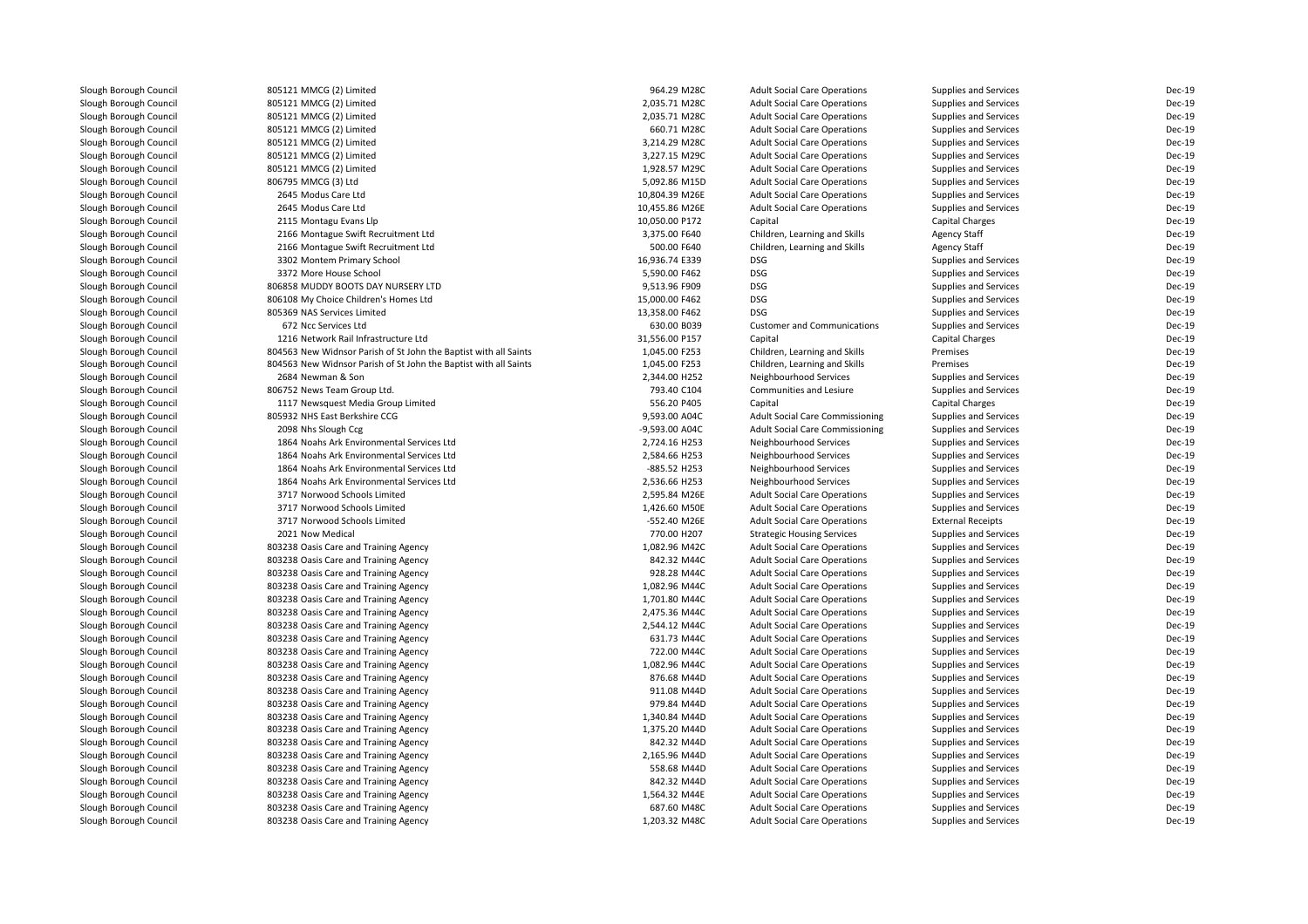| | | | | | | |
|---|---|---|---|---|---|---|
| Slough Borough Council | 805121 MMCG (2) Limited | 964.29 M28C | Adult Social Care Operations | Supplies and Services | Dec-19 |
| Slough Borough Council | 805121 MMCG (2) Limited | 2,035.71 M28C | Adult Social Care Operations | Supplies and Services | Dec-19 |
| Slough Borough Council | 805121 MMCG (2) Limited | 2,035.71 M28C | Adult Social Care Operations | Supplies and Services | Dec-19 |
| Slough Borough Council | 805121 MMCG (2) Limited | 660.71 M28C | Adult Social Care Operations | Supplies and Services | Dec-19 |
| Slough Borough Council | 805121 MMCG (2) Limited | 3,214.29 M28C | Adult Social Care Operations | Supplies and Services | Dec-19 |
| Slough Borough Council | 805121 MMCG (2) Limited | 3,227.15 M29C | Adult Social Care Operations | Supplies and Services | Dec-19 |
| Slough Borough Council | 805121 MMCG (2) Limited | 1,928.57 M29C | Adult Social Care Operations | Supplies and Services | Dec-19 |
| Slough Borough Council | 806795 MMCG (3) Ltd | 5,092.86 M15D | Adult Social Care Operations | Supplies and Services | Dec-19 |
| Slough Borough Council | 2645 Modus Care Ltd | 10,804.39 M26E | Adult Social Care Operations | Supplies and Services | Dec-19 |
| Slough Borough Council | 2645 Modus Care Ltd | 10,455.86 M26E | Adult Social Care Operations | Supplies and Services | Dec-19 |
| Slough Borough Council | 2115 Montagu Evans Llp | 10,050.00 P172 | Capital | Capital Charges | Dec-19 |
| Slough Borough Council | 2166 Montague Swift Recruitment Ltd | 3,375.00 F640 | Children, Learning and Skills | Agency Staff | Dec-19 |
| Slough Borough Council | 2166 Montague Swift Recruitment Ltd | 500.00 F640 | Children, Learning and Skills | Agency Staff | Dec-19 |
| Slough Borough Council | 3302 Montem Primary School | 16,936.74 E339 | DSG | Supplies and Services | Dec-19 |
| Slough Borough Council | 3372 More House School | 5,590.00 F462 | DSG | Supplies and Services | Dec-19 |
| Slough Borough Council | 806858 MUDDY BOOTS DAY NURSERY LTD | 9,513.96 F909 | DSG | Supplies and Services | Dec-19 |
| Slough Borough Council | 806108 My Choice Children's Homes Ltd | 15,000.00 F462 | DSG | Supplies and Services | Dec-19 |
| Slough Borough Council | 805369 NAS Services Limited | 13,358.00 F462 | DSG | Supplies and Services | Dec-19 |
| Slough Borough Council | 672 Ncc Services Ltd | 630.00 B039 | Customer and Communications | Supplies and Services | Dec-19 |
| Slough Borough Council | 1216 Network Rail Infrastructure Ltd | 31,556.00 P157 | Capital | Capital Charges | Dec-19 |
| Slough Borough Council | 804563 New Widnsor Parish of St John the Baptist with all Saints | 1,045.00 F253 | Children, Learning and Skills | Premises | Dec-19 |
| Slough Borough Council | 804563 New Widnsor Parish of St John the Baptist with all Saints | 1,045.00 F253 | Children, Learning and Skills | Premises | Dec-19 |
| Slough Borough Council | 2684 Newman & Son | 2,344.00 H252 | Neighbourhood Services | Supplies and Services | Dec-19 |
| Slough Borough Council | 806752 News Team Group Ltd. | 793.40 C104 | Communities and Lesiure | Supplies and Services | Dec-19 |
| Slough Borough Council | 1117 Newsquest Media Group Limited | 556.20 P405 | Capital | Capital Charges | Dec-19 |
| Slough Borough Council | 805932 NHS East Berkshire CCG | 9,593.00 A04C | Adult Social Care Commissioning | Supplies and Services | Dec-19 |
| Slough Borough Council | 2098 Nhs Slough Ccg | -9,593.00 A04C | Adult Social Care Commissioning | Supplies and Services | Dec-19 |
| Slough Borough Council | 1864 Noahs Ark Environmental Services Ltd | 2,724.16 H253 | Neighbourhood Services | Supplies and Services | Dec-19 |
| Slough Borough Council | 1864 Noahs Ark Environmental Services Ltd | 2,584.66 H253 | Neighbourhood Services | Supplies and Services | Dec-19 |
| Slough Borough Council | 1864 Noahs Ark Environmental Services Ltd | -885.52 H253 | Neighbourhood Services | Supplies and Services | Dec-19 |
| Slough Borough Council | 1864 Noahs Ark Environmental Services Ltd | 2,536.66 H253 | Neighbourhood Services | Supplies and Services | Dec-19 |
| Slough Borough Council | 3717 Norwood Schools Limited | 2,595.84 M26E | Adult Social Care Operations | Supplies and Services | Dec-19 |
| Slough Borough Council | 3717 Norwood Schools Limited | 1,426.60 M50E | Adult Social Care Operations | Supplies and Services | Dec-19 |
| Slough Borough Council | 3717 Norwood Schools Limited | -552.40 M26E | Adult Social Care Operations | External Receipts | Dec-19 |
| Slough Borough Council | 2021 Now Medical | 770.00 H207 | Strategic Housing Services | Supplies and Services | Dec-19 |
| Slough Borough Council | 803238 Oasis Care and Training Agency | 1,082.96 M42C | Adult Social Care Operations | Supplies and Services | Dec-19 |
| Slough Borough Council | 803238 Oasis Care and Training Agency | 842.32 M44C | Adult Social Care Operations | Supplies and Services | Dec-19 |
| Slough Borough Council | 803238 Oasis Care and Training Agency | 928.28 M44C | Adult Social Care Operations | Supplies and Services | Dec-19 |
| Slough Borough Council | 803238 Oasis Care and Training Agency | 1,082.96 M44C | Adult Social Care Operations | Supplies and Services | Dec-19 |
| Slough Borough Council | 803238 Oasis Care and Training Agency | 1,701.80 M44C | Adult Social Care Operations | Supplies and Services | Dec-19 |
| Slough Borough Council | 803238 Oasis Care and Training Agency | 2,475.36 M44C | Adult Social Care Operations | Supplies and Services | Dec-19 |
| Slough Borough Council | 803238 Oasis Care and Training Agency | 2,544.12 M44C | Adult Social Care Operations | Supplies and Services | Dec-19 |
| Slough Borough Council | 803238 Oasis Care and Training Agency | 631.73 M44C | Adult Social Care Operations | Supplies and Services | Dec-19 |
| Slough Borough Council | 803238 Oasis Care and Training Agency | 722.00 M44C | Adult Social Care Operations | Supplies and Services | Dec-19 |
| Slough Borough Council | 803238 Oasis Care and Training Agency | 1,082.96 M44C | Adult Social Care Operations | Supplies and Services | Dec-19 |
| Slough Borough Council | 803238 Oasis Care and Training Agency | 876.68 M44D | Adult Social Care Operations | Supplies and Services | Dec-19 |
| Slough Borough Council | 803238 Oasis Care and Training Agency | 911.08 M44D | Adult Social Care Operations | Supplies and Services | Dec-19 |
| Slough Borough Council | 803238 Oasis Care and Training Agency | 979.84 M44D | Adult Social Care Operations | Supplies and Services | Dec-19 |
| Slough Borough Council | 803238 Oasis Care and Training Agency | 1,340.84 M44D | Adult Social Care Operations | Supplies and Services | Dec-19 |
| Slough Borough Council | 803238 Oasis Care and Training Agency | 1,375.20 M44D | Adult Social Care Operations | Supplies and Services | Dec-19 |
| Slough Borough Council | 803238 Oasis Care and Training Agency | 842.32 M44D | Adult Social Care Operations | Supplies and Services | Dec-19 |
| Slough Borough Council | 803238 Oasis Care and Training Agency | 2,165.96 M44D | Adult Social Care Operations | Supplies and Services | Dec-19 |
| Slough Borough Council | 803238 Oasis Care and Training Agency | 558.68 M44D | Adult Social Care Operations | Supplies and Services | Dec-19 |
| Slough Borough Council | 803238 Oasis Care and Training Agency | 842.32 M44D | Adult Social Care Operations | Supplies and Services | Dec-19 |
| Slough Borough Council | 803238 Oasis Care and Training Agency | 1,564.32 M44E | Adult Social Care Operations | Supplies and Services | Dec-19 |
| Slough Borough Council | 803238 Oasis Care and Training Agency | 687.60 M48C | Adult Social Care Operations | Supplies and Services | Dec-19 |
| Slough Borough Council | 803238 Oasis Care and Training Agency | 1,203.32 M48C | Adult Social Care Operations | Supplies and Services | Dec-19 |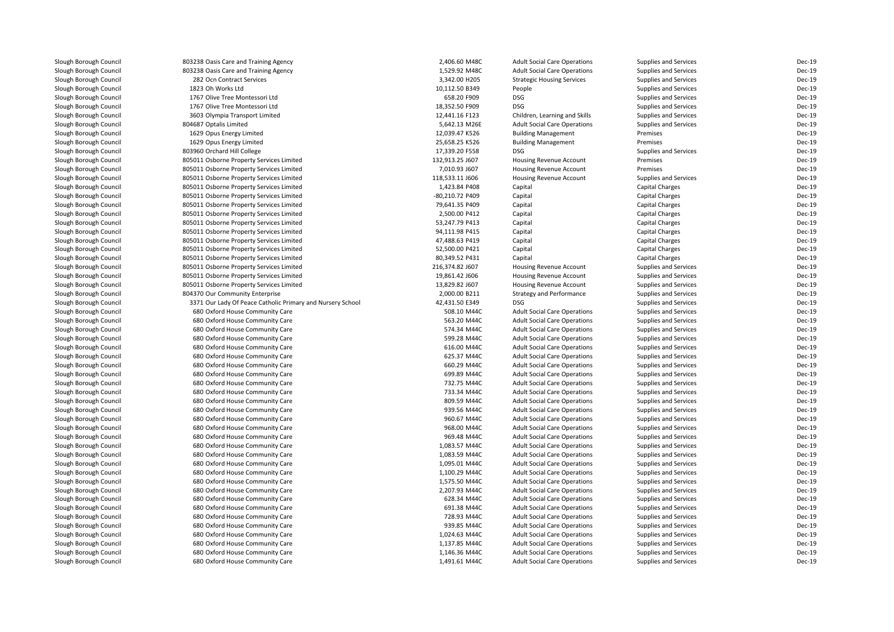| | | | | | | |
|---|---|---|---|---|---|---|
| Slough Borough Council | 803238 Oasis Care and Training Agency | 2,406.60 | M48C | Adult Social Care Operations | Supplies and Services | Dec-19 |
| Slough Borough Council | 803238 Oasis Care and Training Agency | 1,529.92 | M48C | Adult Social Care Operations | Supplies and Services | Dec-19 |
| Slough Borough Council | 282 Ocn Contract Services | 3,342.00 | H205 | Strategic Housing Services | Supplies and Services | Dec-19 |
| Slough Borough Council | 1823 Oh Works Ltd | 10,112.50 | B349 | People | Supplies and Services | Dec-19 |
| Slough Borough Council | 1767 Olive Tree Montessori Ltd | 658.20 | F909 | DSG | Supplies and Services | Dec-19 |
| Slough Borough Council | 1767 Olive Tree Montessori Ltd | 18,352.50 | F909 | DSG | Supplies and Services | Dec-19 |
| Slough Borough Council | 3603 Olympia Transport Limited | 12,441.16 | F123 | Children, Learning and Skills | Supplies and Services | Dec-19 |
| Slough Borough Council | 804687 Optalis Limited | 5,642.13 | M26E | Adult Social Care Operations | Supplies and Services | Dec-19 |
| Slough Borough Council | 1629 Opus Energy Limited | 12,039.47 | K526 | Building Management | Premises | Dec-19 |
| Slough Borough Council | 1629 Opus Energy Limited | 25,658.25 | K526 | Building Management | Premises | Dec-19 |
| Slough Borough Council | 803960 Orchard Hill College | 17,339.20 | F558 | DSG | Supplies and Services | Dec-19 |
| Slough Borough Council | 805011 Osborne Property Services Limited | 132,913.25 | J607 | Housing Revenue Account | Premises | Dec-19 |
| Slough Borough Council | 805011 Osborne Property Services Limited | 7,010.93 | J607 | Housing Revenue Account | Premises | Dec-19 |
| Slough Borough Council | 805011 Osborne Property Services Limited | 118,533.11 | J606 | Housing Revenue Account | Supplies and Services | Dec-19 |
| Slough Borough Council | 805011 Osborne Property Services Limited | 1,423.84 | P408 | Capital | Capital Charges | Dec-19 |
| Slough Borough Council | 805011 Osborne Property Services Limited | -80,210.72 | P409 | Capital | Capital Charges | Dec-19 |
| Slough Borough Council | 805011 Osborne Property Services Limited | 79,641.35 | P409 | Capital | Capital Charges | Dec-19 |
| Slough Borough Council | 805011 Osborne Property Services Limited | 2,500.00 | P412 | Capital | Capital Charges | Dec-19 |
| Slough Borough Council | 805011 Osborne Property Services Limited | 53,247.79 | P413 | Capital | Capital Charges | Dec-19 |
| Slough Borough Council | 805011 Osborne Property Services Limited | 94,111.98 | P415 | Capital | Capital Charges | Dec-19 |
| Slough Borough Council | 805011 Osborne Property Services Limited | 47,488.63 | P419 | Capital | Capital Charges | Dec-19 |
| Slough Borough Council | 805011 Osborne Property Services Limited | 52,500.00 | P421 | Capital | Capital Charges | Dec-19 |
| Slough Borough Council | 805011 Osborne Property Services Limited | 80,349.52 | P431 | Capital | Capital Charges | Dec-19 |
| Slough Borough Council | 805011 Osborne Property Services Limited | 216,374.82 | J607 | Housing Revenue Account | Supplies and Services | Dec-19 |
| Slough Borough Council | 805011 Osborne Property Services Limited | 19,861.42 | J606 | Housing Revenue Account | Supplies and Services | Dec-19 |
| Slough Borough Council | 805011 Osborne Property Services Limited | 13,829.82 | J607 | Housing Revenue Account | Supplies and Services | Dec-19 |
| Slough Borough Council | 804370 Our Community Enterprise | 2,000.00 | B211 | Strategy and Performance | Supplies and Services | Dec-19 |
| Slough Borough Council | 3371 Our Lady Of Peace Catholic Primary and Nursery School | 42,431.50 | E349 | DSG | Supplies and Services | Dec-19 |
| Slough Borough Council | 680 Oxford House Community Care | 508.10 | M44C | Adult Social Care Operations | Supplies and Services | Dec-19 |
| Slough Borough Council | 680 Oxford House Community Care | 563.20 | M44C | Adult Social Care Operations | Supplies and Services | Dec-19 |
| Slough Borough Council | 680 Oxford House Community Care | 574.34 | M44C | Adult Social Care Operations | Supplies and Services | Dec-19 |
| Slough Borough Council | 680 Oxford House Community Care | 599.28 | M44C | Adult Social Care Operations | Supplies and Services | Dec-19 |
| Slough Borough Council | 680 Oxford House Community Care | 616.00 | M44C | Adult Social Care Operations | Supplies and Services | Dec-19 |
| Slough Borough Council | 680 Oxford House Community Care | 625.37 | M44C | Adult Social Care Operations | Supplies and Services | Dec-19 |
| Slough Borough Council | 680 Oxford House Community Care | 660.29 | M44C | Adult Social Care Operations | Supplies and Services | Dec-19 |
| Slough Borough Council | 680 Oxford House Community Care | 699.89 | M44C | Adult Social Care Operations | Supplies and Services | Dec-19 |
| Slough Borough Council | 680 Oxford House Community Care | 732.75 | M44C | Adult Social Care Operations | Supplies and Services | Dec-19 |
| Slough Borough Council | 680 Oxford House Community Care | 733.34 | M44C | Adult Social Care Operations | Supplies and Services | Dec-19 |
| Slough Borough Council | 680 Oxford House Community Care | 809.59 | M44C | Adult Social Care Operations | Supplies and Services | Dec-19 |
| Slough Borough Council | 680 Oxford House Community Care | 939.56 | M44C | Adult Social Care Operations | Supplies and Services | Dec-19 |
| Slough Borough Council | 680 Oxford House Community Care | 960.67 | M44C | Adult Social Care Operations | Supplies and Services | Dec-19 |
| Slough Borough Council | 680 Oxford House Community Care | 968.00 | M44C | Adult Social Care Operations | Supplies and Services | Dec-19 |
| Slough Borough Council | 680 Oxford House Community Care | 969.48 | M44C | Adult Social Care Operations | Supplies and Services | Dec-19 |
| Slough Borough Council | 680 Oxford House Community Care | 1,083.57 | M44C | Adult Social Care Operations | Supplies and Services | Dec-19 |
| Slough Borough Council | 680 Oxford House Community Care | 1,083.59 | M44C | Adult Social Care Operations | Supplies and Services | Dec-19 |
| Slough Borough Council | 680 Oxford House Community Care | 1,095.01 | M44C | Adult Social Care Operations | Supplies and Services | Dec-19 |
| Slough Borough Council | 680 Oxford House Community Care | 1,100.29 | M44C | Adult Social Care Operations | Supplies and Services | Dec-19 |
| Slough Borough Council | 680 Oxford House Community Care | 1,575.50 | M44C | Adult Social Care Operations | Supplies and Services | Dec-19 |
| Slough Borough Council | 680 Oxford House Community Care | 2,207.93 | M44C | Adult Social Care Operations | Supplies and Services | Dec-19 |
| Slough Borough Council | 680 Oxford House Community Care | 628.34 | M44C | Adult Social Care Operations | Supplies and Services | Dec-19 |
| Slough Borough Council | 680 Oxford House Community Care | 691.38 | M44C | Adult Social Care Operations | Supplies and Services | Dec-19 |
| Slough Borough Council | 680 Oxford House Community Care | 728.93 | M44C | Adult Social Care Operations | Supplies and Services | Dec-19 |
| Slough Borough Council | 680 Oxford House Community Care | 939.85 | M44C | Adult Social Care Operations | Supplies and Services | Dec-19 |
| Slough Borough Council | 680 Oxford House Community Care | 1,024.63 | M44C | Adult Social Care Operations | Supplies and Services | Dec-19 |
| Slough Borough Council | 680 Oxford House Community Care | 1,137.85 | M44C | Adult Social Care Operations | Supplies and Services | Dec-19 |
| Slough Borough Council | 680 Oxford House Community Care | 1,146.36 | M44C | Adult Social Care Operations | Supplies and Services | Dec-19 |
| Slough Borough Council | 680 Oxford House Community Care | 1,491.61 | M44C | Adult Social Care Operations | Supplies and Services | Dec-19 |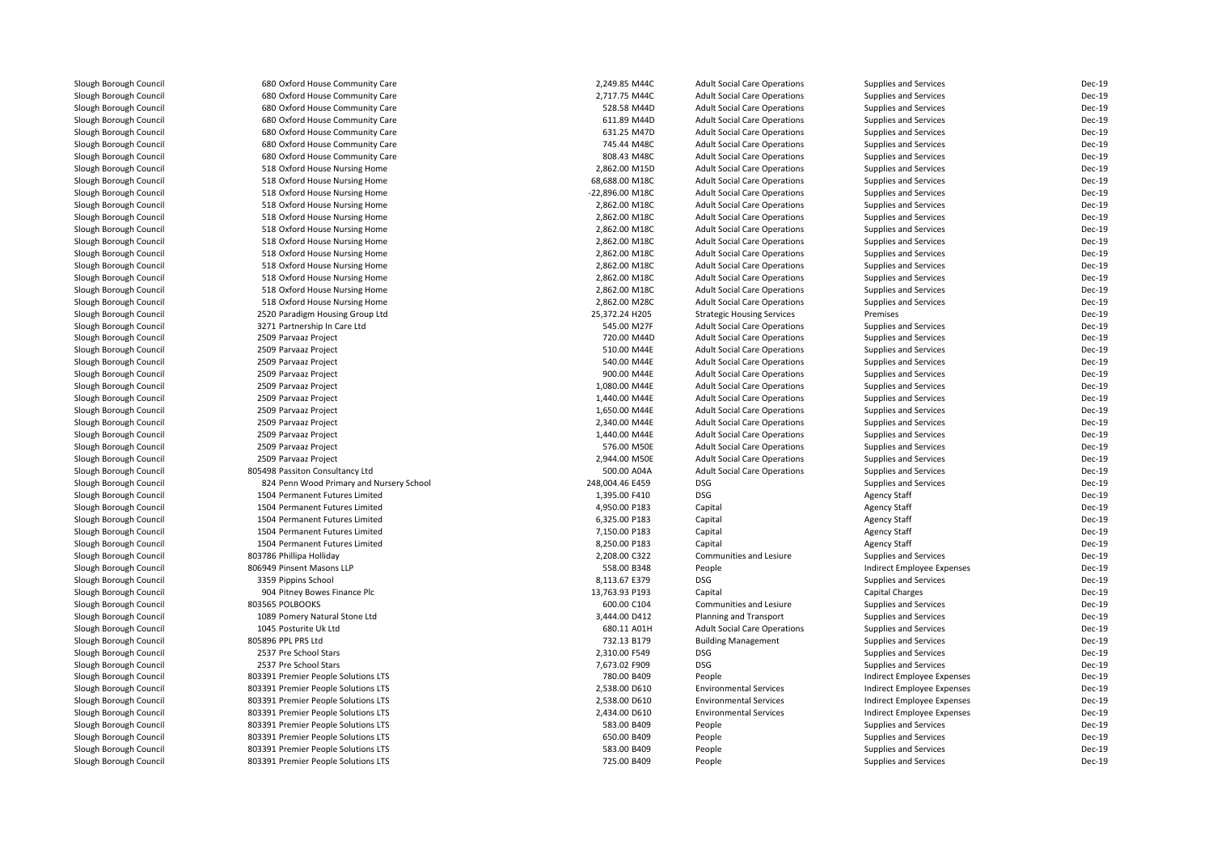| | | | | | | |
|---|---|---|---|---|---|---|
| Slough Borough Council | 680 Oxford House Community Care | 2,249.85 M44C | Adult Social Care Operations | Supplies and Services | Dec-19 |
| Slough Borough Council | 680 Oxford House Community Care | 2,717.75 M44C | Adult Social Care Operations | Supplies and Services | Dec-19 |
| Slough Borough Council | 680 Oxford House Community Care | 528.58 M44D | Adult Social Care Operations | Supplies and Services | Dec-19 |
| Slough Borough Council | 680 Oxford House Community Care | 611.89 M44D | Adult Social Care Operations | Supplies and Services | Dec-19 |
| Slough Borough Council | 680 Oxford House Community Care | 631.25 M47D | Adult Social Care Operations | Supplies and Services | Dec-19 |
| Slough Borough Council | 680 Oxford House Community Care | 745.44 M48C | Adult Social Care Operations | Supplies and Services | Dec-19 |
| Slough Borough Council | 680 Oxford House Community Care | 808.43 M48C | Adult Social Care Operations | Supplies and Services | Dec-19 |
| Slough Borough Council | 518 Oxford House Nursing Home | 2,862.00 M15D | Adult Social Care Operations | Supplies and Services | Dec-19 |
| Slough Borough Council | 518 Oxford House Nursing Home | 68,688.00 M18C | Adult Social Care Operations | Supplies and Services | Dec-19 |
| Slough Borough Council | 518 Oxford House Nursing Home | -22,896.00 M18C | Adult Social Care Operations | Supplies and Services | Dec-19 |
| Slough Borough Council | 518 Oxford House Nursing Home | 2,862.00 M18C | Adult Social Care Operations | Supplies and Services | Dec-19 |
| Slough Borough Council | 518 Oxford House Nursing Home | 2,862.00 M18C | Adult Social Care Operations | Supplies and Services | Dec-19 |
| Slough Borough Council | 518 Oxford House Nursing Home | 2,862.00 M18C | Adult Social Care Operations | Supplies and Services | Dec-19 |
| Slough Borough Council | 518 Oxford House Nursing Home | 2,862.00 M18C | Adult Social Care Operations | Supplies and Services | Dec-19 |
| Slough Borough Council | 518 Oxford House Nursing Home | 2,862.00 M18C | Adult Social Care Operations | Supplies and Services | Dec-19 |
| Slough Borough Council | 518 Oxford House Nursing Home | 2,862.00 M18C | Adult Social Care Operations | Supplies and Services | Dec-19 |
| Slough Borough Council | 518 Oxford House Nursing Home | 2,862.00 M18C | Adult Social Care Operations | Supplies and Services | Dec-19 |
| Slough Borough Council | 518 Oxford House Nursing Home | 2,862.00 M18C | Adult Social Care Operations | Supplies and Services | Dec-19 |
| Slough Borough Council | 518 Oxford House Nursing Home | 2,862.00 M28C | Adult Social Care Operations | Supplies and Services | Dec-19 |
| Slough Borough Council | 2520 Paradigm Housing Group Ltd | 25,372.24 H205 | Strategic Housing Services | Premises | Dec-19 |
| Slough Borough Council | 3271 Partnership In Care Ltd | 545.00 M27F | Adult Social Care Operations | Supplies and Services | Dec-19 |
| Slough Borough Council | 2509 Parvaaz Project | 720.00 M44D | Adult Social Care Operations | Supplies and Services | Dec-19 |
| Slough Borough Council | 2509 Parvaaz Project | 510.00 M44E | Adult Social Care Operations | Supplies and Services | Dec-19 |
| Slough Borough Council | 2509 Parvaaz Project | 540.00 M44E | Adult Social Care Operations | Supplies and Services | Dec-19 |
| Slough Borough Council | 2509 Parvaaz Project | 900.00 M44E | Adult Social Care Operations | Supplies and Services | Dec-19 |
| Slough Borough Council | 2509 Parvaaz Project | 1,080.00 M44E | Adult Social Care Operations | Supplies and Services | Dec-19 |
| Slough Borough Council | 2509 Parvaaz Project | 1,440.00 M44E | Adult Social Care Operations | Supplies and Services | Dec-19 |
| Slough Borough Council | 2509 Parvaaz Project | 1,650.00 M44E | Adult Social Care Operations | Supplies and Services | Dec-19 |
| Slough Borough Council | 2509 Parvaaz Project | 2,340.00 M44E | Adult Social Care Operations | Supplies and Services | Dec-19 |
| Slough Borough Council | 2509 Parvaaz Project | 1,440.00 M44E | Adult Social Care Operations | Supplies and Services | Dec-19 |
| Slough Borough Council | 2509 Parvaaz Project | 576.00 M50E | Adult Social Care Operations | Supplies and Services | Dec-19 |
| Slough Borough Council | 2509 Parvaaz Project | 2,944.00 M50E | Adult Social Care Operations | Supplies and Services | Dec-19 |
| Slough Borough Council | 805498 Passiton Consultancy Ltd | 500.00 A04A | Adult Social Care Operations | Supplies and Services | Dec-19 |
| Slough Borough Council | 824 Penn Wood Primary and Nursery School | 248,004.46 E459 | DSG | Supplies and Services | Dec-19 |
| Slough Borough Council | 1504 Permanent Futures Limited | 1,395.00 F410 | DSG | Agency Staff | Dec-19 |
| Slough Borough Council | 1504 Permanent Futures Limited | 4,950.00 P183 | Capital | Agency Staff | Dec-19 |
| Slough Borough Council | 1504 Permanent Futures Limited | 6,325.00 P183 | Capital | Agency Staff | Dec-19 |
| Slough Borough Council | 1504 Permanent Futures Limited | 7,150.00 P183 | Capital | Agency Staff | Dec-19 |
| Slough Borough Council | 1504 Permanent Futures Limited | 8,250.00 P183 | Capital | Agency Staff | Dec-19 |
| Slough Borough Council | 803786 Phillipa Holliday | 2,208.00 C322 | Communities and Lesiure | Supplies and Services | Dec-19 |
| Slough Borough Council | 806949 Pinsent Masons LLP | 558.00 B348 | People | Indirect Employee Expenses | Dec-19 |
| Slough Borough Council | 3359 Pippins School | 8,113.67 E379 | DSG | Supplies and Services | Dec-19 |
| Slough Borough Council | 904 Pitney Bowes Finance Plc | 13,763.93 P193 | Capital | Capital Charges | Dec-19 |
| Slough Borough Council | 803565 POLBOOKS | 600.00 C104 | Communities and Lesiure | Supplies and Services | Dec-19 |
| Slough Borough Council | 1089 Pomery Natural Stone Ltd | 3,444.00 D412 | Planning and Transport | Supplies and Services | Dec-19 |
| Slough Borough Council | 1045 Posturite Uk Ltd | 680.11 A01H | Adult Social Care Operations | Supplies and Services | Dec-19 |
| Slough Borough Council | 805896 PPL PRS Ltd | 732.13 B179 | Building Management | Supplies and Services | Dec-19 |
| Slough Borough Council | 2537 Pre School Stars | 2,310.00 F549 | DSG | Supplies and Services | Dec-19 |
| Slough Borough Council | 2537 Pre School Stars | 7,673.02 F909 | DSG | Supplies and Services | Dec-19 |
| Slough Borough Council | 803391 Premier People Solutions LTS | 780.00 B409 | People | Indirect Employee Expenses | Dec-19 |
| Slough Borough Council | 803391 Premier People Solutions LTS | 2,538.00 D610 | Environmental Services | Indirect Employee Expenses | Dec-19 |
| Slough Borough Council | 803391 Premier People Solutions LTS | 2,538.00 D610 | Environmental Services | Indirect Employee Expenses | Dec-19 |
| Slough Borough Council | 803391 Premier People Solutions LTS | 2,434.00 D610 | Environmental Services | Indirect Employee Expenses | Dec-19 |
| Slough Borough Council | 803391 Premier People Solutions LTS | 583.00 B409 | People | Supplies and Services | Dec-19 |
| Slough Borough Council | 803391 Premier People Solutions LTS | 650.00 B409 | People | Supplies and Services | Dec-19 |
| Slough Borough Council | 803391 Premier People Solutions LTS | 583.00 B409 | People | Supplies and Services | Dec-19 |
| Slough Borough Council | 803391 Premier People Solutions LTS | 725.00 B409 | People | Supplies and Services | Dec-19 |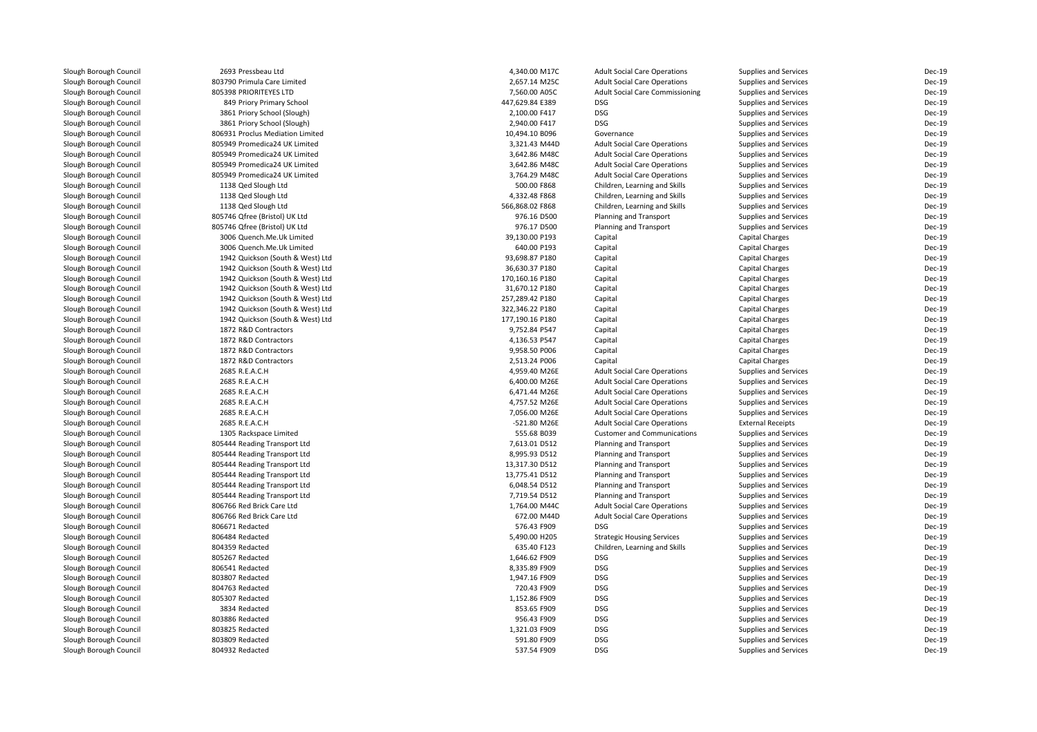| | | | | | | |
|---|---|---|---|---|---|---|
| Slough Borough Council | 2693 Pressbeau Ltd | 4,340.00 M17C | Adult Social Care Operations | Supplies and Services | Dec-19 |
| Slough Borough Council | 803790 Primula Care Limited | 2,657.14 M25C | Adult Social Care Operations | Supplies and Services | Dec-19 |
| Slough Borough Council | 805398 PRIORITEYES LTD | 7,560.00 A05C | Adult Social Care Commissioning | Supplies and Services | Dec-19 |
| Slough Borough Council | 849 Priory Primary School | 447,629.84 E389 | DSG | Supplies and Services | Dec-19 |
| Slough Borough Council | 3861 Priory School (Slough) | 2,100.00 F417 | DSG | Supplies and Services | Dec-19 |
| Slough Borough Council | 3861 Priory School (Slough) | 2,940.00 F417 | DSG | Supplies and Services | Dec-19 |
| Slough Borough Council | 806931 Proclus Mediation Limited | 10,494.10 B096 | Governance | Supplies and Services | Dec-19 |
| Slough Borough Council | 805949 Promedica24 UK Limited | 3,321.43 M44D | Adult Social Care Operations | Supplies and Services | Dec-19 |
| Slough Borough Council | 805949 Promedica24 UK Limited | 3,642.86 M48C | Adult Social Care Operations | Supplies and Services | Dec-19 |
| Slough Borough Council | 805949 Promedica24 UK Limited | 3,642.86 M48C | Adult Social Care Operations | Supplies and Services | Dec-19 |
| Slough Borough Council | 805949 Promedica24 UK Limited | 3,764.29 M48C | Adult Social Care Operations | Supplies and Services | Dec-19 |
| Slough Borough Council | 1138 Qed Slough Ltd | 500.00 F868 | Children, Learning and Skills | Supplies and Services | Dec-19 |
| Slough Borough Council | 1138 Qed Slough Ltd | 4,332.48 F868 | Children, Learning and Skills | Supplies and Services | Dec-19 |
| Slough Borough Council | 1138 Qed Slough Ltd | 566,868.02 F868 | Children, Learning and Skills | Supplies and Services | Dec-19 |
| Slough Borough Council | 805746 Qfree (Bristol) UK Ltd | 976.16 D500 | Planning and Transport | Supplies and Services | Dec-19 |
| Slough Borough Council | 805746 Qfree (Bristol) UK Ltd | 976.17 D500 | Planning and Transport | Supplies and Services | Dec-19 |
| Slough Borough Council | 3006 Quench.Me.Uk Limited | 39,130.00 P193 | Capital | Capital Charges | Dec-19 |
| Slough Borough Council | 3006 Quench.Me.Uk Limited | 640.00 P193 | Capital | Capital Charges | Dec-19 |
| Slough Borough Council | 1942 Quickson (South & West) Ltd | 93,698.87 P180 | Capital | Capital Charges | Dec-19 |
| Slough Borough Council | 1942 Quickson (South & West) Ltd | 36,630.37 P180 | Capital | Capital Charges | Dec-19 |
| Slough Borough Council | 1942 Quickson (South & West) Ltd | 170,160.16 P180 | Capital | Capital Charges | Dec-19 |
| Slough Borough Council | 1942 Quickson (South & West) Ltd | 31,670.12 P180 | Capital | Capital Charges | Dec-19 |
| Slough Borough Council | 1942 Quickson (South & West) Ltd | 257,289.42 P180 | Capital | Capital Charges | Dec-19 |
| Slough Borough Council | 1942 Quickson (South & West) Ltd | 322,346.22 P180 | Capital | Capital Charges | Dec-19 |
| Slough Borough Council | 1942 Quickson (South & West) Ltd | 177,190.16 P180 | Capital | Capital Charges | Dec-19 |
| Slough Borough Council | 1872 R&D Contractors | 9,752.84 P547 | Capital | Capital Charges | Dec-19 |
| Slough Borough Council | 1872 R&D Contractors | 4,136.53 P547 | Capital | Capital Charges | Dec-19 |
| Slough Borough Council | 1872 R&D Contractors | 9,958.50 P006 | Capital | Capital Charges | Dec-19 |
| Slough Borough Council | 1872 R&D Contractors | 2,513.24 P006 | Capital | Capital Charges | Dec-19 |
| Slough Borough Council | 2685 R.E.A.C.H | 4,959.40 M26E | Adult Social Care Operations | Supplies and Services | Dec-19 |
| Slough Borough Council | 2685 R.E.A.C.H | 6,400.00 M26E | Adult Social Care Operations | Supplies and Services | Dec-19 |
| Slough Borough Council | 2685 R.E.A.C.H | 6,471.44 M26E | Adult Social Care Operations | Supplies and Services | Dec-19 |
| Slough Borough Council | 2685 R.E.A.C.H | 4,757.52 M26E | Adult Social Care Operations | Supplies and Services | Dec-19 |
| Slough Borough Council | 2685 R.E.A.C.H | 7,056.00 M26E | Adult Social Care Operations | Supplies and Services | Dec-19 |
| Slough Borough Council | 2685 R.E.A.C.H | -521.80 M26E | Adult Social Care Operations | External Receipts | Dec-19 |
| Slough Borough Council | 1305 Rackspace Limited | 555.68 B039 | Customer and Communications | Supplies and Services | Dec-19 |
| Slough Borough Council | 805444 Reading Transport Ltd | 7,613.01 D512 | Planning and Transport | Supplies and Services | Dec-19 |
| Slough Borough Council | 805444 Reading Transport Ltd | 8,995.93 D512 | Planning and Transport | Supplies and Services | Dec-19 |
| Slough Borough Council | 805444 Reading Transport Ltd | 13,317.30 D512 | Planning and Transport | Supplies and Services | Dec-19 |
| Slough Borough Council | 805444 Reading Transport Ltd | 13,775.41 D512 | Planning and Transport | Supplies and Services | Dec-19 |
| Slough Borough Council | 805444 Reading Transport Ltd | 6,048.54 D512 | Planning and Transport | Supplies and Services | Dec-19 |
| Slough Borough Council | 805444 Reading Transport Ltd | 7,719.54 D512 | Planning and Transport | Supplies and Services | Dec-19 |
| Slough Borough Council | 806766 Red Brick Care Ltd | 1,764.00 M44C | Adult Social Care Operations | Supplies and Services | Dec-19 |
| Slough Borough Council | 806766 Red Brick Care Ltd | 672.00 M44D | Adult Social Care Operations | Supplies and Services | Dec-19 |
| Slough Borough Council | 806671 Redacted | 576.43 F909 | DSG | Supplies and Services | Dec-19 |
| Slough Borough Council | 806484 Redacted | 5,490.00 H205 | Strategic Housing Services | Supplies and Services | Dec-19 |
| Slough Borough Council | 804359 Redacted | 635.40 F123 | Children, Learning and Skills | Supplies and Services | Dec-19 |
| Slough Borough Council | 805267 Redacted | 1,646.62 F909 | DSG | Supplies and Services | Dec-19 |
| Slough Borough Council | 806541 Redacted | 8,335.89 F909 | DSG | Supplies and Services | Dec-19 |
| Slough Borough Council | 803807 Redacted | 1,947.16 F909 | DSG | Supplies and Services | Dec-19 |
| Slough Borough Council | 804763 Redacted | 720.43 F909 | DSG | Supplies and Services | Dec-19 |
| Slough Borough Council | 805307 Redacted | 1,152.86 F909 | DSG | Supplies and Services | Dec-19 |
| Slough Borough Council | 3834 Redacted | 853.65 F909 | DSG | Supplies and Services | Dec-19 |
| Slough Borough Council | 803886 Redacted | 956.43 F909 | DSG | Supplies and Services | Dec-19 |
| Slough Borough Council | 803825 Redacted | 1,321.03 F909 | DSG | Supplies and Services | Dec-19 |
| Slough Borough Council | 803809 Redacted | 591.80 F909 | DSG | Supplies and Services | Dec-19 |
| Slough Borough Council | 804932 Redacted | 537.54 F909 | DSG | Supplies and Services | Dec-19 |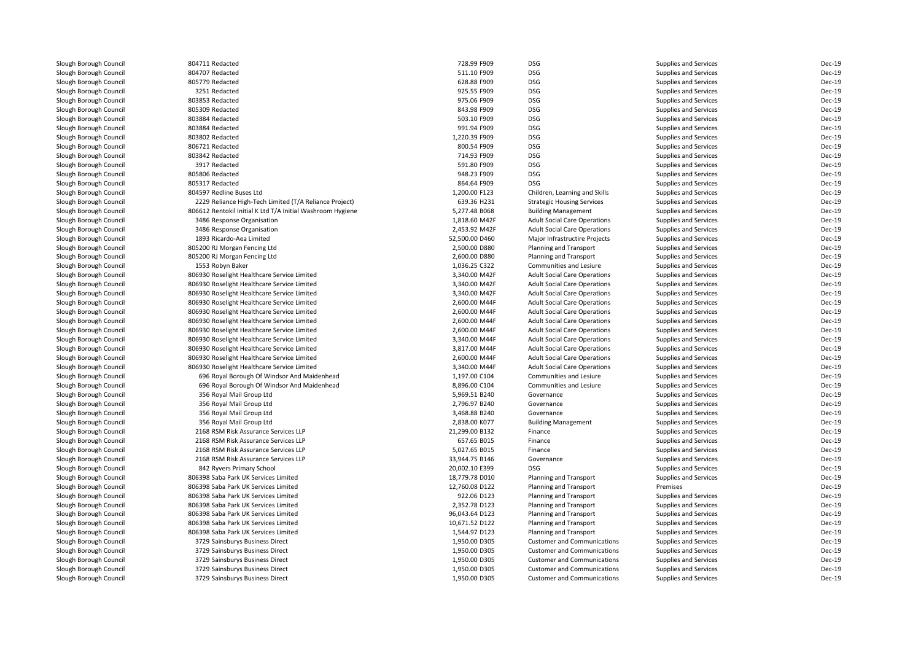| | | | | | | |
|---|---|---|---|---|---|---|
| Slough Borough Council | 804711 Redacted | 728.99 F909 | DSG | Supplies and Services | Dec-19 |
| Slough Borough Council | 804707 Redacted | 511.10 F909 | DSG | Supplies and Services | Dec-19 |
| Slough Borough Council | 805779 Redacted | 628.88 F909 | DSG | Supplies and Services | Dec-19 |
| Slough Borough Council | 3251 Redacted | 925.55 F909 | DSG | Supplies and Services | Dec-19 |
| Slough Borough Council | 803853 Redacted | 975.06 F909 | DSG | Supplies and Services | Dec-19 |
| Slough Borough Council | 805309 Redacted | 843.98 F909 | DSG | Supplies and Services | Dec-19 |
| Slough Borough Council | 803884 Redacted | 503.10 F909 | DSG | Supplies and Services | Dec-19 |
| Slough Borough Council | 803884 Redacted | 991.94 F909 | DSG | Supplies and Services | Dec-19 |
| Slough Borough Council | 803802 Redacted | 1,220.39 F909 | DSG | Supplies and Services | Dec-19 |
| Slough Borough Council | 806721 Redacted | 800.54 F909 | DSG | Supplies and Services | Dec-19 |
| Slough Borough Council | 803842 Redacted | 714.93 F909 | DSG | Supplies and Services | Dec-19 |
| Slough Borough Council | 3917 Redacted | 591.80 F909 | DSG | Supplies and Services | Dec-19 |
| Slough Borough Council | 805806 Redacted | 948.23 F909 | DSG | Supplies and Services | Dec-19 |
| Slough Borough Council | 805317 Redacted | 864.64 F909 | DSG | Supplies and Services | Dec-19 |
| Slough Borough Council | 804597 Redline Buses Ltd | 1,200.00 F123 | Children, Learning and Skills | Supplies and Services | Dec-19 |
| Slough Borough Council | 2229 Reliance High-Tech Limited (T/A Reliance Project) | 639.36 H231 | Strategic Housing Services | Supplies and Services | Dec-19 |
| Slough Borough Council | 806612 Rentokil Initial K Ltd T/A Initial Washroom Hygiene | 5,277.48 B068 | Building Management | Supplies and Services | Dec-19 |
| Slough Borough Council | 3486 Response Organisation | 1,818.60 M42F | Adult Social Care Operations | Supplies and Services | Dec-19 |
| Slough Borough Council | 3486 Response Organisation | 2,453.92 M42F | Adult Social Care Operations | Supplies and Services | Dec-19 |
| Slough Borough Council | 1893 Ricardo-Aea Limited | 52,500.00 D460 | Major Infrastructire Projects | Supplies and Services | Dec-19 |
| Slough Borough Council | 805200 RJ Morgan Fencing Ltd | 2,500.00 D880 | Planning and Transport | Supplies and Services | Dec-19 |
| Slough Borough Council | 805200 RJ Morgan Fencing Ltd | 2,600.00 D880 | Planning and Transport | Supplies and Services | Dec-19 |
| Slough Borough Council | 1553 Robyn Baker | 1,036.25 C322 | Communities and Lesiure | Supplies and Services | Dec-19 |
| Slough Borough Council | 806930 Roselight Healthcare Service Limited | 3,340.00 M42F | Adult Social Care Operations | Supplies and Services | Dec-19 |
| Slough Borough Council | 806930 Roselight Healthcare Service Limited | 3,340.00 M42F | Adult Social Care Operations | Supplies and Services | Dec-19 |
| Slough Borough Council | 806930 Roselight Healthcare Service Limited | 3,340.00 M42F | Adult Social Care Operations | Supplies and Services | Dec-19 |
| Slough Borough Council | 806930 Roselight Healthcare Service Limited | 2,600.00 M44F | Adult Social Care Operations | Supplies and Services | Dec-19 |
| Slough Borough Council | 806930 Roselight Healthcare Service Limited | 2,600.00 M44F | Adult Social Care Operations | Supplies and Services | Dec-19 |
| Slough Borough Council | 806930 Roselight Healthcare Service Limited | 2,600.00 M44F | Adult Social Care Operations | Supplies and Services | Dec-19 |
| Slough Borough Council | 806930 Roselight Healthcare Service Limited | 2,600.00 M44F | Adult Social Care Operations | Supplies and Services | Dec-19 |
| Slough Borough Council | 806930 Roselight Healthcare Service Limited | 3,340.00 M44F | Adult Social Care Operations | Supplies and Services | Dec-19 |
| Slough Borough Council | 806930 Roselight Healthcare Service Limited | 3,817.00 M44F | Adult Social Care Operations | Supplies and Services | Dec-19 |
| Slough Borough Council | 806930 Roselight Healthcare Service Limited | 2,600.00 M44F | Adult Social Care Operations | Supplies and Services | Dec-19 |
| Slough Borough Council | 806930 Roselight Healthcare Service Limited | 3,340.00 M44F | Adult Social Care Operations | Supplies and Services | Dec-19 |
| Slough Borough Council | 696 Royal Borough Of Windsor And Maidenhead | 1,197.00 C104 | Communities and Lesiure | Supplies and Services | Dec-19 |
| Slough Borough Council | 696 Royal Borough Of Windsor And Maidenhead | 8,896.00 C104 | Communities and Lesiure | Supplies and Services | Dec-19 |
| Slough Borough Council | 356 Royal Mail Group Ltd | 5,969.51 B240 | Governance | Supplies and Services | Dec-19 |
| Slough Borough Council | 356 Royal Mail Group Ltd | 2,796.97 B240 | Governance | Supplies and Services | Dec-19 |
| Slough Borough Council | 356 Royal Mail Group Ltd | 3,468.88 B240 | Governance | Supplies and Services | Dec-19 |
| Slough Borough Council | 356 Royal Mail Group Ltd | 2,838.00 K077 | Building Management | Supplies and Services | Dec-19 |
| Slough Borough Council | 2168 RSM Risk Assurance Services LLP | 21,299.00 B132 | Finance | Supplies and Services | Dec-19 |
| Slough Borough Council | 2168 RSM Risk Assurance Services LLP | 657.65 B015 | Finance | Supplies and Services | Dec-19 |
| Slough Borough Council | 2168 RSM Risk Assurance Services LLP | 5,027.65 B015 | Finance | Supplies and Services | Dec-19 |
| Slough Borough Council | 2168 RSM Risk Assurance Services LLP | 33,944.75 B146 | Governance | Supplies and Services | Dec-19 |
| Slough Borough Council | 842 Ryvers Primary School | 20,002.10 E399 | DSG | Supplies and Services | Dec-19 |
| Slough Borough Council | 806398 Saba Park UK Services Limited | 18,779.78 D010 | Planning and Transport | Supplies and Services | Dec-19 |
| Slough Borough Council | 806398 Saba Park UK Services Limited | 12,760.08 D122 | Planning and Transport | Premises | Dec-19 |
| Slough Borough Council | 806398 Saba Park UK Services Limited | 922.06 D123 | Planning and Transport | Supplies and Services | Dec-19 |
| Slough Borough Council | 806398 Saba Park UK Services Limited | 2,352.78 D123 | Planning and Transport | Supplies and Services | Dec-19 |
| Slough Borough Council | 806398 Saba Park UK Services Limited | 96,043.64 D123 | Planning and Transport | Supplies and Services | Dec-19 |
| Slough Borough Council | 806398 Saba Park UK Services Limited | 10,671.52 D122 | Planning and Transport | Supplies and Services | Dec-19 |
| Slough Borough Council | 806398 Saba Park UK Services Limited | 1,544.97 D123 | Planning and Transport | Supplies and Services | Dec-19 |
| Slough Borough Council | 3729 Sainsburys Business Direct | 1,950.00 D305 | Customer and Communications | Supplies and Services | Dec-19 |
| Slough Borough Council | 3729 Sainsburys Business Direct | 1,950.00 D305 | Customer and Communications | Supplies and Services | Dec-19 |
| Slough Borough Council | 3729 Sainsburys Business Direct | 1,950.00 D305 | Customer and Communications | Supplies and Services | Dec-19 |
| Slough Borough Council | 3729 Sainsburys Business Direct | 1,950.00 D305 | Customer and Communications | Supplies and Services | Dec-19 |
| Slough Borough Council | 3729 Sainsburys Business Direct | 1,950.00 D305 | Customer and Communications | Supplies and Services | Dec-19 |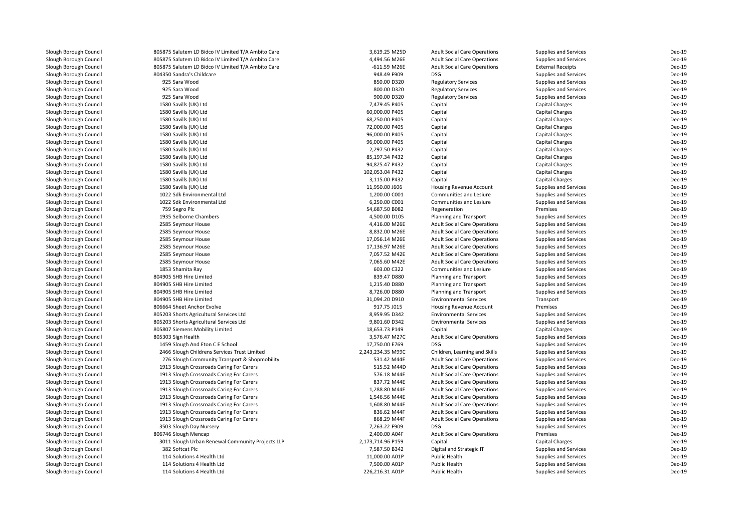| | | | | | | |
|---|---|---|---|---|---|---|
| Slough Borough Council | 805875 Salutem LD Bidco IV Limited T/A Ambito Care | 3,619.25 M25D | Adult Social Care Operations | Supplies and Services | Dec-19 |
| Slough Borough Council | 805875 Salutem LD Bidco IV Limited T/A Ambito Care | 4,494.56 M26E | Adult Social Care Operations | Supplies and Services | Dec-19 |
| Slough Borough Council | 805875 Salutem LD Bidco IV Limited T/A Ambito Care | -611.59 M26E | Adult Social Care Operations | External Receipts | Dec-19 |
| Slough Borough Council | 804350 Sandra's Childcare | 948.49 F909 | DSG | Supplies and Services | Dec-19 |
| Slough Borough Council | 925 Sara Wood | 850.00 D320 | Regulatory Services | Supplies and Services | Dec-19 |
| Slough Borough Council | 925 Sara Wood | 800.00 D320 | Regulatory Services | Supplies and Services | Dec-19 |
| Slough Borough Council | 925 Sara Wood | 900.00 D320 | Regulatory Services | Supplies and Services | Dec-19 |
| Slough Borough Council | 1580 Savills (UK) Ltd | 7,479.45 P405 | Capital | Capital Charges | Dec-19 |
| Slough Borough Council | 1580 Savills (UK) Ltd | 60,000.00 P405 | Capital | Capital Charges | Dec-19 |
| Slough Borough Council | 1580 Savills (UK) Ltd | 68,250.00 P405 | Capital | Capital Charges | Dec-19 |
| Slough Borough Council | 1580 Savills (UK) Ltd | 72,000.00 P405 | Capital | Capital Charges | Dec-19 |
| Slough Borough Council | 1580 Savills (UK) Ltd | 96,000.00 P405 | Capital | Capital Charges | Dec-19 |
| Slough Borough Council | 1580 Savills (UK) Ltd | 96,000.00 P405 | Capital | Capital Charges | Dec-19 |
| Slough Borough Council | 1580 Savills (UK) Ltd | 2,297.50 P432 | Capital | Capital Charges | Dec-19 |
| Slough Borough Council | 1580 Savills (UK) Ltd | 85,197.34 P432 | Capital | Capital Charges | Dec-19 |
| Slough Borough Council | 1580 Savills (UK) Ltd | 94,825.47 P432 | Capital | Capital Charges | Dec-19 |
| Slough Borough Council | 1580 Savills (UK) Ltd | 102,053.04 P432 | Capital | Capital Charges | Dec-19 |
| Slough Borough Council | 1580 Savills (UK) Ltd | 3,115.00 P432 | Capital | Capital Charges | Dec-19 |
| Slough Borough Council | 1580 Savills (UK) Ltd | 11,950.00 J606 | Housing Revenue Account | Supplies and Services | Dec-19 |
| Slough Borough Council | 1022 Sdk Environmental Ltd | 1,200.00 C001 | Communities and Lesiure | Supplies and Services | Dec-19 |
| Slough Borough Council | 1022 Sdk Environmental Ltd | 6,250.00 C001 | Communities and Lesiure | Supplies and Services | Dec-19 |
| Slough Borough Council | 759 Segro Plc | 54,687.50 B082 | Regeneration | Premises | Dec-19 |
| Slough Borough Council | 1935 Selborne Chambers | 4,500.00 D105 | Planning and Transport | Supplies and Services | Dec-19 |
| Slough Borough Council | 2585 Seymour House | 4,416.00 M26E | Adult Social Care Operations | Supplies and Services | Dec-19 |
| Slough Borough Council | 2585 Seymour House | 8,832.00 M26E | Adult Social Care Operations | Supplies and Services | Dec-19 |
| Slough Borough Council | 2585 Seymour House | 17,056.14 M26E | Adult Social Care Operations | Supplies and Services | Dec-19 |
| Slough Borough Council | 2585 Seymour House | 17,136.97 M26E | Adult Social Care Operations | Supplies and Services | Dec-19 |
| Slough Borough Council | 2585 Seymour House | 7,057.52 M42E | Adult Social Care Operations | Supplies and Services | Dec-19 |
| Slough Borough Council | 2585 Seymour House | 7,065.60 M42E | Adult Social Care Operations | Supplies and Services | Dec-19 |
| Slough Borough Council | 1853 Shamita Ray | 603.00 C322 | Communities and Lesiure | Supplies and Services | Dec-19 |
| Slough Borough Council | 804905 SHB Hire Limited | 839.47 D880 | Planning and Transport | Supplies and Services | Dec-19 |
| Slough Borough Council | 804905 SHB Hire Limited | 1,215.40 D880 | Planning and Transport | Supplies and Services | Dec-19 |
| Slough Borough Council | 804905 SHB Hire Limited | 8,726.00 D880 | Planning and Transport | Supplies and Services | Dec-19 |
| Slough Borough Council | 804905 SHB Hire Limited | 31,094.20 D910 | Environmental Services | Transport | Dec-19 |
| Slough Borough Council | 806664 Sheet Anchor Evolve | 917.75 J015 | Housing Revenue Account | Premises | Dec-19 |
| Slough Borough Council | 805203 Shorts Agricultural Services Ltd | 8,959.95 D342 | Environmental Services | Supplies and Services | Dec-19 |
| Slough Borough Council | 805203 Shorts Agricultural Services Ltd | 9,801.60 D342 | Environmental Services | Supplies and Services | Dec-19 |
| Slough Borough Council | 805807 Siemens Mobility Limited | 18,653.73 P149 | Capital | Capital Charges | Dec-19 |
| Slough Borough Council | 805303 Sign Health | 3,576.47 M27C | Adult Social Care Operations | Supplies and Services | Dec-19 |
| Slough Borough Council | 1459 Slough And Eton C E School | 17,750.00 E769 | DSG | Supplies and Services | Dec-19 |
| Slough Borough Council | 2466 Slough Childrens Services Trust Limited | 2,243,234.35 M99C | Children, Learning and Skills | Supplies and Services | Dec-19 |
| Slough Borough Council | 276 Slough Community Transport & Shopmobility | 531.42 M44E | Adult Social Care Operations | Supplies and Services | Dec-19 |
| Slough Borough Council | 1913 Slough Crossroads Caring For Carers | 515.52 M44D | Adult Social Care Operations | Supplies and Services | Dec-19 |
| Slough Borough Council | 1913 Slough Crossroads Caring For Carers | 576.18 M44E | Adult Social Care Operations | Supplies and Services | Dec-19 |
| Slough Borough Council | 1913 Slough Crossroads Caring For Carers | 837.72 M44E | Adult Social Care Operations | Supplies and Services | Dec-19 |
| Slough Borough Council | 1913 Slough Crossroads Caring For Carers | 1,288.80 M44E | Adult Social Care Operations | Supplies and Services | Dec-19 |
| Slough Borough Council | 1913 Slough Crossroads Caring For Carers | 1,546.56 M44E | Adult Social Care Operations | Supplies and Services | Dec-19 |
| Slough Borough Council | 1913 Slough Crossroads Caring For Carers | 1,608.80 M44E | Adult Social Care Operations | Supplies and Services | Dec-19 |
| Slough Borough Council | 1913 Slough Crossroads Caring For Carers | 836.62 M44F | Adult Social Care Operations | Supplies and Services | Dec-19 |
| Slough Borough Council | 1913 Slough Crossroads Caring For Carers | 868.29 M44F | Adult Social Care Operations | Supplies and Services | Dec-19 |
| Slough Borough Council | 3503 Slough Day Nursery | 7,263.22 F909 | DSG | Supplies and Services | Dec-19 |
| Slough Borough Council | 806746 Slough Mencap | 2,400.00 A04F | Adult Social Care Operations | Premises | Dec-19 |
| Slough Borough Council | 3011 Slough Urban Renewal Community Projects LLP | 2,173,714.96 P159 | Capital | Capital Charges | Dec-19 |
| Slough Borough Council | 382 Softcat Plc | 7,587.50 B342 | Digital and Strategic IT | Supplies and Services | Dec-19 |
| Slough Borough Council | 114 Solutions 4 Health Ltd | 11,000.00 A01P | Public Health | Supplies and Services | Dec-19 |
| Slough Borough Council | 114 Solutions 4 Health Ltd | 7,500.00 A01P | Public Health | Supplies and Services | Dec-19 |
| Slough Borough Council | 114 Solutions 4 Health Ltd | 226,216.31 A01P | Public Health | Supplies and Services | Dec-19 |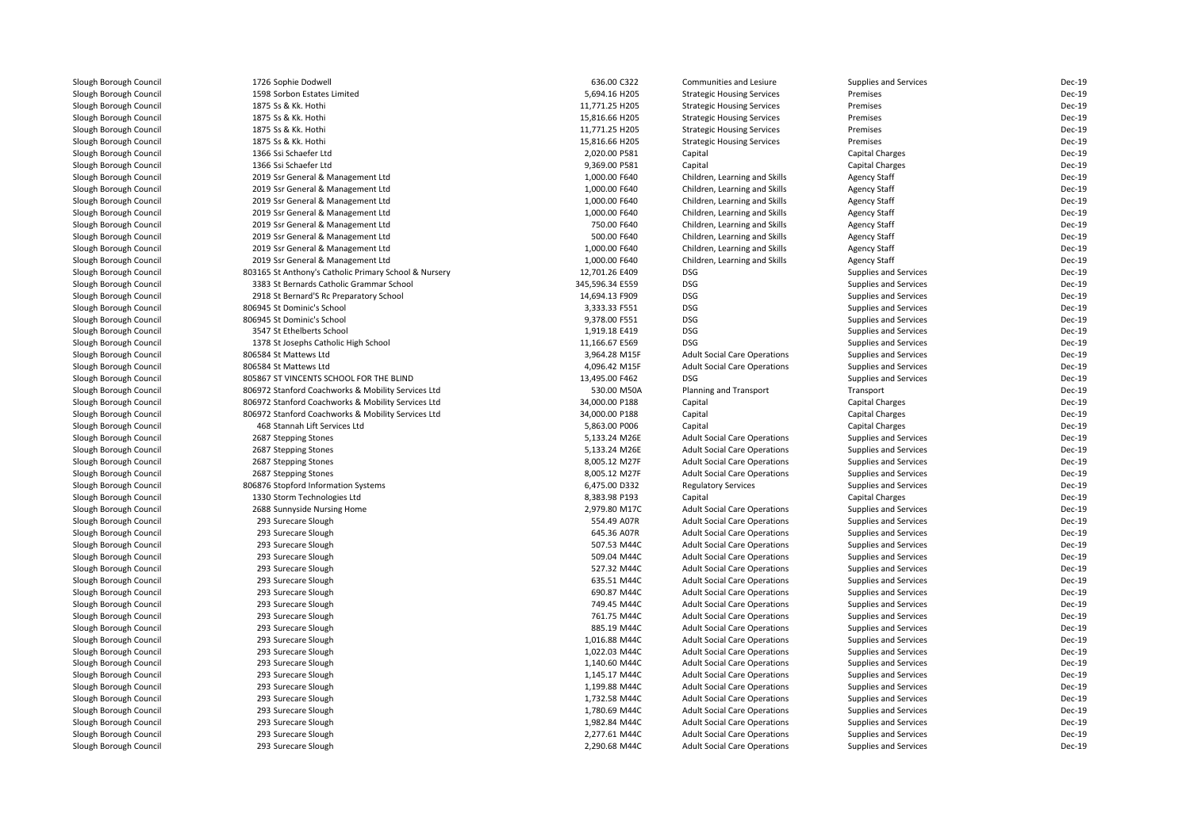| | | | | | |
|---|---|---|---|---|---|
| Slough Borough Council | 1726 Sophie Dodwell | 636.00 C322 | Communities and Lesiure | Supplies and Services | Dec-19 |
| Slough Borough Council | 1598 Sorbon Estates Limited | 5,694.16 H205 | Strategic Housing Services | Premises | Dec-19 |
| Slough Borough Council | 1875 Ss & Kk. Hothi | 11,771.25 H205 | Strategic Housing Services | Premises | Dec-19 |
| Slough Borough Council | 1875 Ss & Kk. Hothi | 15,816.66 H205 | Strategic Housing Services | Premises | Dec-19 |
| Slough Borough Council | 1875 Ss & Kk. Hothi | 11,771.25 H205 | Strategic Housing Services | Premises | Dec-19 |
| Slough Borough Council | 1875 Ss & Kk. Hothi | 15,816.66 H205 | Strategic Housing Services | Premises | Dec-19 |
| Slough Borough Council | 1366 Ssi Schaefer Ltd | 2,020.00 P581 | Capital | Capital Charges | Dec-19 |
| Slough Borough Council | 1366 Ssi Schaefer Ltd | 9,369.00 P581 | Capital | Capital Charges | Dec-19 |
| Slough Borough Council | 2019 Ssr General & Management Ltd | 1,000.00 F640 | Children, Learning and Skills | Agency Staff | Dec-19 |
| Slough Borough Council | 2019 Ssr General & Management Ltd | 1,000.00 F640 | Children, Learning and Skills | Agency Staff | Dec-19 |
| Slough Borough Council | 2019 Ssr General & Management Ltd | 1,000.00 F640 | Children, Learning and Skills | Agency Staff | Dec-19 |
| Slough Borough Council | 2019 Ssr General & Management Ltd | 1,000.00 F640 | Children, Learning and Skills | Agency Staff | Dec-19 |
| Slough Borough Council | 2019 Ssr General & Management Ltd | 750.00 F640 | Children, Learning and Skills | Agency Staff | Dec-19 |
| Slough Borough Council | 2019 Ssr General & Management Ltd | 500.00 F640 | Children, Learning and Skills | Agency Staff | Dec-19 |
| Slough Borough Council | 2019 Ssr General & Management Ltd | 1,000.00 F640 | Children, Learning and Skills | Agency Staff | Dec-19 |
| Slough Borough Council | 2019 Ssr General & Management Ltd | 1,000.00 F640 | Children, Learning and Skills | Agency Staff | Dec-19 |
| Slough Borough Council | 803165 St Anthony's Catholic Primary School & Nursery | 12,701.26 E409 | DSG | Supplies and Services | Dec-19 |
| Slough Borough Council | 3383 St Bernards Catholic Grammar School | 345,596.34 E559 | DSG | Supplies and Services | Dec-19 |
| Slough Borough Council | 2918 St Bernard'S Rc Preparatory School | 14,694.13 F909 | DSG | Supplies and Services | Dec-19 |
| Slough Borough Council | 806945 St Dominic's School | 3,333.33 F551 | DSG | Supplies and Services | Dec-19 |
| Slough Borough Council | 806945 St Dominic's School | 9,378.00 F551 | DSG | Supplies and Services | Dec-19 |
| Slough Borough Council | 3547 St Ethelberts School | 1,919.18 E419 | DSG | Supplies and Services | Dec-19 |
| Slough Borough Council | 1378 St Josephs Catholic High School | 11,166.67 E569 | DSG | Supplies and Services | Dec-19 |
| Slough Borough Council | 806584 St Mattews Ltd | 3,964.28 M15F | Adult Social Care Operations | Supplies and Services | Dec-19 |
| Slough Borough Council | 806584 St Mattews Ltd | 4,096.42 M15F | Adult Social Care Operations | Supplies and Services | Dec-19 |
| Slough Borough Council | 805867 ST VINCENTS SCHOOL FOR THE BLIND | 13,495.00 F462 | DSG | Supplies and Services | Dec-19 |
| Slough Borough Council | 806972 Stanford Coachworks & Mobility Services Ltd | 530.00 M50A | Planning and Transport | Transport | Dec-19 |
| Slough Borough Council | 806972 Stanford Coachworks & Mobility Services Ltd | 34,000.00 P188 | Capital | Capital Charges | Dec-19 |
| Slough Borough Council | 806972 Stanford Coachworks & Mobility Services Ltd | 34,000.00 P188 | Capital | Capital Charges | Dec-19 |
| Slough Borough Council | 468 Stannah Lift Services Ltd | 5,863.00 P006 | Capital | Capital Charges | Dec-19 |
| Slough Borough Council | 2687 Stepping Stones | 5,133.24 M26E | Adult Social Care Operations | Supplies and Services | Dec-19 |
| Slough Borough Council | 2687 Stepping Stones | 5,133.24 M26E | Adult Social Care Operations | Supplies and Services | Dec-19 |
| Slough Borough Council | 2687 Stepping Stones | 8,005.12 M27F | Adult Social Care Operations | Supplies and Services | Dec-19 |
| Slough Borough Council | 2687 Stepping Stones | 8,005.12 M27F | Adult Social Care Operations | Supplies and Services | Dec-19 |
| Slough Borough Council | 806876 Stopford Information Systems | 6,475.00 D332 | Regulatory Services | Supplies and Services | Dec-19 |
| Slough Borough Council | 1330 Storm Technologies Ltd | 8,383.98 P193 | Capital | Capital Charges | Dec-19 |
| Slough Borough Council | 2688 Sunnyside Nursing Home | 2,979.80 M17C | Adult Social Care Operations | Supplies and Services | Dec-19 |
| Slough Borough Council | 293 Surecare Slough | 554.49 A07R | Adult Social Care Operations | Supplies and Services | Dec-19 |
| Slough Borough Council | 293 Surecare Slough | 645.36 A07R | Adult Social Care Operations | Supplies and Services | Dec-19 |
| Slough Borough Council | 293 Surecare Slough | 507.53 M44C | Adult Social Care Operations | Supplies and Services | Dec-19 |
| Slough Borough Council | 293 Surecare Slough | 509.04 M44C | Adult Social Care Operations | Supplies and Services | Dec-19 |
| Slough Borough Council | 293 Surecare Slough | 527.32 M44C | Adult Social Care Operations | Supplies and Services | Dec-19 |
| Slough Borough Council | 293 Surecare Slough | 635.51 M44C | Adult Social Care Operations | Supplies and Services | Dec-19 |
| Slough Borough Council | 293 Surecare Slough | 690.87 M44C | Adult Social Care Operations | Supplies and Services | Dec-19 |
| Slough Borough Council | 293 Surecare Slough | 749.45 M44C | Adult Social Care Operations | Supplies and Services | Dec-19 |
| Slough Borough Council | 293 Surecare Slough | 761.75 M44C | Adult Social Care Operations | Supplies and Services | Dec-19 |
| Slough Borough Council | 293 Surecare Slough | 885.19 M44C | Adult Social Care Operations | Supplies and Services | Dec-19 |
| Slough Borough Council | 293 Surecare Slough | 1,016.88 M44C | Adult Social Care Operations | Supplies and Services | Dec-19 |
| Slough Borough Council | 293 Surecare Slough | 1,022.03 M44C | Adult Social Care Operations | Supplies and Services | Dec-19 |
| Slough Borough Council | 293 Surecare Slough | 1,140.60 M44C | Adult Social Care Operations | Supplies and Services | Dec-19 |
| Slough Borough Council | 293 Surecare Slough | 1,145.17 M44C | Adult Social Care Operations | Supplies and Services | Dec-19 |
| Slough Borough Council | 293 Surecare Slough | 1,199.88 M44C | Adult Social Care Operations | Supplies and Services | Dec-19 |
| Slough Borough Council | 293 Surecare Slough | 1,732.58 M44C | Adult Social Care Operations | Supplies and Services | Dec-19 |
| Slough Borough Council | 293 Surecare Slough | 1,780.69 M44C | Adult Social Care Operations | Supplies and Services | Dec-19 |
| Slough Borough Council | 293 Surecare Slough | 1,982.84 M44C | Adult Social Care Operations | Supplies and Services | Dec-19 |
| Slough Borough Council | 293 Surecare Slough | 2,277.61 M44C | Adult Social Care Operations | Supplies and Services | Dec-19 |
| Slough Borough Council | 293 Surecare Slough | 2,290.68 M44C | Adult Social Care Operations | Supplies and Services | Dec-19 |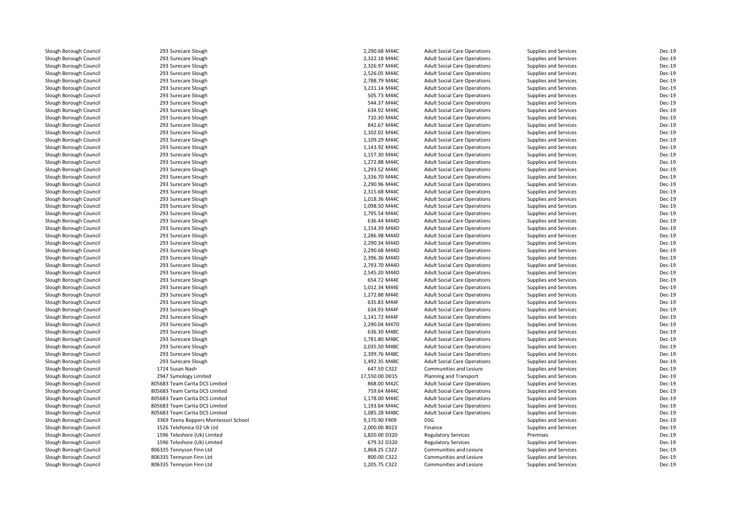| | | | | | | |
|---|---|---|---|---|---|---|
| Slough Borough Council | 293 Surecare Slough | 2,290.68 M44C | Adult Social Care Operations | Supplies and Services | Dec-19 |
| Slough Borough Council | 293 Surecare Slough | 2,322.18 M44C | Adult Social Care Operations | Supplies and Services | Dec-19 |
| Slough Borough Council | 293 Surecare Slough | 2,326.97 M44C | Adult Social Care Operations | Supplies and Services | Dec-19 |
| Slough Borough Council | 293 Surecare Slough | 2,526.05 M44C | Adult Social Care Operations | Supplies and Services | Dec-19 |
| Slough Borough Council | 293 Surecare Slough | 2,788.79 M44C | Adult Social Care Operations | Supplies and Services | Dec-19 |
| Slough Borough Council | 293 Surecare Slough | 3,231.14 M44C | Adult Social Care Operations | Supplies and Services | Dec-19 |
| Slough Borough Council | 293 Surecare Slough | 505.73 M44C | Adult Social Care Operations | Supplies and Services | Dec-19 |
| Slough Borough Council | 293 Surecare Slough | 544.37 M44C | Adult Social Care Operations | Supplies and Services | Dec-19 |
| Slough Borough Council | 293 Surecare Slough | 634.92 M44C | Adult Social Care Operations | Supplies and Services | Dec-19 |
| Slough Borough Council | 293 Surecare Slough | 710.30 M44C | Adult Social Care Operations | Supplies and Services | Dec-19 |
| Slough Borough Council | 293 Surecare Slough | 842.67 M44C | Adult Social Care Operations | Supplies and Services | Dec-19 |
| Slough Borough Council | 293 Surecare Slough | 1,102.02 M44C | Adult Social Care Operations | Supplies and Services | Dec-19 |
| Slough Borough Council | 293 Surecare Slough | 1,109.29 M44C | Adult Social Care Operations | Supplies and Services | Dec-19 |
| Slough Borough Council | 293 Surecare Slough | 1,143.92 M44C | Adult Social Care Operations | Supplies and Services | Dec-19 |
| Slough Borough Council | 293 Surecare Slough | 1,157.30 M44C | Adult Social Care Operations | Supplies and Services | Dec-19 |
| Slough Borough Council | 293 Surecare Slough | 1,272.88 M44C | Adult Social Care Operations | Supplies and Services | Dec-19 |
| Slough Borough Council | 293 Surecare Slough | 1,293.52 M44C | Adult Social Care Operations | Supplies and Services | Dec-19 |
| Slough Borough Council | 293 Surecare Slough | 1,336.70 M44C | Adult Social Care Operations | Supplies and Services | Dec-19 |
| Slough Borough Council | 293 Surecare Slough | 2,290.96 M44C | Adult Social Care Operations | Supplies and Services | Dec-19 |
| Slough Borough Council | 293 Surecare Slough | 2,315.68 M44C | Adult Social Care Operations | Supplies and Services | Dec-19 |
| Slough Borough Council | 293 Surecare Slough | 1,018.36 M44C | Adult Social Care Operations | Supplies and Services | Dec-19 |
| Slough Borough Council | 293 Surecare Slough | 1,098.50 M44C | Adult Social Care Operations | Supplies and Services | Dec-19 |
| Slough Borough Council | 293 Surecare Slough | 1,795.54 M44C | Adult Social Care Operations | Supplies and Services | Dec-19 |
| Slough Borough Council | 293 Surecare Slough | 636.44 M44D | Adult Social Care Operations | Supplies and Services | Dec-19 |
| Slough Borough Council | 293 Surecare Slough | 1,154.39 M44D | Adult Social Care Operations | Supplies and Services | Dec-19 |
| Slough Borough Council | 293 Surecare Slough | 2,286.98 M44D | Adult Social Care Operations | Supplies and Services | Dec-19 |
| Slough Borough Council | 293 Surecare Slough | 2,290.34 M44D | Adult Social Care Operations | Supplies and Services | Dec-19 |
| Slough Borough Council | 293 Surecare Slough | 2,290.68 M44D | Adult Social Care Operations | Supplies and Services | Dec-19 |
| Slough Borough Council | 293 Surecare Slough | 2,396.36 M44D | Adult Social Care Operations | Supplies and Services | Dec-19 |
| Slough Borough Council | 293 Surecare Slough | 2,793.70 M44D | Adult Social Care Operations | Supplies and Services | Dec-19 |
| Slough Borough Council | 293 Surecare Slough | 2,545.20 M44D | Adult Social Care Operations | Supplies and Services | Dec-19 |
| Slough Borough Council | 293 Surecare Slough | 654.72 M44E | Adult Social Care Operations | Supplies and Services | Dec-19 |
| Slough Borough Council | 293 Surecare Slough | 1,012.34 M44E | Adult Social Care Operations | Supplies and Services | Dec-19 |
| Slough Borough Council | 293 Surecare Slough | 1,272.88 M44E | Adult Social Care Operations | Supplies and Services | Dec-19 |
| Slough Borough Council | 293 Surecare Slough | 635.83 M44F | Adult Social Care Operations | Supplies and Services | Dec-19 |
| Slough Borough Council | 293 Surecare Slough | 634.93 M44F | Adult Social Care Operations | Supplies and Services | Dec-19 |
| Slough Borough Council | 293 Surecare Slough | 1,141.72 M44F | Adult Social Care Operations | Supplies and Services | Dec-19 |
| Slough Borough Council | 293 Surecare Slough | 2,290.04 M47D | Adult Social Care Operations | Supplies and Services | Dec-19 |
| Slough Borough Council | 293 Surecare Slough | 636.30 M48C | Adult Social Care Operations | Supplies and Services | Dec-19 |
| Slough Borough Council | 293 Surecare Slough | 1,781.80 M48C | Adult Social Care Operations | Supplies and Services | Dec-19 |
| Slough Borough Council | 293 Surecare Slough | 2,035.50 M48C | Adult Social Care Operations | Supplies and Services | Dec-19 |
| Slough Borough Council | 293 Surecare Slough | 2,399.76 M48C | Adult Social Care Operations | Supplies and Services | Dec-19 |
| Slough Borough Council | 293 Surecare Slough | 1,492.35 M48C | Adult Social Care Operations | Supplies and Services | Dec-19 |
| Slough Borough Council | 1724 Susan Nash | 647.50 C322 | Communities and Lesiure | Supplies and Services | Dec-19 |
| Slough Borough Council | 2947 Symology Limited | 17,550.00 D015 | Planning and Transport | Supplies and Services | Dec-19 |
| Slough Borough Council | 805683 Team Carita DCS Limited | 868.00 M42C | Adult Social Care Operations | Supplies and Services | Dec-19 |
| Slough Borough Council | 805683 Team Carita DCS Limited | 759.64 M44C | Adult Social Care Operations | Supplies and Services | Dec-19 |
| Slough Borough Council | 805683 Team Carita DCS Limited | 1,178.00 M44C | Adult Social Care Operations | Supplies and Services | Dec-19 |
| Slough Borough Council | 805683 Team Carita DCS Limited | 1,193.64 M44C | Adult Social Care Operations | Supplies and Services | Dec-19 |
| Slough Borough Council | 805683 Team Carita DCS Limited | 1,085.28 M48C | Adult Social Care Operations | Supplies and Services | Dec-19 |
| Slough Borough Council | 3369 Teeny Boppers Montessori School | 9,170.90 F909 | DSG | Supplies and Services | Dec-19 |
| Slough Borough Council | 1526 Telefonica O2 Uk Ltd | 2,000.00 B023 | Finance | Supplies and Services | Dec-19 |
| Slough Borough Council | 1596 Teleshore (Uk) Limited | 1,820.00 D320 | Regulatory Services | Premises | Dec-19 |
| Slough Borough Council | 1596 Teleshore (Uk) Limited | 679.32 D320 | Regulatory Services | Supplies and Services | Dec-19 |
| Slough Borough Council | 806335 Tennyson Finn Ltd | 1,868.25 C322 | Communities and Lesiure | Supplies and Services | Dec-19 |
| Slough Borough Council | 806335 Tennyson Finn Ltd | 800.00 C322 | Communities and Lesiure | Supplies and Services | Dec-19 |
| Slough Borough Council | 806335 Tennyson Finn Ltd | 1,205.75 C322 | Communities and Lesiure | Supplies and Services | Dec-19 |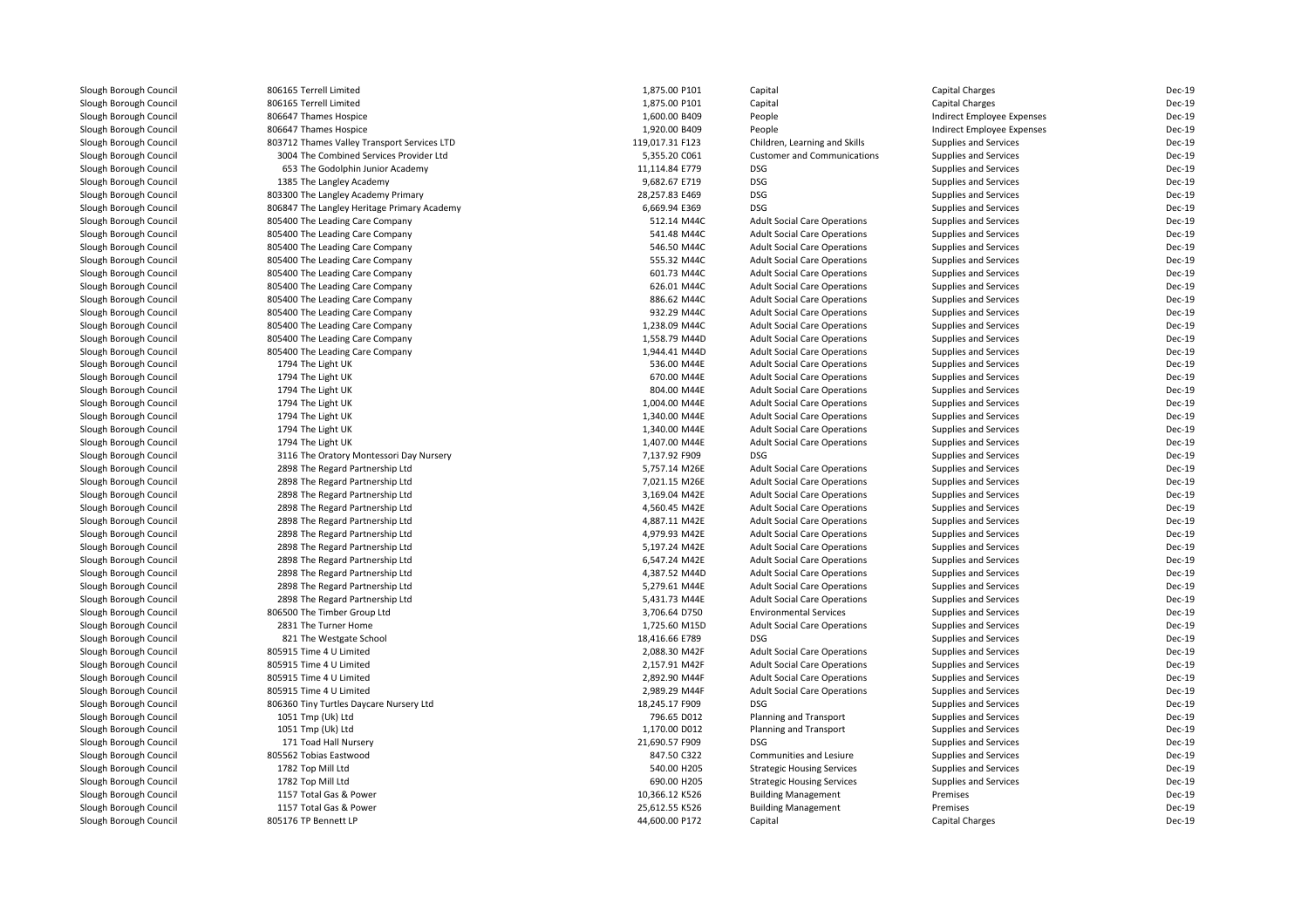| | | | | | | |
|---|---|---|---|---|---|---|
| Slough Borough Council | 806165 Terrell Limited | 1,875.00 P101 | Capital | Capital Charges | Dec-19 |
| Slough Borough Council | 806165 Terrell Limited | 1,875.00 P101 | Capital | Capital Charges | Dec-19 |
| Slough Borough Council | 806647 Thames Hospice | 1,600.00 B409 | People | Indirect Employee Expenses | Dec-19 |
| Slough Borough Council | 806647 Thames Hospice | 1,920.00 B409 | People | Indirect Employee Expenses | Dec-19 |
| Slough Borough Council | 803712 Thames Valley Transport Services LTD | 119,017.31 F123 | Children, Learning and Skills | Supplies and Services | Dec-19 |
| Slough Borough Council | 3004 The Combined Services Provider Ltd | 5,355.20 C061 | Customer and Communications | Supplies and Services | Dec-19 |
| Slough Borough Council | 653 The Godolphin Junior Academy | 11,114.84 E779 | DSG | Supplies and Services | Dec-19 |
| Slough Borough Council | 1385 The Langley Academy | 9,682.67 E719 | DSG | Supplies and Services | Dec-19 |
| Slough Borough Council | 803300 The Langley Academy Primary | 28,257.83 E469 | DSG | Supplies and Services | Dec-19 |
| Slough Borough Council | 806847 The Langley Heritage Primary Academy | 6,669.94 E369 | DSG | Supplies and Services | Dec-19 |
| Slough Borough Council | 805400 The Leading Care Company | 512.14 M44C | Adult Social Care Operations | Supplies and Services | Dec-19 |
| Slough Borough Council | 805400 The Leading Care Company | 541.48 M44C | Adult Social Care Operations | Supplies and Services | Dec-19 |
| Slough Borough Council | 805400 The Leading Care Company | 546.50 M44C | Adult Social Care Operations | Supplies and Services | Dec-19 |
| Slough Borough Council | 805400 The Leading Care Company | 555.32 M44C | Adult Social Care Operations | Supplies and Services | Dec-19 |
| Slough Borough Council | 805400 The Leading Care Company | 601.73 M44C | Adult Social Care Operations | Supplies and Services | Dec-19 |
| Slough Borough Council | 805400 The Leading Care Company | 626.01 M44C | Adult Social Care Operations | Supplies and Services | Dec-19 |
| Slough Borough Council | 805400 The Leading Care Company | 886.62 M44C | Adult Social Care Operations | Supplies and Services | Dec-19 |
| Slough Borough Council | 805400 The Leading Care Company | 932.29 M44C | Adult Social Care Operations | Supplies and Services | Dec-19 |
| Slough Borough Council | 805400 The Leading Care Company | 1,238.09 M44C | Adult Social Care Operations | Supplies and Services | Dec-19 |
| Slough Borough Council | 805400 The Leading Care Company | 1,558.79 M44D | Adult Social Care Operations | Supplies and Services | Dec-19 |
| Slough Borough Council | 805400 The Leading Care Company | 1,944.41 M44D | Adult Social Care Operations | Supplies and Services | Dec-19 |
| Slough Borough Council | 1794 The Light UK | 536.00 M44E | Adult Social Care Operations | Supplies and Services | Dec-19 |
| Slough Borough Council | 1794 The Light UK | 670.00 M44E | Adult Social Care Operations | Supplies and Services | Dec-19 |
| Slough Borough Council | 1794 The Light UK | 804.00 M44E | Adult Social Care Operations | Supplies and Services | Dec-19 |
| Slough Borough Council | 1794 The Light UK | 1,004.00 M44E | Adult Social Care Operations | Supplies and Services | Dec-19 |
| Slough Borough Council | 1794 The Light UK | 1,340.00 M44E | Adult Social Care Operations | Supplies and Services | Dec-19 |
| Slough Borough Council | 1794 The Light UK | 1,340.00 M44E | Adult Social Care Operations | Supplies and Services | Dec-19 |
| Slough Borough Council | 1794 The Light UK | 1,407.00 M44E | Adult Social Care Operations | Supplies and Services | Dec-19 |
| Slough Borough Council | 3116 The Oratory Montessori Day Nursery | 7,137.92 F909 | DSG | Supplies and Services | Dec-19 |
| Slough Borough Council | 2898 The Regard Partnership Ltd | 5,757.14 M26E | Adult Social Care Operations | Supplies and Services | Dec-19 |
| Slough Borough Council | 2898 The Regard Partnership Ltd | 7,021.15 M26E | Adult Social Care Operations | Supplies and Services | Dec-19 |
| Slough Borough Council | 2898 The Regard Partnership Ltd | 3,169.04 M42E | Adult Social Care Operations | Supplies and Services | Dec-19 |
| Slough Borough Council | 2898 The Regard Partnership Ltd | 4,560.45 M42E | Adult Social Care Operations | Supplies and Services | Dec-19 |
| Slough Borough Council | 2898 The Regard Partnership Ltd | 4,887.11 M42E | Adult Social Care Operations | Supplies and Services | Dec-19 |
| Slough Borough Council | 2898 The Regard Partnership Ltd | 4,979.93 M42E | Adult Social Care Operations | Supplies and Services | Dec-19 |
| Slough Borough Council | 2898 The Regard Partnership Ltd | 5,197.24 M42E | Adult Social Care Operations | Supplies and Services | Dec-19 |
| Slough Borough Council | 2898 The Regard Partnership Ltd | 6,547.24 M42E | Adult Social Care Operations | Supplies and Services | Dec-19 |
| Slough Borough Council | 2898 The Regard Partnership Ltd | 4,387.52 M44D | Adult Social Care Operations | Supplies and Services | Dec-19 |
| Slough Borough Council | 2898 The Regard Partnership Ltd | 5,279.61 M44E | Adult Social Care Operations | Supplies and Services | Dec-19 |
| Slough Borough Council | 2898 The Regard Partnership Ltd | 5,431.73 M44E | Adult Social Care Operations | Supplies and Services | Dec-19 |
| Slough Borough Council | 806500 The Timber Group Ltd | 3,706.64 D750 | Environmental Services | Supplies and Services | Dec-19 |
| Slough Borough Council | 2831 The Turner Home | 1,725.60 M15D | Adult Social Care Operations | Supplies and Services | Dec-19 |
| Slough Borough Council | 821 The Westgate School | 18,416.66 E789 | DSG | Supplies and Services | Dec-19 |
| Slough Borough Council | 805915 Time 4 U Limited | 2,088.30 M42F | Adult Social Care Operations | Supplies and Services | Dec-19 |
| Slough Borough Council | 805915 Time 4 U Limited | 2,157.91 M42F | Adult Social Care Operations | Supplies and Services | Dec-19 |
| Slough Borough Council | 805915 Time 4 U Limited | 2,892.90 M44F | Adult Social Care Operations | Supplies and Services | Dec-19 |
| Slough Borough Council | 805915 Time 4 U Limited | 2,989.29 M44F | Adult Social Care Operations | Supplies and Services | Dec-19 |
| Slough Borough Council | 806360 Tiny Turtles Daycare Nursery Ltd | 18,245.17 F909 | DSG | Supplies and Services | Dec-19 |
| Slough Borough Council | 1051 Tmp (Uk) Ltd | 796.65 D012 | Planning and Transport | Supplies and Services | Dec-19 |
| Slough Borough Council | 1051 Tmp (Uk) Ltd | 1,170.00 D012 | Planning and Transport | Supplies and Services | Dec-19 |
| Slough Borough Council | 171 Toad Hall Nursery | 21,690.57 F909 | DSG | Supplies and Services | Dec-19 |
| Slough Borough Council | 805562 Tobias Eastwood | 847.50 C322 | Communities and Lesiure | Supplies and Services | Dec-19 |
| Slough Borough Council | 1782 Top Mill Ltd | 540.00 H205 | Strategic Housing Services | Supplies and Services | Dec-19 |
| Slough Borough Council | 1782 Top Mill Ltd | 690.00 H205 | Strategic Housing Services | Supplies and Services | Dec-19 |
| Slough Borough Council | 1157 Total Gas & Power | 10,366.12 K526 | Building Management | Premises | Dec-19 |
| Slough Borough Council | 1157 Total Gas & Power | 25,612.55 K526 | Building Management | Premises | Dec-19 |
| Slough Borough Council | 805176 TP Bennett LP | 44,600.00 P172 | Capital | Capital Charges | Dec-19 |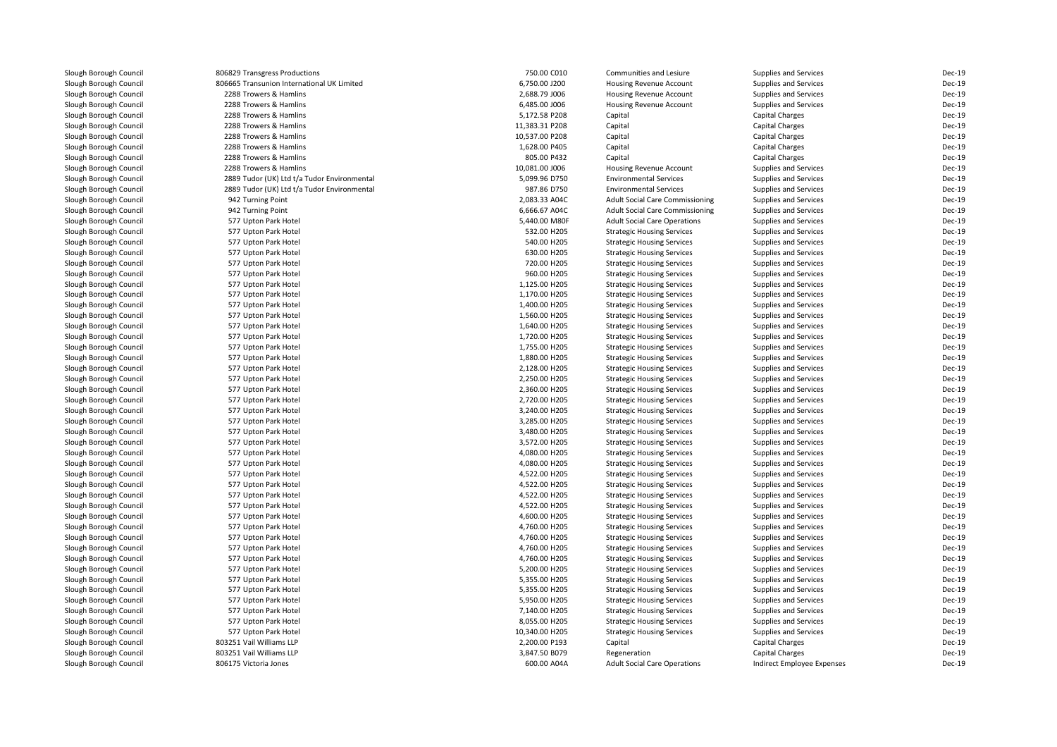| | | | | | | |
|---|---|---|---|---|---|---|
| Slough Borough Council | 806829 Transgress Productions | 750.00 | C010 | Communities and Lesiure | Supplies and Services | Dec-19 |
| Slough Borough Council | 806665 Transunion International UK Limited | 6,750.00 | J200 | Housing Revenue Account | Supplies and Services | Dec-19 |
| Slough Borough Council | 2288 Trowers & Hamlins | 2,688.79 | J006 | Housing Revenue Account | Supplies and Services | Dec-19 |
| Slough Borough Council | 2288 Trowers & Hamlins | 6,485.00 | J006 | Housing Revenue Account | Supplies and Services | Dec-19 |
| Slough Borough Council | 2288 Trowers & Hamlins | 5,172.58 | P208 | Capital | Capital Charges | Dec-19 |
| Slough Borough Council | 2288 Trowers & Hamlins | 11,383.31 | P208 | Capital | Capital Charges | Dec-19 |
| Slough Borough Council | 2288 Trowers & Hamlins | 10,537.00 | P208 | Capital | Capital Charges | Dec-19 |
| Slough Borough Council | 2288 Trowers & Hamlins | 1,628.00 | P405 | Capital | Capital Charges | Dec-19 |
| Slough Borough Council | 2288 Trowers & Hamlins | 805.00 | P432 | Capital | Capital Charges | Dec-19 |
| Slough Borough Council | 2288 Trowers & Hamlins | 10,081.00 | J006 | Housing Revenue Account | Supplies and Services | Dec-19 |
| Slough Borough Council | 2889 Tudor (UK) Ltd t/a Tudor Environmental | 5,099.96 | D750 | Environmental Services | Supplies and Services | Dec-19 |
| Slough Borough Council | 2889 Tudor (UK) Ltd t/a Tudor Environmental | 987.86 | D750 | Environmental Services | Supplies and Services | Dec-19 |
| Slough Borough Council | 942 Turning Point | 2,083.33 | A04C | Adult Social Care Commissioning | Supplies and Services | Dec-19 |
| Slough Borough Council | 942 Turning Point | 6,666.67 | A04C | Adult Social Care Commissioning | Supplies and Services | Dec-19 |
| Slough Borough Council | 577 Upton Park Hotel | 5,440.00 | M80F | Adult Social Care Operations | Supplies and Services | Dec-19 |
| Slough Borough Council | 577 Upton Park Hotel | 532.00 | H205 | Strategic Housing Services | Supplies and Services | Dec-19 |
| Slough Borough Council | 577 Upton Park Hotel | 540.00 | H205 | Strategic Housing Services | Supplies and Services | Dec-19 |
| Slough Borough Council | 577 Upton Park Hotel | 630.00 | H205 | Strategic Housing Services | Supplies and Services | Dec-19 |
| Slough Borough Council | 577 Upton Park Hotel | 720.00 | H205 | Strategic Housing Services | Supplies and Services | Dec-19 |
| Slough Borough Council | 577 Upton Park Hotel | 960.00 | H205 | Strategic Housing Services | Supplies and Services | Dec-19 |
| Slough Borough Council | 577 Upton Park Hotel | 1,125.00 | H205 | Strategic Housing Services | Supplies and Services | Dec-19 |
| Slough Borough Council | 577 Upton Park Hotel | 1,170.00 | H205 | Strategic Housing Services | Supplies and Services | Dec-19 |
| Slough Borough Council | 577 Upton Park Hotel | 1,400.00 | H205 | Strategic Housing Services | Supplies and Services | Dec-19 |
| Slough Borough Council | 577 Upton Park Hotel | 1,560.00 | H205 | Strategic Housing Services | Supplies and Services | Dec-19 |
| Slough Borough Council | 577 Upton Park Hotel | 1,640.00 | H205 | Strategic Housing Services | Supplies and Services | Dec-19 |
| Slough Borough Council | 577 Upton Park Hotel | 1,720.00 | H205 | Strategic Housing Services | Supplies and Services | Dec-19 |
| Slough Borough Council | 577 Upton Park Hotel | 1,755.00 | H205 | Strategic Housing Services | Supplies and Services | Dec-19 |
| Slough Borough Council | 577 Upton Park Hotel | 1,880.00 | H205 | Strategic Housing Services | Supplies and Services | Dec-19 |
| Slough Borough Council | 577 Upton Park Hotel | 2,128.00 | H205 | Strategic Housing Services | Supplies and Services | Dec-19 |
| Slough Borough Council | 577 Upton Park Hotel | 2,250.00 | H205 | Strategic Housing Services | Supplies and Services | Dec-19 |
| Slough Borough Council | 577 Upton Park Hotel | 2,360.00 | H205 | Strategic Housing Services | Supplies and Services | Dec-19 |
| Slough Borough Council | 577 Upton Park Hotel | 2,720.00 | H205 | Strategic Housing Services | Supplies and Services | Dec-19 |
| Slough Borough Council | 577 Upton Park Hotel | 3,240.00 | H205 | Strategic Housing Services | Supplies and Services | Dec-19 |
| Slough Borough Council | 577 Upton Park Hotel | 3,285.00 | H205 | Strategic Housing Services | Supplies and Services | Dec-19 |
| Slough Borough Council | 577 Upton Park Hotel | 3,480.00 | H205 | Strategic Housing Services | Supplies and Services | Dec-19 |
| Slough Borough Council | 577 Upton Park Hotel | 3,572.00 | H205 | Strategic Housing Services | Supplies and Services | Dec-19 |
| Slough Borough Council | 577 Upton Park Hotel | 4,080.00 | H205 | Strategic Housing Services | Supplies and Services | Dec-19 |
| Slough Borough Council | 577 Upton Park Hotel | 4,080.00 | H205 | Strategic Housing Services | Supplies and Services | Dec-19 |
| Slough Borough Council | 577 Upton Park Hotel | 4,522.00 | H205 | Strategic Housing Services | Supplies and Services | Dec-19 |
| Slough Borough Council | 577 Upton Park Hotel | 4,522.00 | H205 | Strategic Housing Services | Supplies and Services | Dec-19 |
| Slough Borough Council | 577 Upton Park Hotel | 4,522.00 | H205 | Strategic Housing Services | Supplies and Services | Dec-19 |
| Slough Borough Council | 577 Upton Park Hotel | 4,522.00 | H205 | Strategic Housing Services | Supplies and Services | Dec-19 |
| Slough Borough Council | 577 Upton Park Hotel | 4,600.00 | H205 | Strategic Housing Services | Supplies and Services | Dec-19 |
| Slough Borough Council | 577 Upton Park Hotel | 4,760.00 | H205 | Strategic Housing Services | Supplies and Services | Dec-19 |
| Slough Borough Council | 577 Upton Park Hotel | 4,760.00 | H205 | Strategic Housing Services | Supplies and Services | Dec-19 |
| Slough Borough Council | 577 Upton Park Hotel | 4,760.00 | H205 | Strategic Housing Services | Supplies and Services | Dec-19 |
| Slough Borough Council | 577 Upton Park Hotel | 4,760.00 | H205 | Strategic Housing Services | Supplies and Services | Dec-19 |
| Slough Borough Council | 577 Upton Park Hotel | 5,200.00 | H205 | Strategic Housing Services | Supplies and Services | Dec-19 |
| Slough Borough Council | 577 Upton Park Hotel | 5,355.00 | H205 | Strategic Housing Services | Supplies and Services | Dec-19 |
| Slough Borough Council | 577 Upton Park Hotel | 5,355.00 | H205 | Strategic Housing Services | Supplies and Services | Dec-19 |
| Slough Borough Council | 577 Upton Park Hotel | 5,950.00 | H205 | Strategic Housing Services | Supplies and Services | Dec-19 |
| Slough Borough Council | 577 Upton Park Hotel | 7,140.00 | H205 | Strategic Housing Services | Supplies and Services | Dec-19 |
| Slough Borough Council | 577 Upton Park Hotel | 8,055.00 | H205 | Strategic Housing Services | Supplies and Services | Dec-19 |
| Slough Borough Council | 577 Upton Park Hotel | 10,340.00 | H205 | Strategic Housing Services | Supplies and Services | Dec-19 |
| Slough Borough Council | 803251 Vail Williams LLP | 2,200.00 | P193 | Capital | Capital Charges | Dec-19 |
| Slough Borough Council | 803251 Vail Williams LLP | 3,847.50 | B079 | Regeneration | Capital Charges | Dec-19 |
| Slough Borough Council | 806175 Victoria Jones | 600.00 | A04A | Adult Social Care Operations | Indirect Employee Expenses | Dec-19 |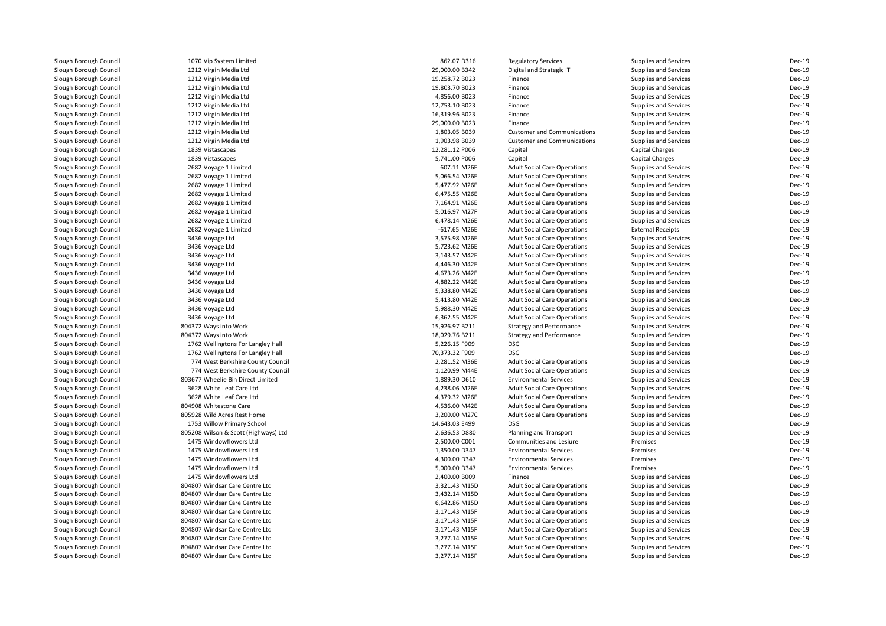| | | | | | | |
|---|---|---|---|---|---|---|
| Slough Borough Council | 1070 Vip System Limited | 862.07 D316 | Regulatory Services | Supplies and Services | Dec-19 |
| Slough Borough Council | 1212 Virgin Media Ltd | 29,000.00 B342 | Digital and Strategic IT | Supplies and Services | Dec-19 |
| Slough Borough Council | 1212 Virgin Media Ltd | 19,258.72 B023 | Finance | Supplies and Services | Dec-19 |
| Slough Borough Council | 1212 Virgin Media Ltd | 19,803.70 B023 | Finance | Supplies and Services | Dec-19 |
| Slough Borough Council | 1212 Virgin Media Ltd | 4,856.00 B023 | Finance | Supplies and Services | Dec-19 |
| Slough Borough Council | 1212 Virgin Media Ltd | 12,753.10 B023 | Finance | Supplies and Services | Dec-19 |
| Slough Borough Council | 1212 Virgin Media Ltd | 16,319.96 B023 | Finance | Supplies and Services | Dec-19 |
| Slough Borough Council | 1212 Virgin Media Ltd | 29,000.00 B023 | Finance | Supplies and Services | Dec-19 |
| Slough Borough Council | 1212 Virgin Media Ltd | 1,803.05 B039 | Customer and Communications | Supplies and Services | Dec-19 |
| Slough Borough Council | 1212 Virgin Media Ltd | 1,903.98 B039 | Customer and Communications | Supplies and Services | Dec-19 |
| Slough Borough Council | 1839 Vistascapes | 12,281.12 P006 | Capital | Capital Charges | Dec-19 |
| Slough Borough Council | 1839 Vistascapes | 5,741.00 P006 | Capital | Capital Charges | Dec-19 |
| Slough Borough Council | 2682 Voyage 1 Limited | 607.11 M26E | Adult Social Care Operations | Supplies and Services | Dec-19 |
| Slough Borough Council | 2682 Voyage 1 Limited | 5,066.54 M26E | Adult Social Care Operations | Supplies and Services | Dec-19 |
| Slough Borough Council | 2682 Voyage 1 Limited | 5,477.92 M26E | Adult Social Care Operations | Supplies and Services | Dec-19 |
| Slough Borough Council | 2682 Voyage 1 Limited | 6,475.55 M26E | Adult Social Care Operations | Supplies and Services | Dec-19 |
| Slough Borough Council | 2682 Voyage 1 Limited | 7,164.91 M26E | Adult Social Care Operations | Supplies and Services | Dec-19 |
| Slough Borough Council | 2682 Voyage 1 Limited | 5,016.97 M27F | Adult Social Care Operations | Supplies and Services | Dec-19 |
| Slough Borough Council | 2682 Voyage 1 Limited | 6,478.14 M26E | Adult Social Care Operations | Supplies and Services | Dec-19 |
| Slough Borough Council | 2682 Voyage 1 Limited | -617.65 M26E | Adult Social Care Operations | External Receipts | Dec-19 |
| Slough Borough Council | 3436 Voyage Ltd | 3,575.98 M26E | Adult Social Care Operations | Supplies and Services | Dec-19 |
| Slough Borough Council | 3436 Voyage Ltd | 5,723.62 M26E | Adult Social Care Operations | Supplies and Services | Dec-19 |
| Slough Borough Council | 3436 Voyage Ltd | 3,143.57 M42E | Adult Social Care Operations | Supplies and Services | Dec-19 |
| Slough Borough Council | 3436 Voyage Ltd | 4,446.30 M42E | Adult Social Care Operations | Supplies and Services | Dec-19 |
| Slough Borough Council | 3436 Voyage Ltd | 4,673.26 M42E | Adult Social Care Operations | Supplies and Services | Dec-19 |
| Slough Borough Council | 3436 Voyage Ltd | 4,882.22 M42E | Adult Social Care Operations | Supplies and Services | Dec-19 |
| Slough Borough Council | 3436 Voyage Ltd | 5,338.80 M42E | Adult Social Care Operations | Supplies and Services | Dec-19 |
| Slough Borough Council | 3436 Voyage Ltd | 5,413.80 M42E | Adult Social Care Operations | Supplies and Services | Dec-19 |
| Slough Borough Council | 3436 Voyage Ltd | 5,988.30 M42E | Adult Social Care Operations | Supplies and Services | Dec-19 |
| Slough Borough Council | 3436 Voyage Ltd | 6,362.55 M42E | Adult Social Care Operations | Supplies and Services | Dec-19 |
| Slough Borough Council | 804372 Ways into Work | 15,926.97 B211 | Strategy and Performance | Supplies and Services | Dec-19 |
| Slough Borough Council | 804372 Ways into Work | 18,029.76 B211 | Strategy and Performance | Supplies and Services | Dec-19 |
| Slough Borough Council | 1762 Wellingtons For Langley Hall | 5,226.15 F909 | DSG | Supplies and Services | Dec-19 |
| Slough Borough Council | 1762 Wellingtons For Langley Hall | 70,373.32 F909 | DSG | Supplies and Services | Dec-19 |
| Slough Borough Council | 774 West Berkshire County Council | 2,281.52 M36E | Adult Social Care Operations | Supplies and Services | Dec-19 |
| Slough Borough Council | 774 West Berkshire County Council | 1,120.99 M44E | Adult Social Care Operations | Supplies and Services | Dec-19 |
| Slough Borough Council | 803677 Wheelie Bin Direct Limited | 1,889.30 D610 | Environmental Services | Supplies and Services | Dec-19 |
| Slough Borough Council | 3628 White Leaf Care Ltd | 4,238.06 M26E | Adult Social Care Operations | Supplies and Services | Dec-19 |
| Slough Borough Council | 3628 White Leaf Care Ltd | 4,379.32 M26E | Adult Social Care Operations | Supplies and Services | Dec-19 |
| Slough Borough Council | 804908 Whitestone Care | 4,536.00 M42E | Adult Social Care Operations | Supplies and Services | Dec-19 |
| Slough Borough Council | 805928 Wild Acres Rest Home | 3,200.00 M27C | Adult Social Care Operations | Supplies and Services | Dec-19 |
| Slough Borough Council | 1753 Willow Primary School | 14,643.03 E499 | DSG | Supplies and Services | Dec-19 |
| Slough Borough Council | 805208 Wilson & Scott (Highways) Ltd | 2,636.53 D880 | Planning and Transport | Supplies and Services | Dec-19 |
| Slough Borough Council | 1475 Windowflowers Ltd | 2,500.00 C001 | Communities and Lesiure | Premises | Dec-19 |
| Slough Borough Council | 1475 Windowflowers Ltd | 1,350.00 D347 | Environmental Services | Premises | Dec-19 |
| Slough Borough Council | 1475 Windowflowers Ltd | 4,300.00 D347 | Environmental Services | Premises | Dec-19 |
| Slough Borough Council | 1475 Windowflowers Ltd | 5,000.00 D347 | Environmental Services | Premises | Dec-19 |
| Slough Borough Council | 1475 Windowflowers Ltd | 2,400.00 B009 | Finance | Supplies and Services | Dec-19 |
| Slough Borough Council | 804807 Windsar Care Centre Ltd | 3,321.43 M15D | Adult Social Care Operations | Supplies and Services | Dec-19 |
| Slough Borough Council | 804807 Windsar Care Centre Ltd | 3,432.14 M15D | Adult Social Care Operations | Supplies and Services | Dec-19 |
| Slough Borough Council | 804807 Windsar Care Centre Ltd | 6,642.86 M15D | Adult Social Care Operations | Supplies and Services | Dec-19 |
| Slough Borough Council | 804807 Windsar Care Centre Ltd | 3,171.43 M15F | Adult Social Care Operations | Supplies and Services | Dec-19 |
| Slough Borough Council | 804807 Windsar Care Centre Ltd | 3,171.43 M15F | Adult Social Care Operations | Supplies and Services | Dec-19 |
| Slough Borough Council | 804807 Windsar Care Centre Ltd | 3,171.43 M15F | Adult Social Care Operations | Supplies and Services | Dec-19 |
| Slough Borough Council | 804807 Windsar Care Centre Ltd | 3,277.14 M15F | Adult Social Care Operations | Supplies and Services | Dec-19 |
| Slough Borough Council | 804807 Windsar Care Centre Ltd | 3,277.14 M15F | Adult Social Care Operations | Supplies and Services | Dec-19 |
| Slough Borough Council | 804807 Windsar Care Centre Ltd | 3,277.14 M15F | Adult Social Care Operations | Supplies and Services | Dec-19 |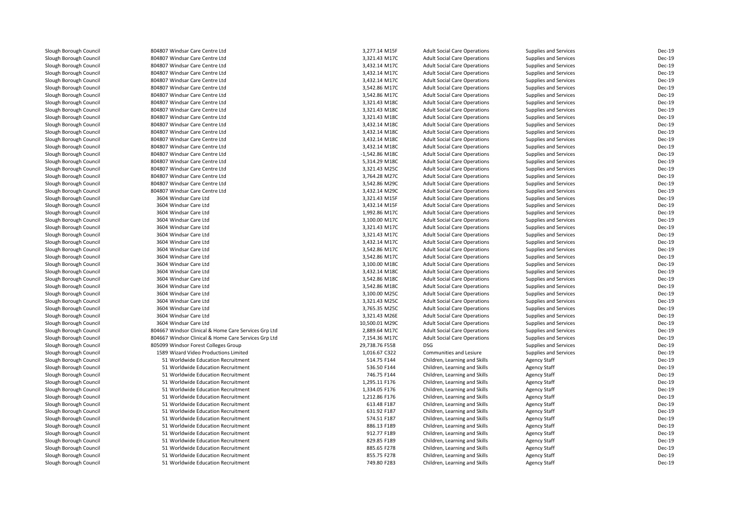| | | | | | | |
|---|---|---|---|---|---|---|
| Slough Borough Council | 804807 Windsar Care Centre Ltd | 3,277.14 M15F | Adult Social Care Operations | Supplies and Services | Dec-19 |
| Slough Borough Council | 804807 Windsar Care Centre Ltd | 3,321.43 M17C | Adult Social Care Operations | Supplies and Services | Dec-19 |
| Slough Borough Council | 804807 Windsar Care Centre Ltd | 3,432.14 M17C | Adult Social Care Operations | Supplies and Services | Dec-19 |
| Slough Borough Council | 804807 Windsar Care Centre Ltd | 3,432.14 M17C | Adult Social Care Operations | Supplies and Services | Dec-19 |
| Slough Borough Council | 804807 Windsar Care Centre Ltd | 3,432.14 M17C | Adult Social Care Operations | Supplies and Services | Dec-19 |
| Slough Borough Council | 804807 Windsar Care Centre Ltd | 3,542.86 M17C | Adult Social Care Operations | Supplies and Services | Dec-19 |
| Slough Borough Council | 804807 Windsar Care Centre Ltd | 3,542.86 M17C | Adult Social Care Operations | Supplies and Services | Dec-19 |
| Slough Borough Council | 804807 Windsar Care Centre Ltd | 3,321.43 M18C | Adult Social Care Operations | Supplies and Services | Dec-19 |
| Slough Borough Council | 804807 Windsar Care Centre Ltd | 3,321.43 M18C | Adult Social Care Operations | Supplies and Services | Dec-19 |
| Slough Borough Council | 804807 Windsar Care Centre Ltd | 3,321.43 M18C | Adult Social Care Operations | Supplies and Services | Dec-19 |
| Slough Borough Council | 804807 Windsar Care Centre Ltd | 3,432.14 M18C | Adult Social Care Operations | Supplies and Services | Dec-19 |
| Slough Borough Council | 804807 Windsar Care Centre Ltd | 3,432.14 M18C | Adult Social Care Operations | Supplies and Services | Dec-19 |
| Slough Borough Council | 804807 Windsar Care Centre Ltd | 3,432.14 M18C | Adult Social Care Operations | Supplies and Services | Dec-19 |
| Slough Borough Council | 804807 Windsar Care Centre Ltd | 3,432.14 M18C | Adult Social Care Operations | Supplies and Services | Dec-19 |
| Slough Borough Council | 804807 Windsar Care Centre Ltd | -1,542.86 M18C | Adult Social Care Operations | Supplies and Services | Dec-19 |
| Slough Borough Council | 804807 Windsar Care Centre Ltd | 5,314.29 M18C | Adult Social Care Operations | Supplies and Services | Dec-19 |
| Slough Borough Council | 804807 Windsar Care Centre Ltd | 3,321.43 M25C | Adult Social Care Operations | Supplies and Services | Dec-19 |
| Slough Borough Council | 804807 Windsar Care Centre Ltd | 3,764.28 M27C | Adult Social Care Operations | Supplies and Services | Dec-19 |
| Slough Borough Council | 804807 Windsar Care Centre Ltd | 3,542.86 M29C | Adult Social Care Operations | Supplies and Services | Dec-19 |
| Slough Borough Council | 804807 Windsar Care Centre Ltd | 3,432.14 M29C | Adult Social Care Operations | Supplies and Services | Dec-19 |
| Slough Borough Council | 3604 Windsar Care Ltd | 3,321.43 M15F | Adult Social Care Operations | Supplies and Services | Dec-19 |
| Slough Borough Council | 3604 Windsar Care Ltd | 3,432.14 M15F | Adult Social Care Operations | Supplies and Services | Dec-19 |
| Slough Borough Council | 3604 Windsar Care Ltd | 1,992.86 M17C | Adult Social Care Operations | Supplies and Services | Dec-19 |
| Slough Borough Council | 3604 Windsar Care Ltd | 3,100.00 M17C | Adult Social Care Operations | Supplies and Services | Dec-19 |
| Slough Borough Council | 3604 Windsar Care Ltd | 3,321.43 M17C | Adult Social Care Operations | Supplies and Services | Dec-19 |
| Slough Borough Council | 3604 Windsar Care Ltd | 3,321.43 M17C | Adult Social Care Operations | Supplies and Services | Dec-19 |
| Slough Borough Council | 3604 Windsar Care Ltd | 3,432.14 M17C | Adult Social Care Operations | Supplies and Services | Dec-19 |
| Slough Borough Council | 3604 Windsar Care Ltd | 3,542.86 M17C | Adult Social Care Operations | Supplies and Services | Dec-19 |
| Slough Borough Council | 3604 Windsar Care Ltd | 3,542.86 M17C | Adult Social Care Operations | Supplies and Services | Dec-19 |
| Slough Borough Council | 3604 Windsar Care Ltd | 3,100.00 M18C | Adult Social Care Operations | Supplies and Services | Dec-19 |
| Slough Borough Council | 3604 Windsar Care Ltd | 3,432.14 M18C | Adult Social Care Operations | Supplies and Services | Dec-19 |
| Slough Borough Council | 3604 Windsar Care Ltd | 3,542.86 M18C | Adult Social Care Operations | Supplies and Services | Dec-19 |
| Slough Borough Council | 3604 Windsar Care Ltd | 3,542.86 M18C | Adult Social Care Operations | Supplies and Services | Dec-19 |
| Slough Borough Council | 3604 Windsar Care Ltd | 3,100.00 M25C | Adult Social Care Operations | Supplies and Services | Dec-19 |
| Slough Borough Council | 3604 Windsar Care Ltd | 3,321.43 M25C | Adult Social Care Operations | Supplies and Services | Dec-19 |
| Slough Borough Council | 3604 Windsar Care Ltd | 3,765.35 M25C | Adult Social Care Operations | Supplies and Services | Dec-19 |
| Slough Borough Council | 3604 Windsar Care Ltd | 3,321.43 M26E | Adult Social Care Operations | Supplies and Services | Dec-19 |
| Slough Borough Council | 3604 Windsar Care Ltd | 10,500.01 M29C | Adult Social Care Operations | Supplies and Services | Dec-19 |
| Slough Borough Council | 804667 Windsor Clinical & Home Care Services Grp Ltd | 2,889.64 M17C | Adult Social Care Operations | Supplies and Services | Dec-19 |
| Slough Borough Council | 804667 Windsor Clinical & Home Care Services Grp Ltd | 7,154.36 M17C | Adult Social Care Operations | Supplies and Services | Dec-19 |
| Slough Borough Council | 805099 Windsor Forest Colleges Group | 29,738.76 F558 | DSG | Supplies and Services | Dec-19 |
| Slough Borough Council | 1589 Wizard Video Productions Limited | 1,016.67 C322 | Communities and Lesiure | Supplies and Services | Dec-19 |
| Slough Borough Council | 51 Worldwide Education Recruitment | 514.75 F144 | Children, Learning and Skills | Agency Staff | Dec-19 |
| Slough Borough Council | 51 Worldwide Education Recruitment | 536.50 F144 | Children, Learning and Skills | Agency Staff | Dec-19 |
| Slough Borough Council | 51 Worldwide Education Recruitment | 746.75 F144 | Children, Learning and Skills | Agency Staff | Dec-19 |
| Slough Borough Council | 51 Worldwide Education Recruitment | 1,295.11 F176 | Children, Learning and Skills | Agency Staff | Dec-19 |
| Slough Borough Council | 51 Worldwide Education Recruitment | 1,334.05 F176 | Children, Learning and Skills | Agency Staff | Dec-19 |
| Slough Borough Council | 51 Worldwide Education Recruitment | 1,212.86 F176 | Children, Learning and Skills | Agency Staff | Dec-19 |
| Slough Borough Council | 51 Worldwide Education Recruitment | 613.48 F187 | Children, Learning and Skills | Agency Staff | Dec-19 |
| Slough Borough Council | 51 Worldwide Education Recruitment | 631.92 F187 | Children, Learning and Skills | Agency Staff | Dec-19 |
| Slough Borough Council | 51 Worldwide Education Recruitment | 574.51 F187 | Children, Learning and Skills | Agency Staff | Dec-19 |
| Slough Borough Council | 51 Worldwide Education Recruitment | 886.13 F189 | Children, Learning and Skills | Agency Staff | Dec-19 |
| Slough Borough Council | 51 Worldwide Education Recruitment | 912.77 F189 | Children, Learning and Skills | Agency Staff | Dec-19 |
| Slough Borough Council | 51 Worldwide Education Recruitment | 829.85 F189 | Children, Learning and Skills | Agency Staff | Dec-19 |
| Slough Borough Council | 51 Worldwide Education Recruitment | 885.65 F278 | Children, Learning and Skills | Agency Staff | Dec-19 |
| Slough Borough Council | 51 Worldwide Education Recruitment | 855.75 F278 | Children, Learning and Skills | Agency Staff | Dec-19 |
| Slough Borough Council | 51 Worldwide Education Recruitment | 749.80 F283 | Children, Learning and Skills | Agency Staff | Dec-19 |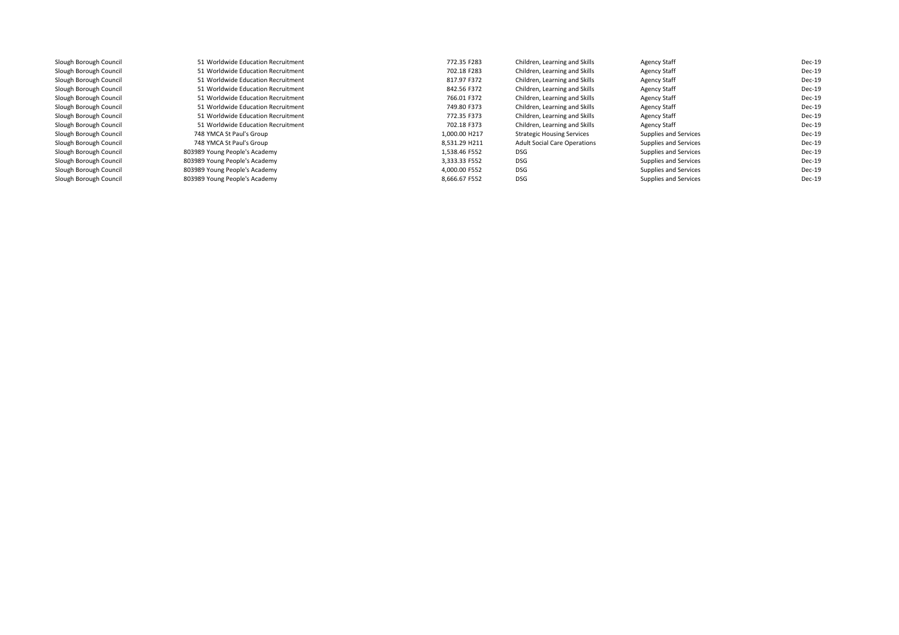| | | | | | | | |
|---|---|---|---|---|---|---|---|
| Slough Borough Council | 51 | Worldwide Education Recruitment | 772.35 | F283 | Children, Learning and Skills | Agency Staff | Dec-19 |
| Slough Borough Council | 51 | Worldwide Education Recruitment | 702.18 | F283 | Children, Learning and Skills | Agency Staff | Dec-19 |
| Slough Borough Council | 51 | Worldwide Education Recruitment | 817.97 | F372 | Children, Learning and Skills | Agency Staff | Dec-19 |
| Slough Borough Council | 51 | Worldwide Education Recruitment | 842.56 | F372 | Children, Learning and Skills | Agency Staff | Dec-19 |
| Slough Borough Council | 51 | Worldwide Education Recruitment | 766.01 | F372 | Children, Learning and Skills | Agency Staff | Dec-19 |
| Slough Borough Council | 51 | Worldwide Education Recruitment | 749.80 | F373 | Children, Learning and Skills | Agency Staff | Dec-19 |
| Slough Borough Council | 51 | Worldwide Education Recruitment | 772.35 | F373 | Children, Learning and Skills | Agency Staff | Dec-19 |
| Slough Borough Council | 51 | Worldwide Education Recruitment | 702.18 | F373 | Children, Learning and Skills | Agency Staff | Dec-19 |
| Slough Borough Council | 748 | YMCA St Paul's Group | 1,000.00 | H217 | Strategic Housing Services | Supplies and Services | Dec-19 |
| Slough Borough Council | 748 | YMCA St Paul's Group | 8,531.29 | H211 | Adult Social Care Operations | Supplies and Services | Dec-19 |
| Slough Borough Council | 803989 | Young People's Academy | 1,538.46 | F552 | DSG | Supplies and Services | Dec-19 |
| Slough Borough Council | 803989 | Young People's Academy | 3,333.33 | F552 | DSG | Supplies and Services | Dec-19 |
| Slough Borough Council | 803989 | Young People's Academy | 4,000.00 | F552 | DSG | Supplies and Services | Dec-19 |
| Slough Borough Council | 803989 | Young People's Academy | 8,666.67 | F552 | DSG | Supplies and Services | Dec-19 |